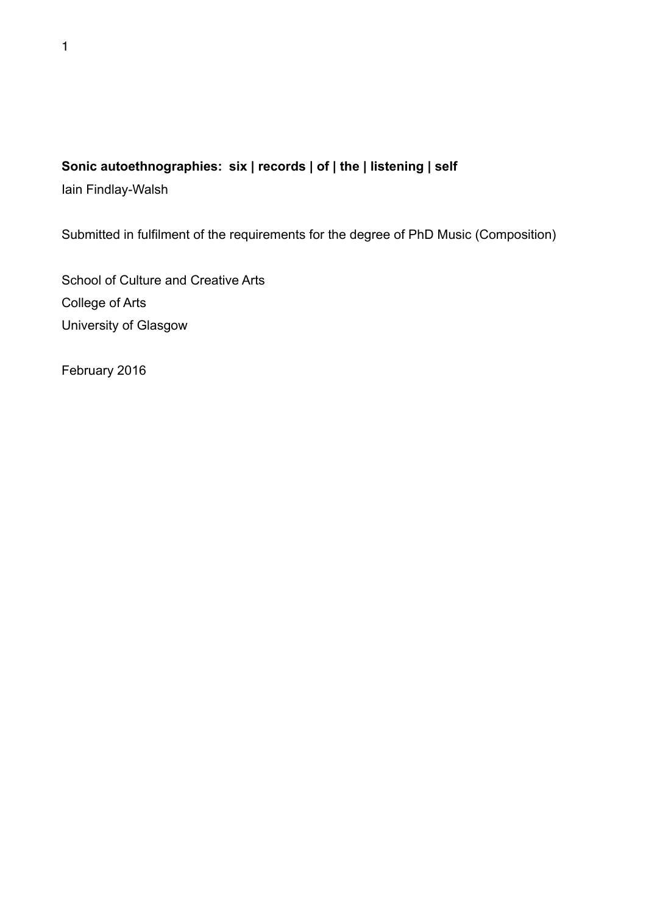**Sonic autoethnographies: six | records | of | the | listening | self**

Iain Findlay-Walsh

Submitted in fulfilment of the requirements for the degree of PhD Music (Composition)

School of Culture and Creative Arts
College of Arts
University of Glasgow

February 2016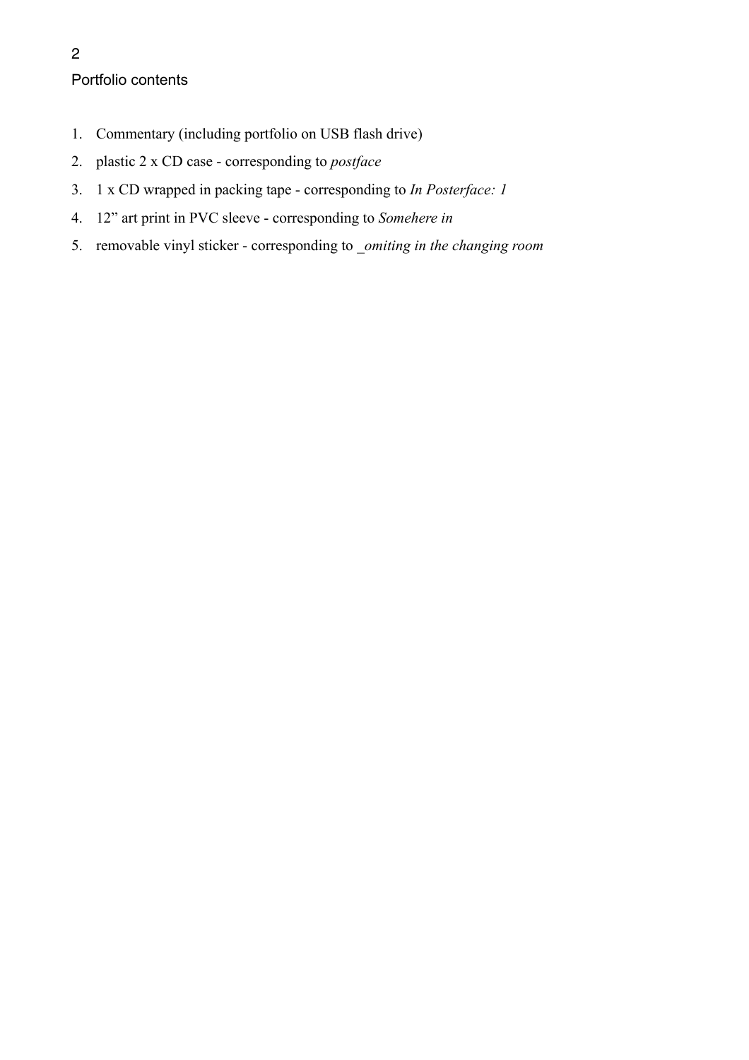## Portfolio contents

1. Commentary (including portfolio on USB flash drive)
2. plastic 2 x CD case - corresponding to *postface*
3. 1 x CD wrapped in packing tape - corresponding to *In Posterface: 1*
4. 12” art print in PVC sleeve - corresponding to *Somehere in*
5. removable vinyl sticker - corresponding to *_omiting in the changing room*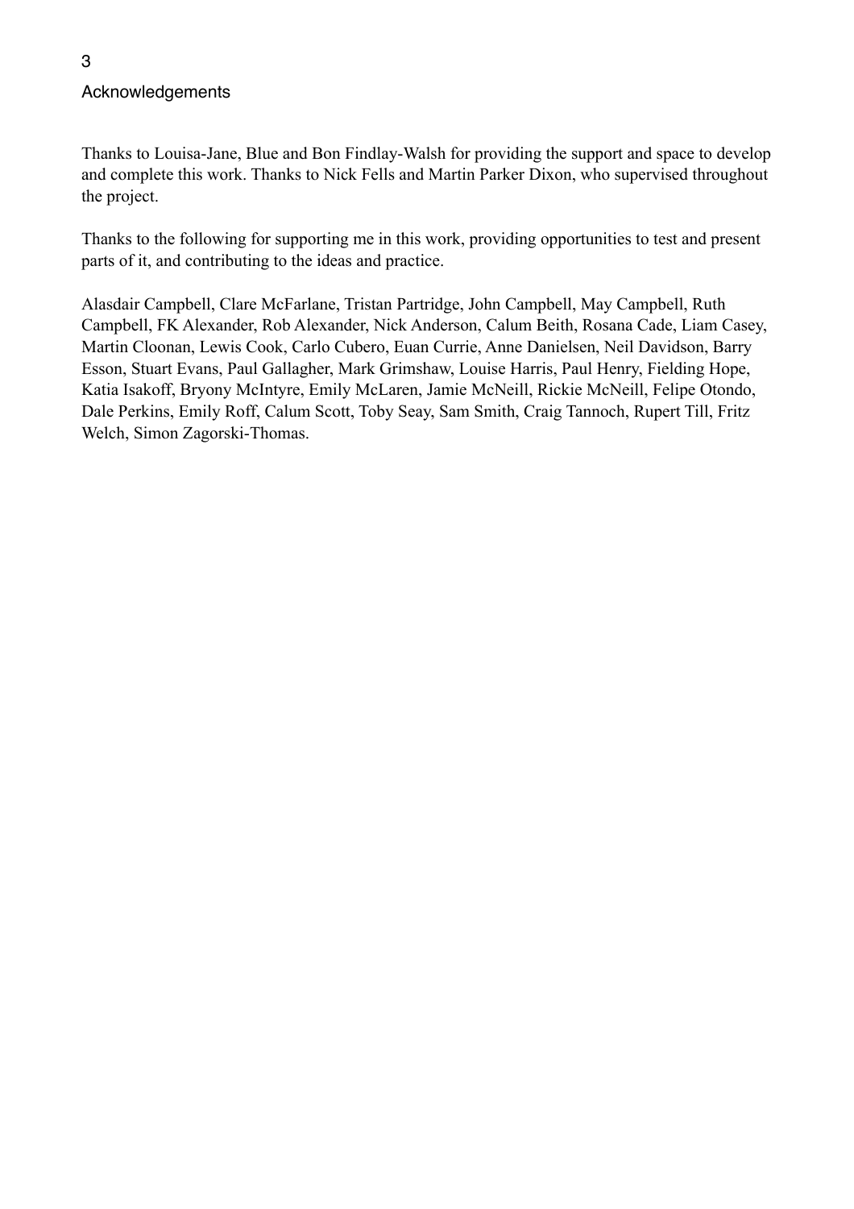## Acknowledgements

Thanks to Louisa-Jane, Blue and Bon Findlay-Walsh for providing the support and space to develop and complete this work. Thanks to Nick Fells and Martin Parker Dixon, who supervised throughout the project.

Thanks to the following for supporting me in this work, providing opportunities to test and present parts of it, and contributing to the ideas and practice.

Alasdair Campbell, Clare McFarlane, Tristan Partridge, John Campbell, May Campbell, Ruth Campbell, FK Alexander, Rob Alexander, Nick Anderson, Calum Beith, Rosana Cade, Liam Casey, Martin Cloonan, Lewis Cook, Carlo Cubero, Euan Currie, Anne Danielsen, Neil Davidson, Barry Esson, Stuart Evans, Paul Gallagher, Mark Grimshaw, Louise Harris, Paul Henry, Fielding Hope, Katia Isakoff, Bryony McIntyre, Emily McLaren, Jamie McNeill, Rickie McNeill, Felipe Otondo, Dale Perkins, Emily Roff, Calum Scott, Toby Seay, Sam Smith, Craig Tannoch, Rupert Till, Fritz Welch, Simon Zagorski-Thomas.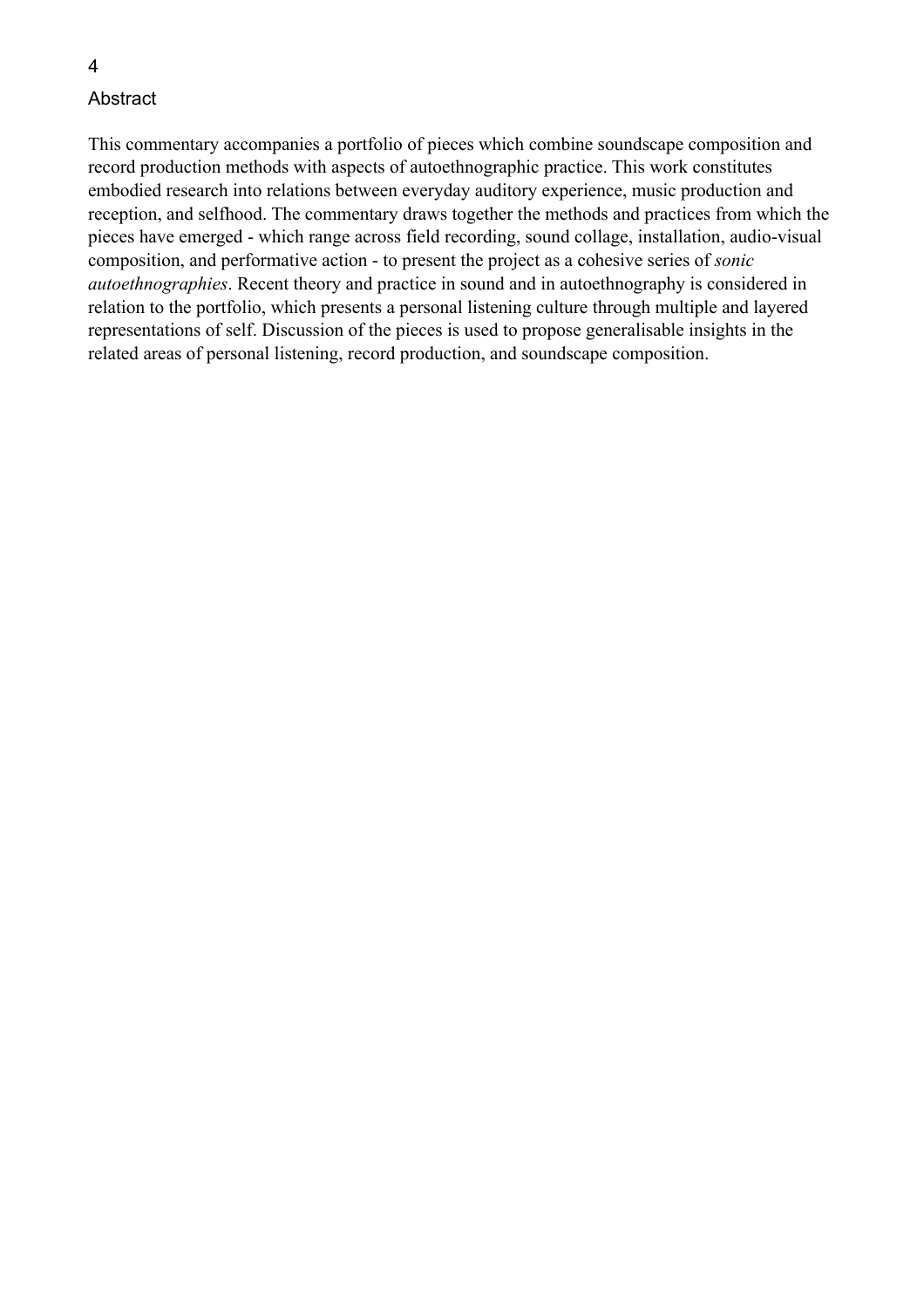## Abstract

This commentary accompanies a portfolio of pieces which combine soundscape composition and record production methods with aspects of autoethnographic practice. This work constitutes embodied research into relations between everyday auditory experience, music production and reception, and selfhood. The commentary draws together the methods and practices from which the pieces have emerged - which range across field recording, sound collage, installation, audio-visual composition, and performative action - to present the project as a cohesive series of *sonic autoethnographies*. Recent theory and practice in sound and in autoethnography is considered in relation to the portfolio, which presents a personal listening culture through multiple and layered representations of self. Discussion of the pieces is used to propose generalisable insights in the related areas of personal listening, record production, and soundscape composition.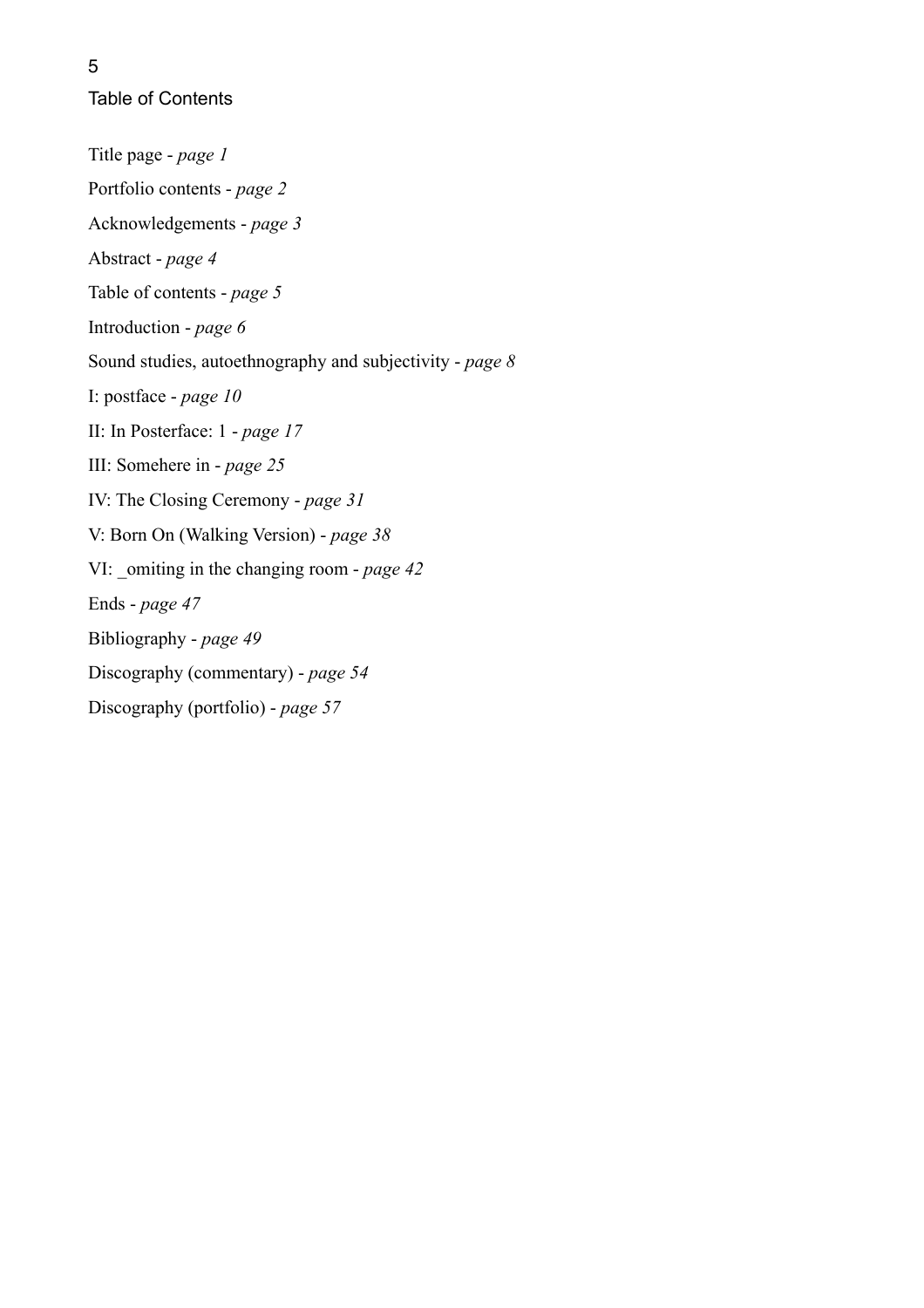# Table of Contents

Title page - *page 1*

Portfolio contents - *page 2*

Acknowledgements - *page 3*

Abstract - *page 4*

Table of contents - *page 5*

Introduction - *page 6*

Sound studies, autoethnography and subjectivity - *page 8*

I: postface - *page 10*

II: In Posterface: 1 - *page 17*

III: Somehere in - *page 25*

IV: The Closing Ceremony - *page 31*

V: Born On (Walking Version) - *page 38*

VI: _omiting in the changing room - *page 42*

Ends - *page 47*

Bibliography - *page 49*

Discography (commentary) - *page 54*

Discography (portfolio) - *page 57*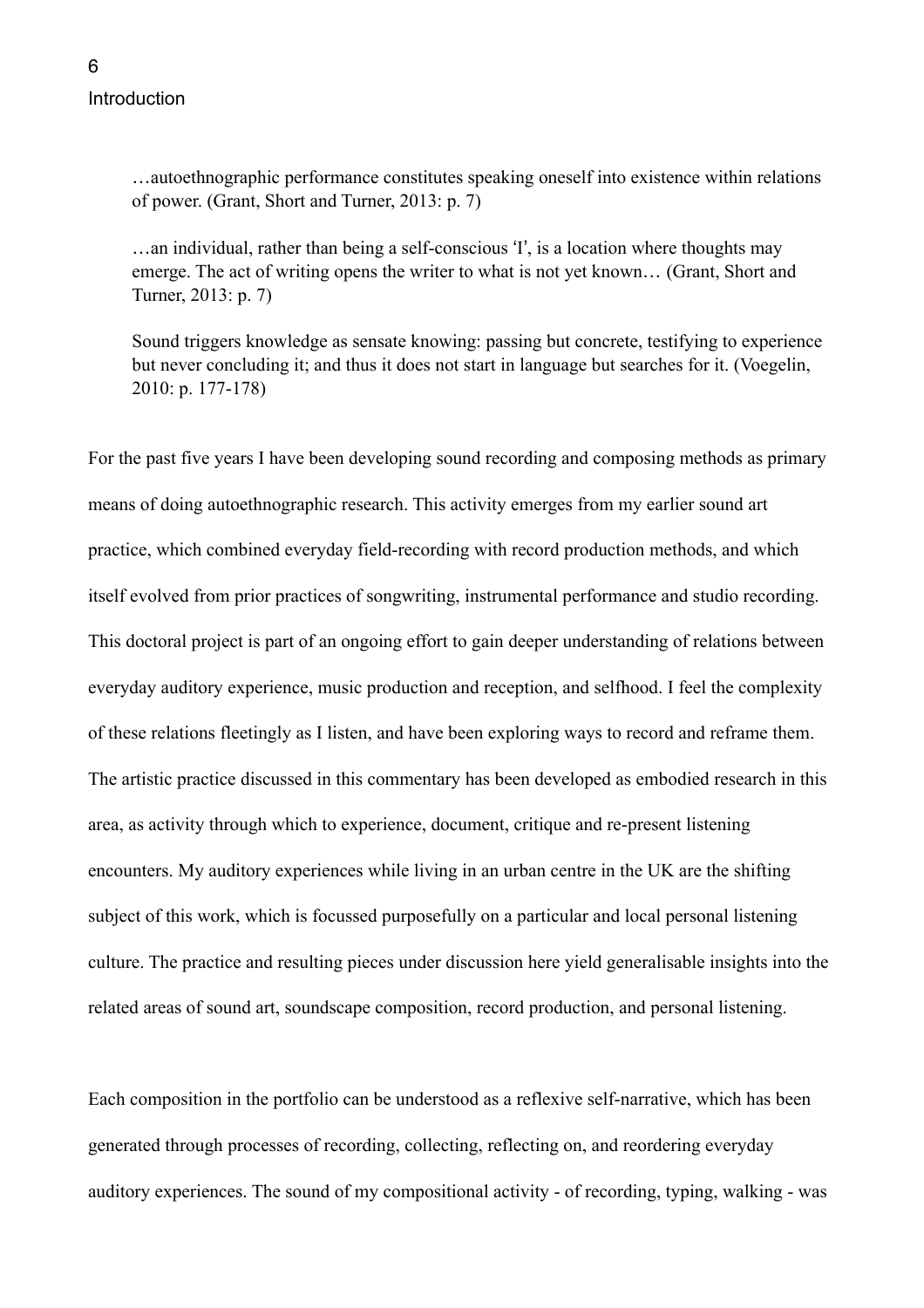# Introduction

> …autoethnographic performance constitutes speaking oneself into existence within relations of power. (Grant, Short and Turner, 2013: p. 7)

> …an individual, rather than being a self-conscious 'I', is a location where thoughts may emerge. The act of writing opens the writer to what is not yet known… (Grant, Short and Turner, 2013: p. 7)

> Sound triggers knowledge as sensate knowing: passing but concrete, testifying to experience but never concluding it; and thus it does not start in language but searches for it. (Voegelin, 2010: p. 177-178)

For the past five years I have been developing sound recording and composing methods as primary means of doing autoethnographic research. This activity emerges from my earlier sound art practice, which combined everyday field-recording with record production methods, and which itself evolved from prior practices of songwriting, instrumental performance and studio recording. This doctoral project is part of an ongoing effort to gain deeper understanding of relations between everyday auditory experience, music production and reception, and selfhood. I feel the complexity of these relations fleetingly as I listen, and have been exploring ways to record and reframe them. The artistic practice discussed in this commentary has been developed as embodied research in this area, as activity through which to experience, document, critique and re-present listening encounters. My auditory experiences while living in an urban centre in the UK are the shifting subject of this work, which is focussed purposefully on a particular and local personal listening culture. The practice and resulting pieces under discussion here yield generalisable insights into the related areas of sound art, soundscape composition, record production, and personal listening.

Each composition in the portfolio can be understood as a reflexive self-narrative, which has been generated through processes of recording, collecting, reflecting on, and reordering everyday auditory experiences. The sound of my compositional activity - of recording, typing, walking - was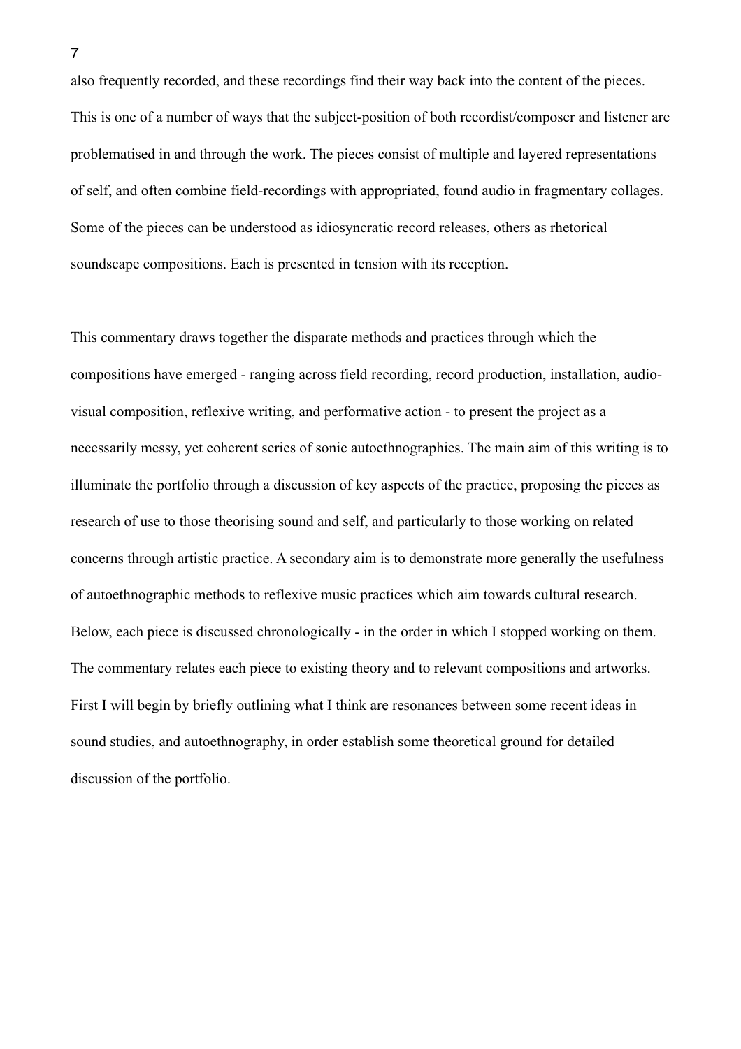also frequently recorded, and these recordings find their way back into the content of the pieces. This is one of a number of ways that the subject-position of both recordist/composer and listener are problematised in and through the work. The pieces consist of multiple and layered representations of self, and often combine field-recordings with appropriated, found audio in fragmentary collages. Some of the pieces can be understood as idiosyncratic record releases, others as rhetorical soundscape compositions. Each is presented in tension with its reception.

This commentary draws together the disparate methods and practices through which the compositions have emerged - ranging across field recording, record production, installation, audio-visual composition, reflexive writing, and performative action - to present the project as a necessarily messy, yet coherent series of sonic autoethnographies. The main aim of this writing is to illuminate the portfolio through a discussion of key aspects of the practice, proposing the pieces as research of use to those theorising sound and self, and particularly to those working on related concerns through artistic practice. A secondary aim is to demonstrate more generally the usefulness of autoethnographic methods to reflexive music practices which aim towards cultural research. Below, each piece is discussed chronologically - in the order in which I stopped working on them. The commentary relates each piece to existing theory and to relevant compositions and artworks. First I will begin by briefly outlining what I think are resonances between some recent ideas in sound studies, and autoethnography, in order establish some theoretical ground for detailed discussion of the portfolio.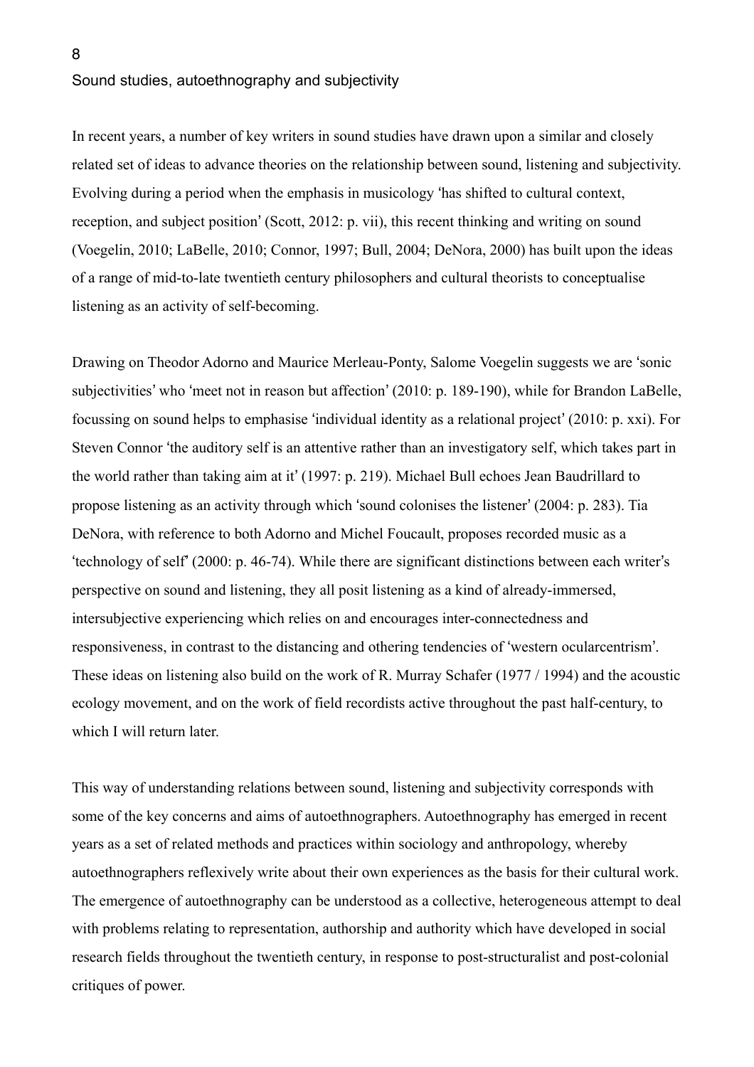## Sound studies, autoethnography and subjectivity

In recent years, a number of key writers in sound studies have drawn upon a similar and closely related set of ideas to advance theories on the relationship between sound, listening and subjectivity. Evolving during a period when the emphasis in musicology 'has shifted to cultural context, reception, and subject position' (Scott, 2012: p. vii), this recent thinking and writing on sound (Voegelin, 2010; LaBelle, 2010; Connor, 1997; Bull, 2004; DeNora, 2000) has built upon the ideas of a range of mid-to-late twentieth century philosophers and cultural theorists to conceptualise listening as an activity of self-becoming.

Drawing on Theodor Adorno and Maurice Merleau-Ponty, Salome Voegelin suggests we are 'sonic subjectivities' who 'meet not in reason but affection' (2010: p. 189-190), while for Brandon LaBelle, focussing on sound helps to emphasise 'individual identity as a relational project' (2010: p. xxi). For Steven Connor 'the auditory self is an attentive rather than an investigatory self, which takes part in the world rather than taking aim at it' (1997: p. 219). Michael Bull echoes Jean Baudrillard to propose listening as an activity through which 'sound colonises the listener' (2004: p. 283). Tia DeNora, with reference to both Adorno and Michel Foucault, proposes recorded music as a 'technology of self' (2000: p. 46-74). While there are significant distinctions between each writer's perspective on sound and listening, they all posit listening as a kind of already-immersed, intersubjective experiencing which relies on and encourages inter-connectedness and responsiveness, in contrast to the distancing and othering tendencies of 'western ocularcentrism'. These ideas on listening also build on the work of R. Murray Schafer (1977 / 1994) and the acoustic ecology movement, and on the work of field recordists active throughout the past half-century, to which I will return later.

This way of understanding relations between sound, listening and subjectivity corresponds with some of the key concerns and aims of autoethnographers. Autoethnography has emerged in recent years as a set of related methods and practices within sociology and anthropology, whereby autoethnographers reflexively write about their own experiences as the basis for their cultural work. The emergence of autoethnography can be understood as a collective, heterogeneous attempt to deal with problems relating to representation, authorship and authority which have developed in social research fields throughout the twentieth century, in response to post-structuralist and post-colonial critiques of power.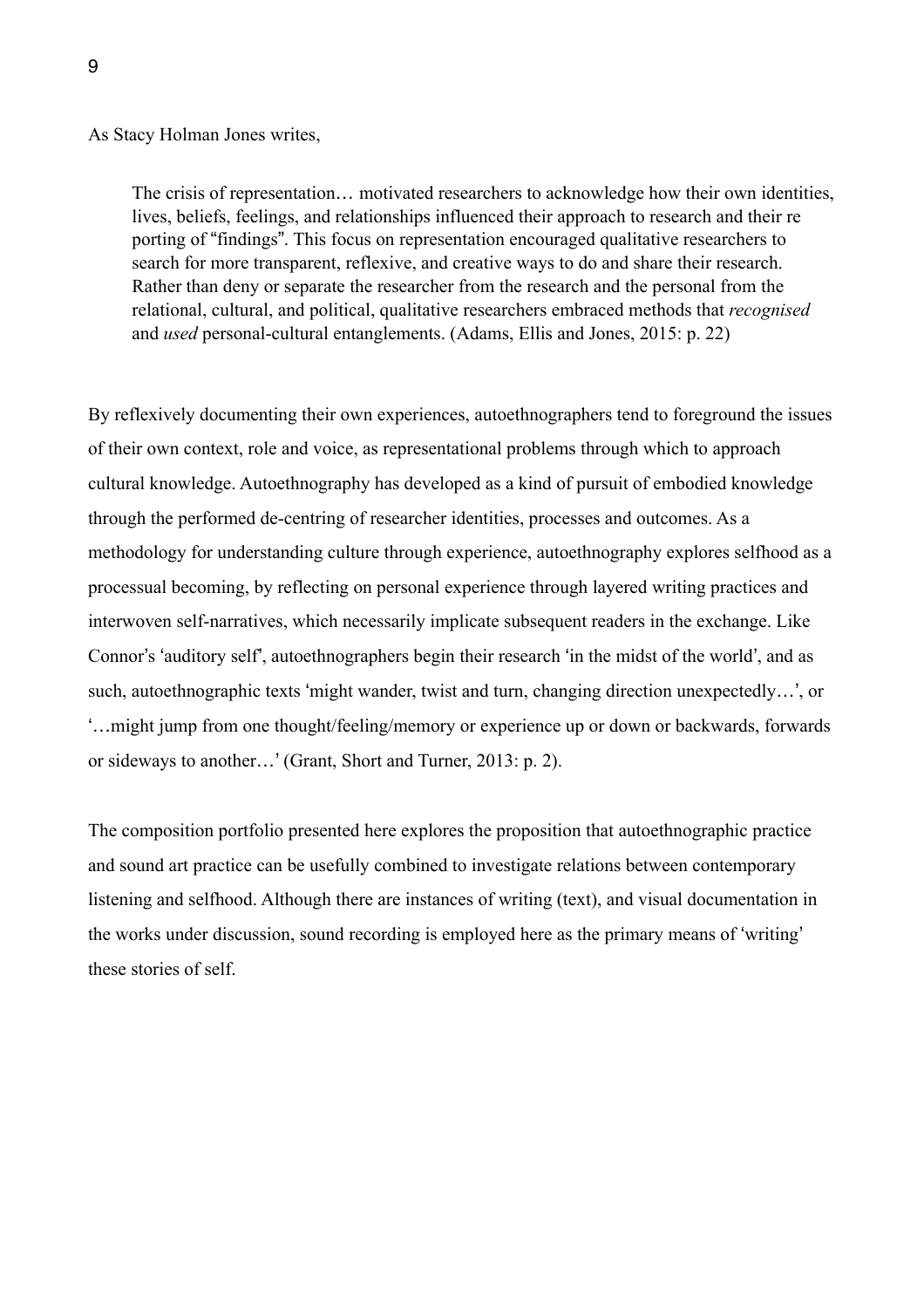As Stacy Holman Jones writes,

> The crisis of representation… motivated researchers to acknowledge how their own identities, lives, beliefs, feelings, and relationships influenced their approach to research and their re porting of "findings". This focus on representation encouraged qualitative researchers to search for more transparent, reflexive, and creative ways to do and share their research. Rather than deny or separate the researcher from the research and the personal from the relational, cultural, and political, qualitative researchers embraced methods that *recognised* and *used* personal-cultural entanglements. (Adams, Ellis and Jones, 2015: p. 22)

By reflexively documenting their own experiences, autoethnographers tend to foreground the issues of their own context, role and voice, as representational problems through which to approach cultural knowledge. Autoethnography has developed as a kind of pursuit of embodied knowledge through the performed de-centring of researcher identities, processes and outcomes. As a methodology for understanding culture through experience, autoethnography explores selfhood as a processual becoming, by reflecting on personal experience through layered writing practices and interwoven self-narratives, which necessarily implicate subsequent readers in the exchange. Like Connor's 'auditory self', autoethnographers begin their research 'in the midst of the world', and as such, autoethnographic texts 'might wander, twist and turn, changing direction unexpectedly…', or '…might jump from one thought/feeling/memory or experience up or down or backwards, forwards or sideways to another…' (Grant, Short and Turner, 2013: p. 2).

The composition portfolio presented here explores the proposition that autoethnographic practice and sound art practice can be usefully combined to investigate relations between contemporary listening and selfhood. Although there are instances of writing (text), and visual documentation in the works under discussion, sound recording is employed here as the primary means of 'writing' these stories of self.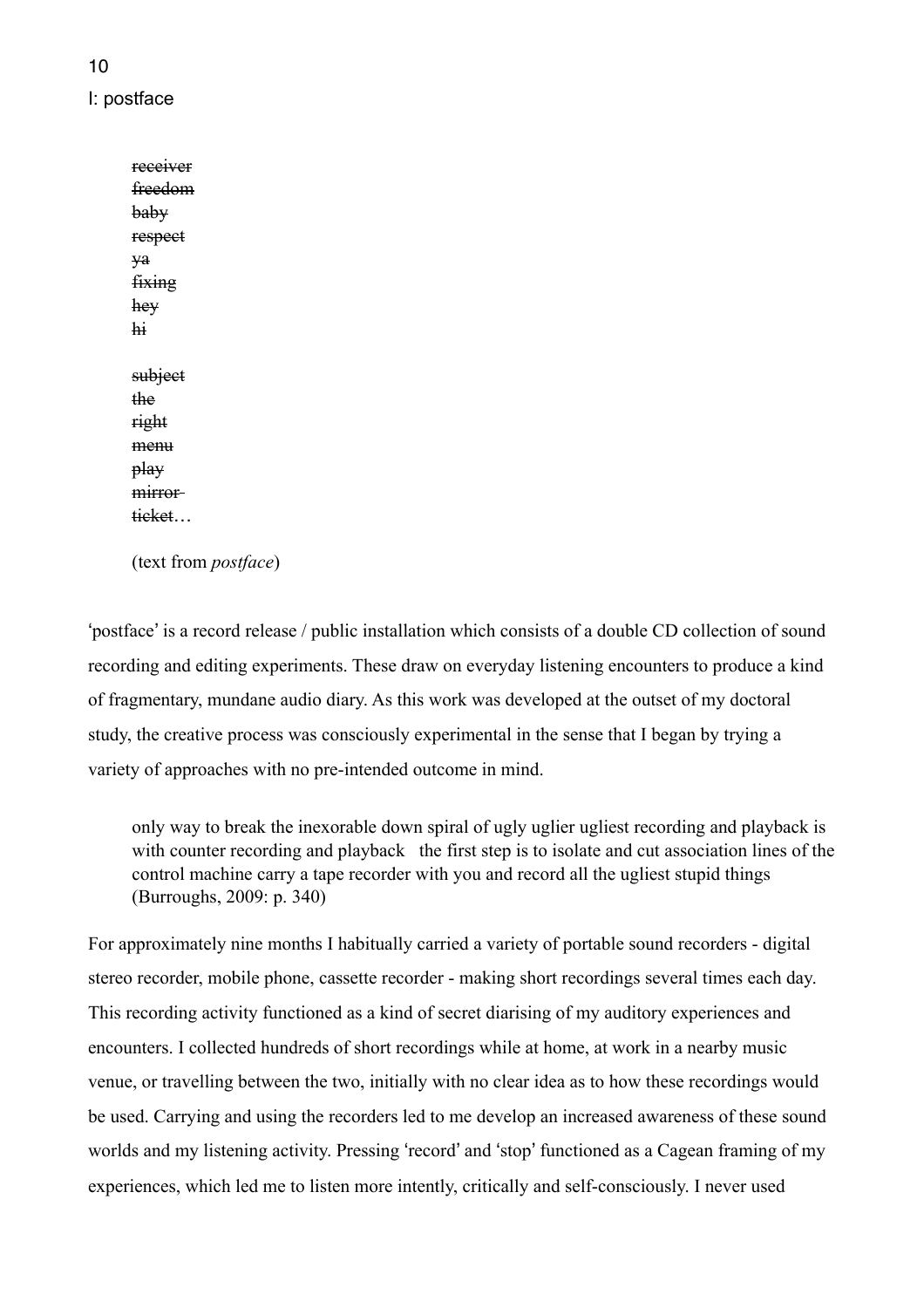I: postface

> ~~receiver~~
> ~~freedom~~
> ~~baby~~
> ~~respect~~
> ~~ya~~
> ~~fixing~~
> ~~hey~~
> ~~hi~~
>
> ~~subject~~
> ~~the~~
> ~~right~~
> ~~menu~~
> ~~play~~
> ~~mirror~~
> ~~ticket~~…
>
> (text from *postface*)

'postface' is a record release / public installation which consists of a double CD collection of sound recording and editing experiments. These draw on everyday listening encounters to produce a kind of fragmentary, mundane audio diary. As this work was developed at the outset of my doctoral study, the creative process was consciously experimental in the sense that I began by trying a variety of approaches with no pre-intended outcome in mind.

> only way to break the inexorable down spiral of ugly uglier ugliest recording and playback is with counter recording and playback   the first step is to isolate and cut association lines of the control machine carry a tape recorder with you and record all the ugliest stupid things (Burroughs, 2009: p. 340)

For approximately nine months I habitually carried a variety of portable sound recorders - digital stereo recorder, mobile phone, cassette recorder - making short recordings several times each day. This recording activity functioned as a kind of secret diarising of my auditory experiences and encounters. I collected hundreds of short recordings while at home, at work in a nearby music venue, or travelling between the two, initially with no clear idea as to how these recordings would be used. Carrying and using the recorders led to me develop an increased awareness of these sound worlds and my listening activity. Pressing 'record' and 'stop' functioned as a Cagean framing of my experiences, which led me to listen more intently, critically and self-consciously. I never used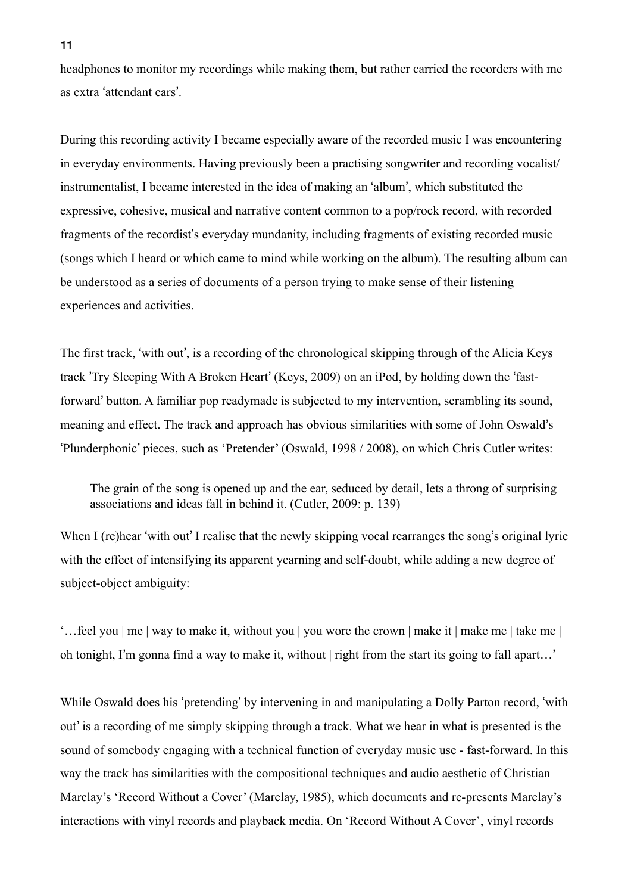headphones to monitor my recordings while making them, but rather carried the recorders with me as extra 'attendant ears'.

During this recording activity I became especially aware of the recorded music I was encountering in everyday environments. Having previously been a practising songwriter and recording vocalist/ instrumentalist, I became interested in the idea of making an 'album', which substituted the expressive, cohesive, musical and narrative content common to a pop/rock record, with recorded fragments of the recordist's everyday mundanity, including fragments of existing recorded music (songs which I heard or which came to mind while working on the album). The resulting album can be understood as a series of documents of a person trying to make sense of their listening experiences and activities.

The first track, 'with out', is a recording of the chronological skipping through of the Alicia Keys track 'Try Sleeping With A Broken Heart' (Keys, 2009) on an iPod, by holding down the 'fast-forward' button. A familiar pop readymade is subjected to my intervention, scrambling its sound, meaning and effect. The track and approach has obvious similarities with some of John Oswald's 'Plunderphonic' pieces, such as 'Pretender' (Oswald, 1998 / 2008), on which Chris Cutler writes:

> The grain of the song is opened up and the ear, seduced by detail, lets a throng of surprising associations and ideas fall in behind it. (Cutler, 2009: p. 139)

When I (re)hear 'with out' I realise that the newly skipping vocal rearranges the song's original lyric with the effect of intensifying its apparent yearning and self-doubt, while adding a new degree of subject-object ambiguity:

'…feel you | me | way to make it, without you | you wore the crown | make it | make me | take me | oh tonight, I'm gonna find a way to make it, without | right from the start its going to fall apart…'

While Oswald does his 'pretending' by intervening in and manipulating a Dolly Parton record, 'with out' is a recording of me simply skipping through a track. What we hear in what is presented is the sound of somebody engaging with a technical function of everyday music use - fast-forward. In this way the track has similarities with the compositional techniques and audio aesthetic of Christian Marclay's 'Record Without a Cover' (Marclay, 1985), which documents and re-presents Marclay's interactions with vinyl records and playback media. On 'Record Without A Cover', vinyl records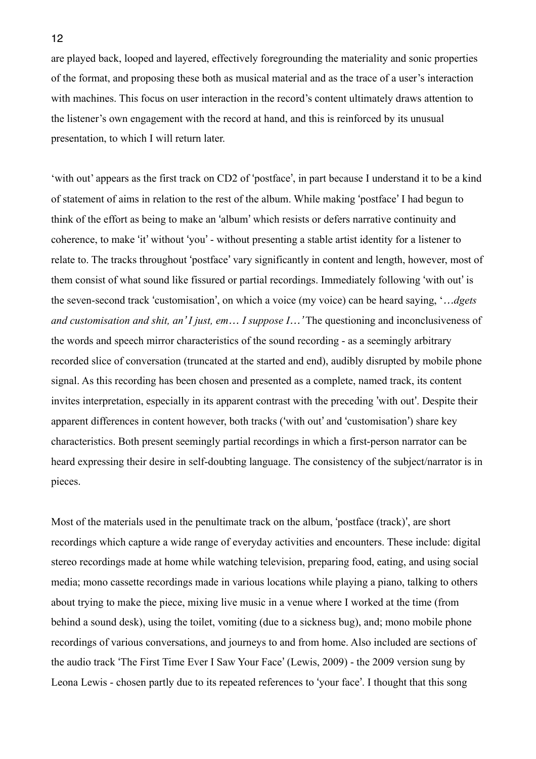are played back, looped and layered, effectively foregrounding the materiality and sonic properties of the format, and proposing these both as musical material and as the trace of a user's interaction with machines. This focus on user interaction in the record's content ultimately draws attention to the listener's own engagement with the record at hand, and this is reinforced by its unusual presentation, to which I will return later.

'with out' appears as the first track on CD2 of 'postface', in part because I understand it to be a kind of statement of aims in relation to the rest of the album. While making 'postface' I had begun to think of the effort as being to make an 'album' which resists or defers narrative continuity and coherence, to make 'it' without 'you' - without presenting a stable artist identity for a listener to relate to. The tracks throughout 'postface' vary significantly in content and length, however, most of them consist of what sound like fissured or partial recordings. Immediately following 'with out' is the seven-second track 'customisation', on which a voice (my voice) can be heard saying, '*…dgets and customisation and shit, an' I just, em… I suppose I…'* The questioning and inconclusiveness of the words and speech mirror characteristics of the sound recording - as a seemingly arbitrary recorded slice of conversation (truncated at the started and end), audibly disrupted by mobile phone signal. As this recording has been chosen and presented as a complete, named track, its content invites interpretation, especially in its apparent contrast with the preceding 'with out'. Despite their apparent differences in content however, both tracks ('with out' and 'customisation') share key characteristics. Both present seemingly partial recordings in which a first-person narrator can be heard expressing their desire in self-doubting language. The consistency of the subject/narrator is in pieces.

Most of the materials used in the penultimate track on the album, 'postface (track)', are short recordings which capture a wide range of everyday activities and encounters. These include: digital stereo recordings made at home while watching television, preparing food, eating, and using social media; mono cassette recordings made in various locations while playing a piano, talking to others about trying to make the piece, mixing live music in a venue where I worked at the time (from behind a sound desk), using the toilet, vomiting (due to a sickness bug), and; mono mobile phone recordings of various conversations, and journeys to and from home. Also included are sections of the audio track 'The First Time Ever I Saw Your Face' (Lewis, 2009) - the 2009 version sung by Leona Lewis - chosen partly due to its repeated references to 'your face'. I thought that this song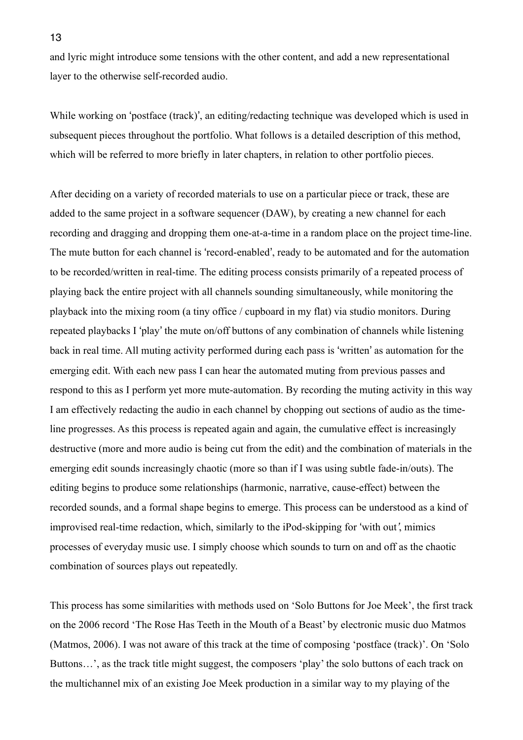and lyric might introduce some tensions with the other content, and add a new representational layer to the otherwise self-recorded audio.

While working on 'postface (track)', an editing/redacting technique was developed which is used in subsequent pieces throughout the portfolio. What follows is a detailed description of this method, which will be referred to more briefly in later chapters, in relation to other portfolio pieces.

After deciding on a variety of recorded materials to use on a particular piece or track, these are added to the same project in a software sequencer (DAW), by creating a new channel for each recording and dragging and dropping them one-at-a-time in a random place on the project time-line. The mute button for each channel is 'record-enabled', ready to be automated and for the automation to be recorded/written in real-time. The editing process consists primarily of a repeated process of playing back the entire project with all channels sounding simultaneously, while monitoring the playback into the mixing room (a tiny office / cupboard in my flat) via studio monitors. During repeated playbacks I 'play' the mute on/off buttons of any combination of channels while listening back in real time. All muting activity performed during each pass is 'written' as automation for the emerging edit. With each new pass I can hear the automated muting from previous passes and respond to this as I perform yet more mute-automation. By recording the muting activity in this way I am effectively redacting the audio in each channel by chopping out sections of audio as the time-line progresses. As this process is repeated again and again, the cumulative effect is increasingly destructive (more and more audio is being cut from the edit) and the combination of materials in the emerging edit sounds increasingly chaotic (more so than if I was using subtle fade-in/outs). The editing begins to produce some relationships (harmonic, narrative, cause-effect) between the recorded sounds, and a formal shape begins to emerge. This process can be understood as a kind of improvised real-time redaction, which, similarly to the iPod-skipping for 'with out', mimics processes of everyday music use. I simply choose which sounds to turn on and off as the chaotic combination of sources plays out repeatedly.

This process has some similarities with methods used on 'Solo Buttons for Joe Meek', the first track on the 2006 record 'The Rose Has Teeth in the Mouth of a Beast' by electronic music duo Matmos (Matmos, 2006). I was not aware of this track at the time of composing 'postface (track)'. On 'Solo Buttons…', as the track title might suggest, the composers 'play' the solo buttons of each track on the multichannel mix of an existing Joe Meek production in a similar way to my playing of the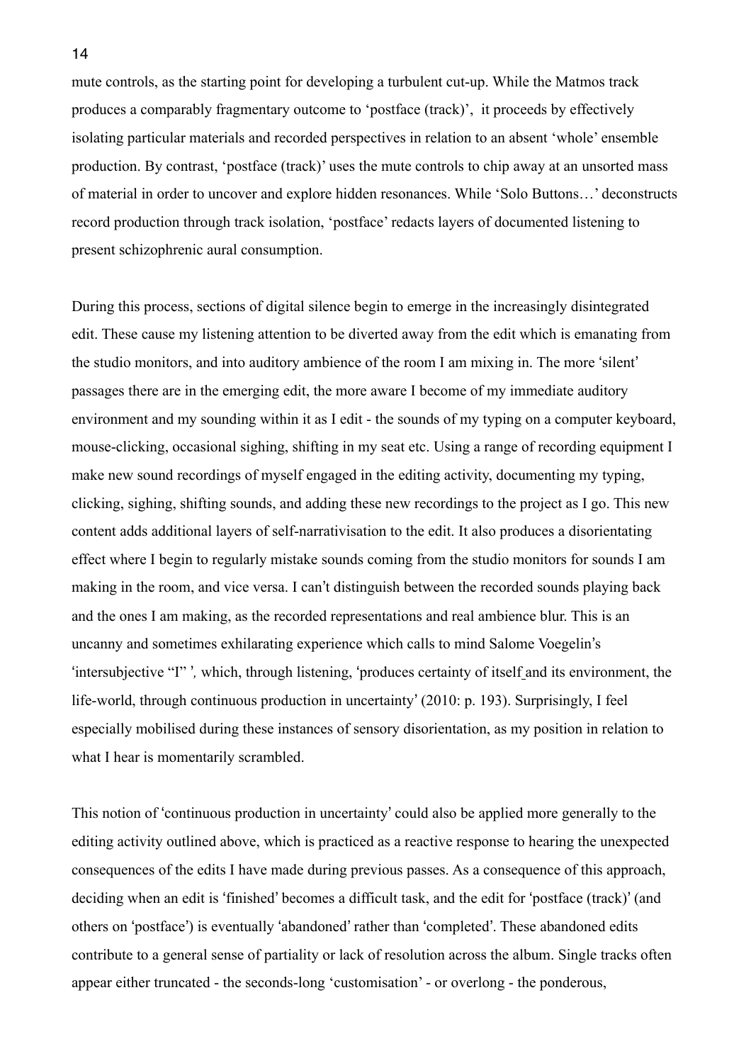mute controls, as the starting point for developing a turbulent cut-up. While the Matmos track produces a comparably fragmentary outcome to 'postface (track)', it proceeds by effectively isolating particular materials and recorded perspectives in relation to an absent 'whole' ensemble production. By contrast, 'postface (track)' uses the mute controls to chip away at an unsorted mass of material in order to uncover and explore hidden resonances. While 'Solo Buttons…' deconstructs record production through track isolation, 'postface' redacts layers of documented listening to present schizophrenic aural consumption.

During this process, sections of digital silence begin to emerge in the increasingly disintegrated edit. These cause my listening attention to be diverted away from the edit which is emanating from the studio monitors, and into auditory ambience of the room I am mixing in. The more 'silent' passages there are in the emerging edit, the more aware I become of my immediate auditory environment and my sounding within it as I edit - the sounds of my typing on a computer keyboard, mouse-clicking, occasional sighing, shifting in my seat etc. Using a range of recording equipment I make new sound recordings of myself engaged in the editing activity, documenting my typing, clicking, sighing, shifting sounds, and adding these new recordings to the project as I go. This new content adds additional layers of self-narrativisation to the edit. It also produces a disorientating effect where I begin to regularly mistake sounds coming from the studio monitors for sounds I am making in the room, and vice versa. I can't distinguish between the recorded sounds playing back and the ones I am making, as the recorded representations and real ambience blur. This is an uncanny and sometimes exhilarating experience which calls to mind Salome Voegelin's 'intersubjective "I" ', which, through listening, 'produces certainty of itself and its environment, the life-world, through continuous production in uncertainty' (2010: p. 193). Surprisingly, I feel especially mobilised during these instances of sensory disorientation, as my position in relation to what I hear is momentarily scrambled.

This notion of 'continuous production in uncertainty' could also be applied more generally to the editing activity outlined above, which is practiced as a reactive response to hearing the unexpected consequences of the edits I have made during previous passes. As a consequence of this approach, deciding when an edit is 'finished' becomes a difficult task, and the edit for 'postface (track)' (and others on 'postface') is eventually 'abandoned' rather than 'completed'. These abandoned edits contribute to a general sense of partiality or lack of resolution across the album. Single tracks often appear either truncated - the seconds-long 'customisation' - or overlong - the ponderous,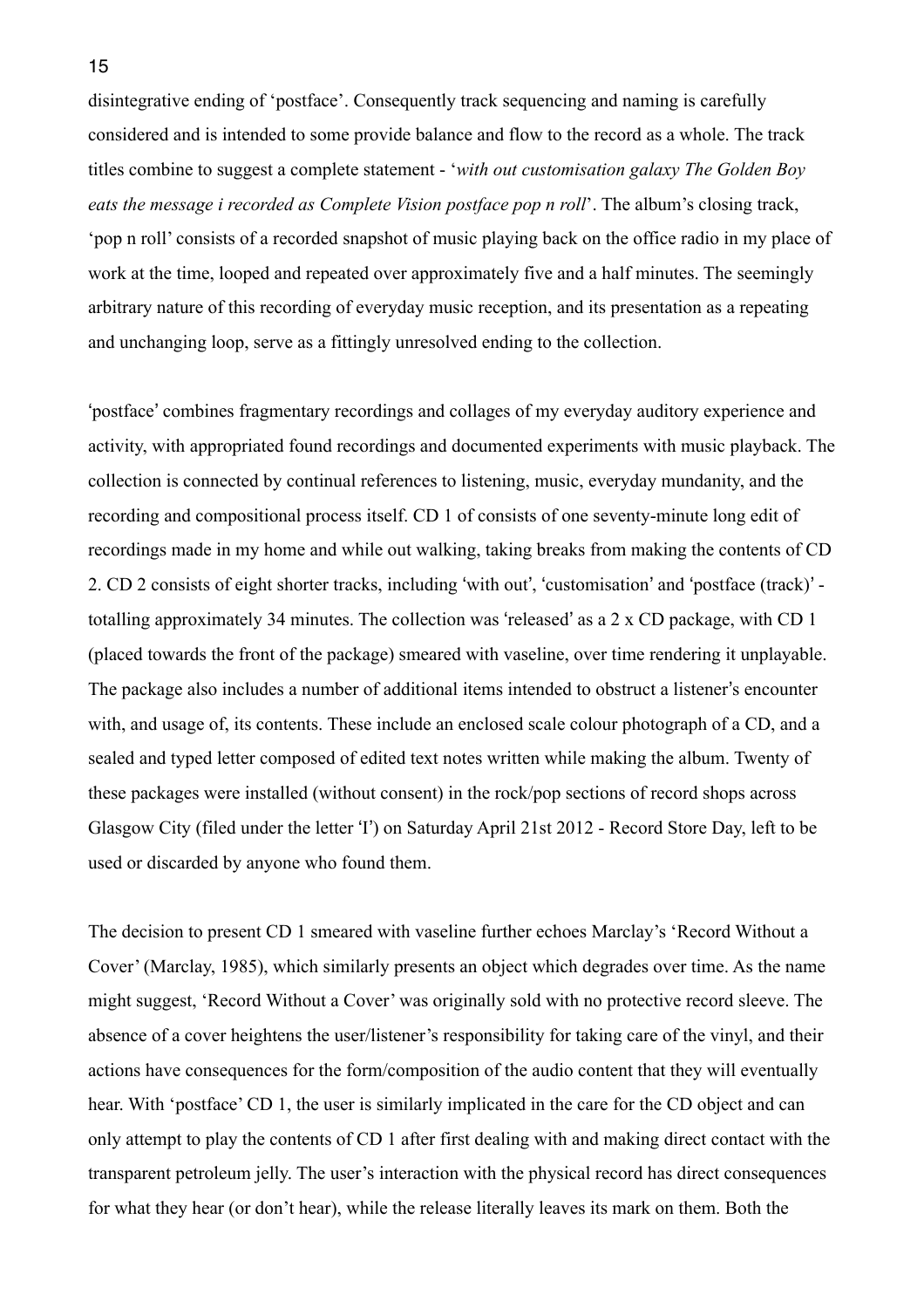disintegrative ending of 'postface'. Consequently track sequencing and naming is carefully considered and is intended to some provide balance and flow to the record as a whole. The track titles combine to suggest a complete statement - '*with out customisation galaxy The Golden Boy eats the message i recorded as Complete Vision postface pop n roll*'. The album's closing track, 'pop n roll' consists of a recorded snapshot of music playing back on the office radio in my place of work at the time, looped and repeated over approximately five and a half minutes. The seemingly arbitrary nature of this recording of everyday music reception, and its presentation as a repeating and unchanging loop, serve as a fittingly unresolved ending to the collection.

'postface' combines fragmentary recordings and collages of my everyday auditory experience and activity, with appropriated found recordings and documented experiments with music playback. The collection is connected by continual references to listening, music, everyday mundanity, and the recording and compositional process itself. CD 1 of consists of one seventy-minute long edit of recordings made in my home and while out walking, taking breaks from making the contents of CD 2. CD 2 consists of eight shorter tracks, including 'with out', 'customisation' and 'postface (track)' - totalling approximately 34 minutes. The collection was 'released' as a 2 x CD package, with CD 1 (placed towards the front of the package) smeared with vaseline, over time rendering it unplayable. The package also includes a number of additional items intended to obstruct a listener's encounter with, and usage of, its contents. These include an enclosed scale colour photograph of a CD, and a sealed and typed letter composed of edited text notes written while making the album. Twenty of these packages were installed (without consent) in the rock/pop sections of record shops across Glasgow City (filed under the letter 'I') on Saturday April 21st 2012 - Record Store Day, left to be used or discarded by anyone who found them.

The decision to present CD 1 smeared with vaseline further echoes Marclay's 'Record Without a Cover' (Marclay, 1985), which similarly presents an object which degrades over time. As the name might suggest, 'Record Without a Cover' was originally sold with no protective record sleeve. The absence of a cover heightens the user/listener's responsibility for taking care of the vinyl, and their actions have consequences for the form/composition of the audio content that they will eventually hear. With 'postface' CD 1, the user is similarly implicated in the care for the CD object and can only attempt to play the contents of CD 1 after first dealing with and making direct contact with the transparent petroleum jelly. The user's interaction with the physical record has direct consequences for what they hear (or don't hear), while the release literally leaves its mark on them. Both the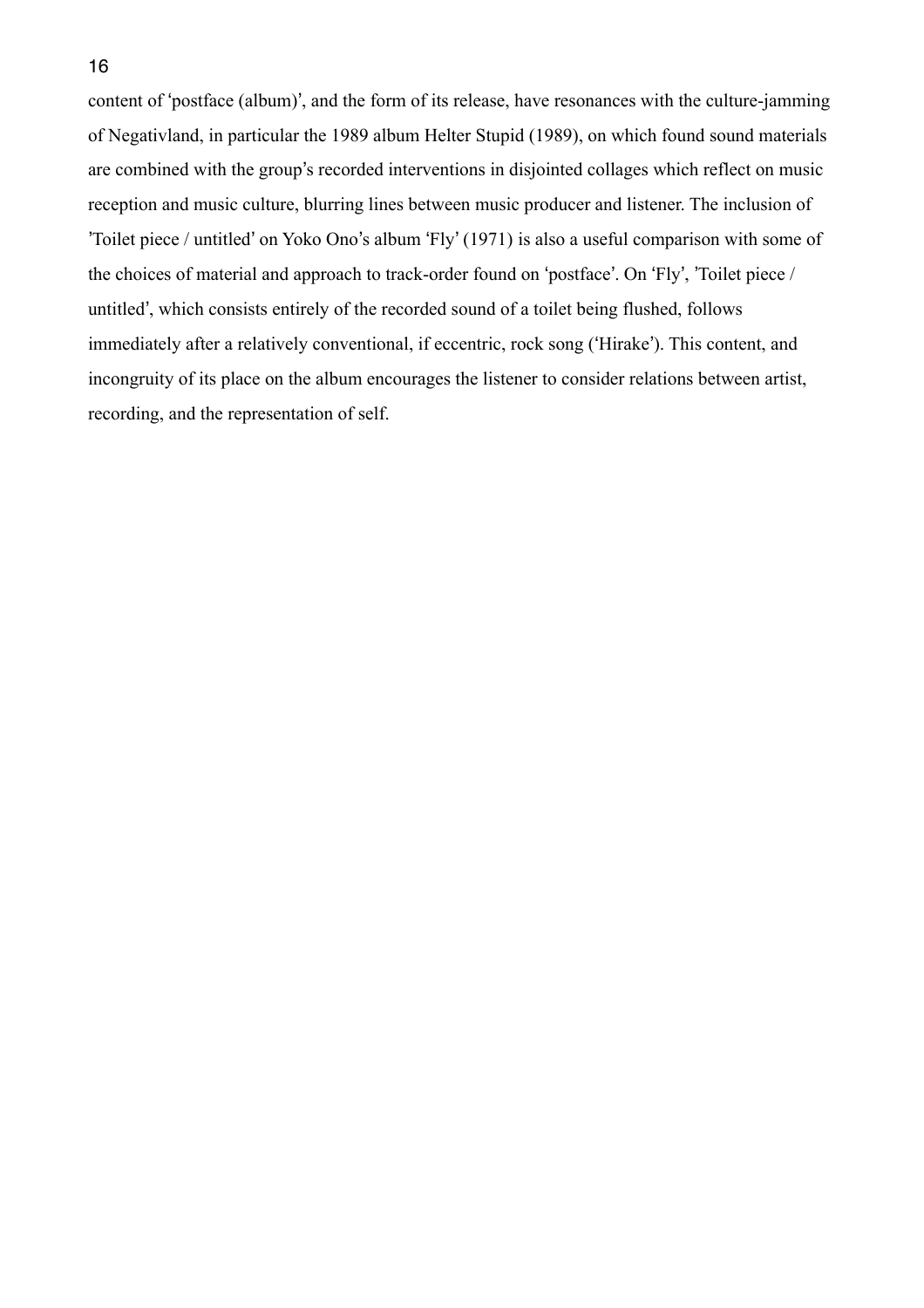content of 'postface (album)', and the form of its release, have resonances with the culture-jamming of Negativland, in particular the 1989 album Helter Stupid (1989), on which found sound materials are combined with the group's recorded interventions in disjointed collages which reflect on music reception and music culture, blurring lines between music producer and listener. The inclusion of 'Toilet piece / untitled' on Yoko Ono's album 'Fly' (1971) is also a useful comparison with some of the choices of material and approach to track-order found on 'postface'. On 'Fly', 'Toilet piece / untitled', which consists entirely of the recorded sound of a toilet being flushed, follows immediately after a relatively conventional, if eccentric, rock song ('Hirake'). This content, and incongruity of its place on the album encourages the listener to consider relations between artist, recording, and the representation of self.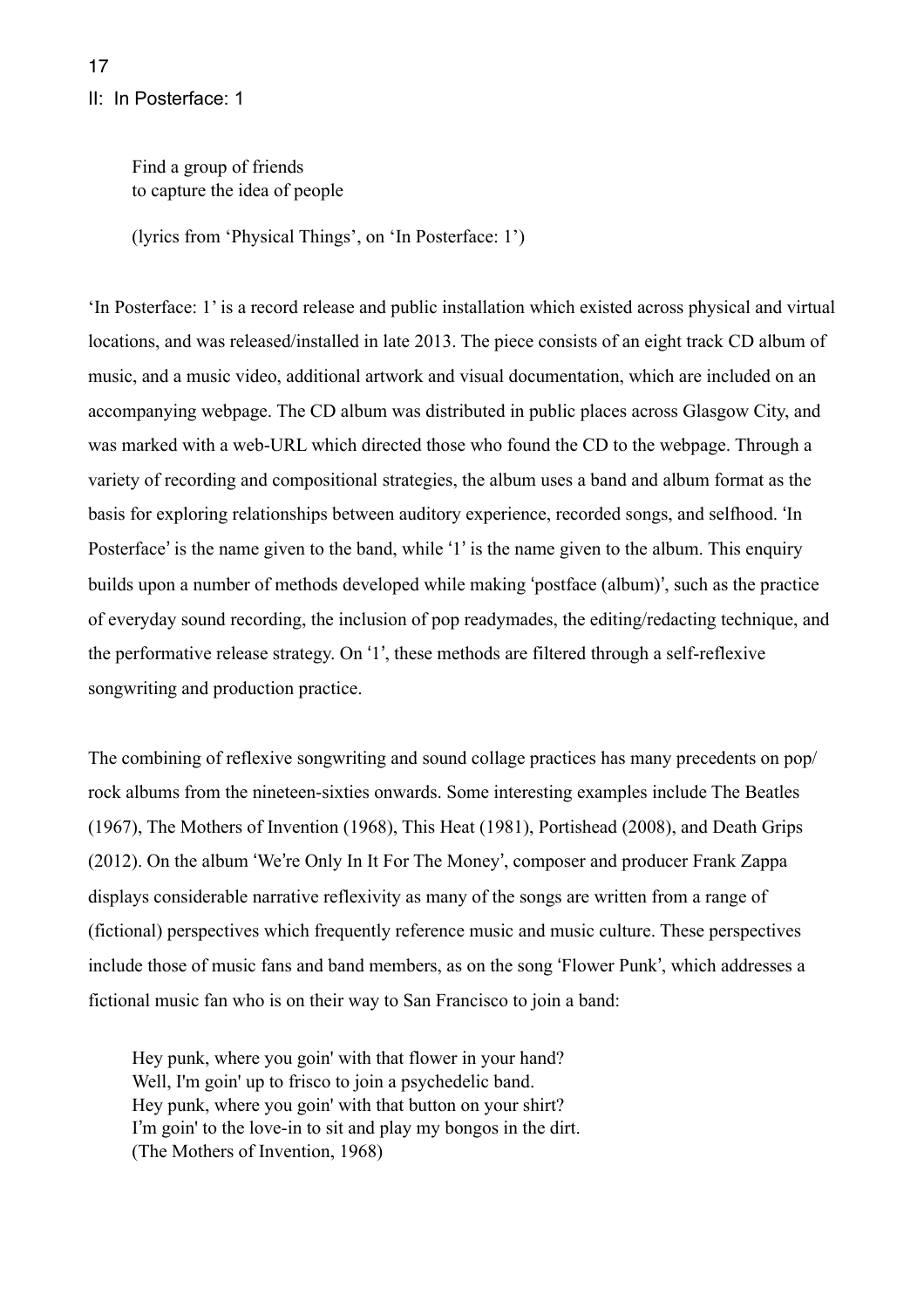## II: In Posterface: 1

> Find a group of friends
> to capture the idea of people
>
> (lyrics from 'Physical Things', on 'In Posterface: 1')

'In Posterface: 1' is a record release and public installation which existed across physical and virtual locations, and was released/installed in late 2013. The piece consists of an eight track CD album of music, and a music video, additional artwork and visual documentation, which are included on an accompanying webpage. The CD album was distributed in public places across Glasgow City, and was marked with a web-URL which directed those who found the CD to the webpage. Through a variety of recording and compositional strategies, the album uses a band and album format as the basis for exploring relationships between auditory experience, recorded songs, and selfhood. 'In Posterface' is the name given to the band, while '1' is the name given to the album. This enquiry builds upon a number of methods developed while making 'postface (album)', such as the practice of everyday sound recording, the inclusion of pop readymades, the editing/redacting technique, and the performative release strategy. On '1', these methods are filtered through a self-reflexive songwriting and production practice.

The combining of reflexive songwriting and sound collage practices has many precedents on pop/rock albums from the nineteen-sixties onwards. Some interesting examples include The Beatles (1967), The Mothers of Invention (1968), This Heat (1981), Portishead (2008), and Death Grips (2012). On the album 'We're Only In It For The Money', composer and producer Frank Zappa displays considerable narrative reflexivity as many of the songs are written from a range of (fictional) perspectives which frequently reference music and music culture. These perspectives include those of music fans and band members, as on the song 'Flower Punk', which addresses a fictional music fan who is on their way to San Francisco to join a band:

> Hey punk, where you goin' with that flower in your hand?
> Well, I'm goin' up to frisco to join a psychedelic band.
> Hey punk, where you goin' with that button on your shirt?
> I'm goin' to the love-in to sit and play my bongos in the dirt.
> (The Mothers of Invention, 1968)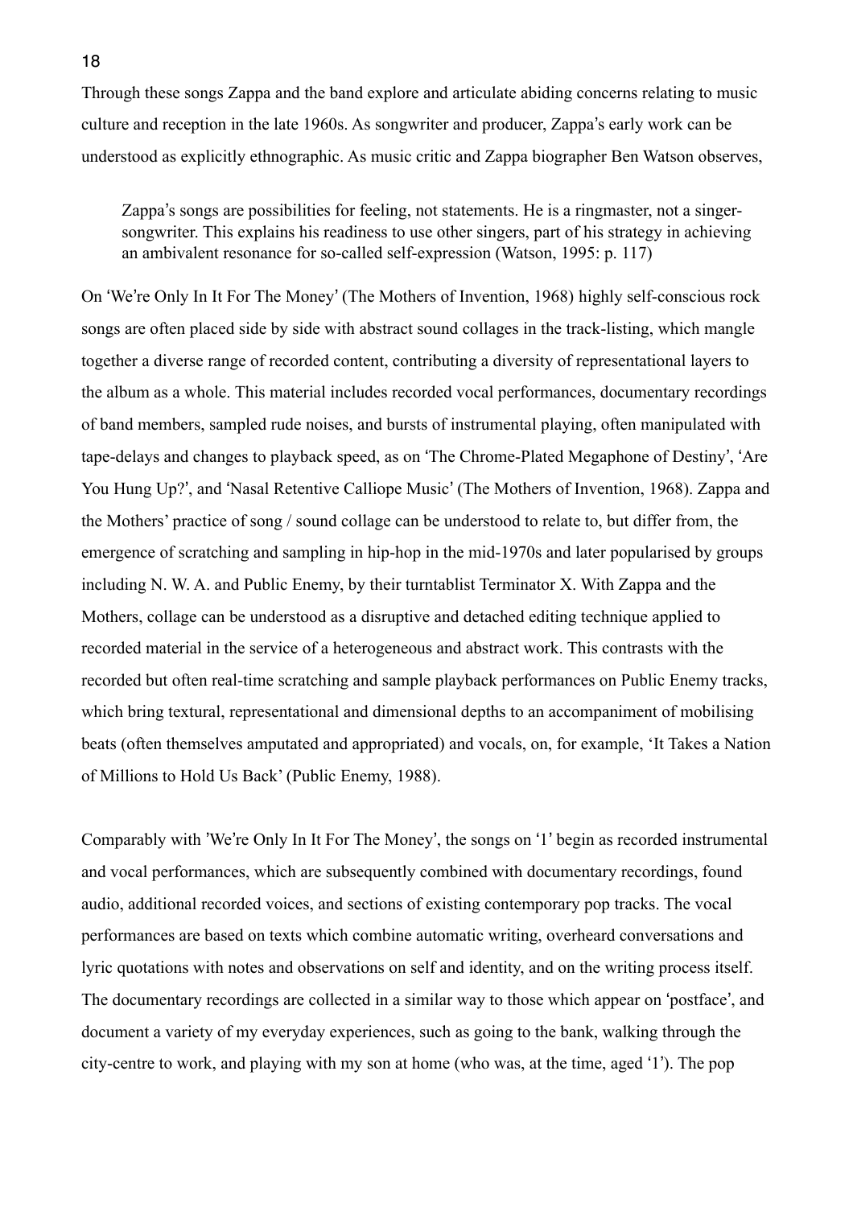Through these songs Zappa and the band explore and articulate abiding concerns relating to music culture and reception in the late 1960s. As songwriter and producer, Zappa's early work can be understood as explicitly ethnographic. As music critic and Zappa biographer Ben Watson observes,

> Zappa's songs are possibilities for feeling, not statements. He is a ringmaster, not a singer-songwriter. This explains his readiness to use other singers, part of his strategy in achieving an ambivalent resonance for so-called self-expression (Watson, 1995: p. 117)

On 'We're Only In It For The Money' (The Mothers of Invention, 1968) highly self-conscious rock songs are often placed side by side with abstract sound collages in the track-listing, which mangle together a diverse range of recorded content, contributing a diversity of representational layers to the album as a whole. This material includes recorded vocal performances, documentary recordings of band members, sampled rude noises, and bursts of instrumental playing, often manipulated with tape-delays and changes to playback speed, as on 'The Chrome-Plated Megaphone of Destiny', 'Are You Hung Up?', and 'Nasal Retentive Calliope Music' (The Mothers of Invention, 1968). Zappa and the Mothers' practice of song / sound collage can be understood to relate to, but differ from, the emergence of scratching and sampling in hip-hop in the mid-1970s and later popularised by groups including N. W. A. and Public Enemy, by their turntablist Terminator X. With Zappa and the Mothers, collage can be understood as a disruptive and detached editing technique applied to recorded material in the service of a heterogeneous and abstract work. This contrasts with the recorded but often real-time scratching and sample playback performances on Public Enemy tracks, which bring textural, representational and dimensional depths to an accompaniment of mobilising beats (often themselves amputated and appropriated) and vocals, on, for example, 'It Takes a Nation of Millions to Hold Us Back' (Public Enemy, 1988).

Comparably with 'We're Only In It For The Money', the songs on '1' begin as recorded instrumental and vocal performances, which are subsequently combined with documentary recordings, found audio, additional recorded voices, and sections of existing contemporary pop tracks. The vocal performances are based on texts which combine automatic writing, overheard conversations and lyric quotations with notes and observations on self and identity, and on the writing process itself. The documentary recordings are collected in a similar way to those which appear on 'postface', and document a variety of my everyday experiences, such as going to the bank, walking through the city-centre to work, and playing with my son at home (who was, at the time, aged '1'). The pop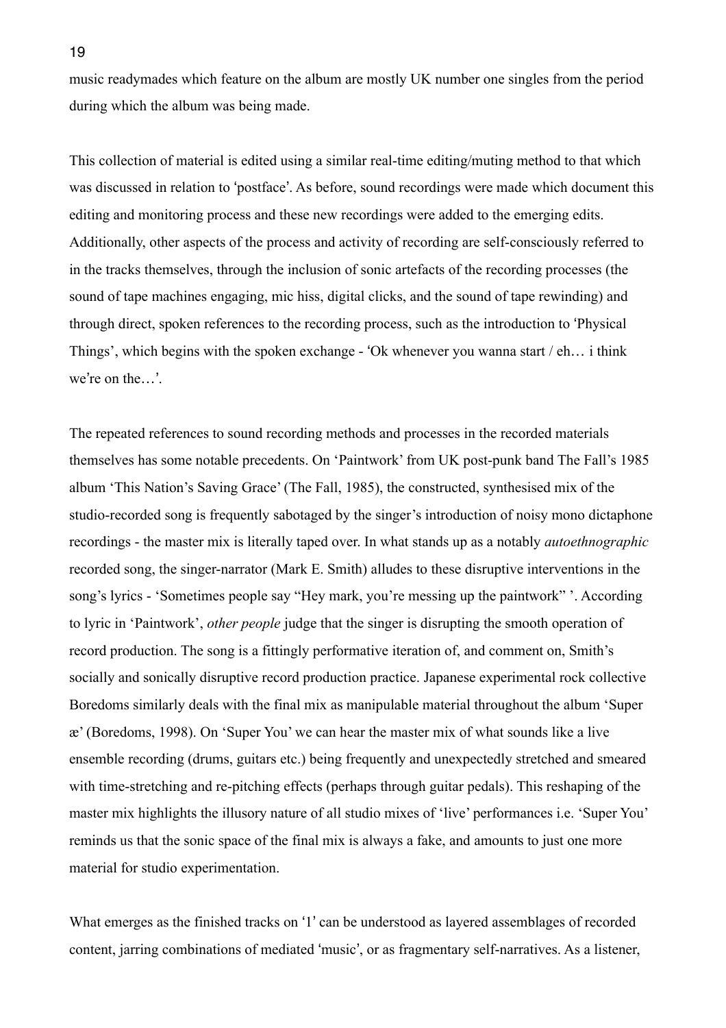music readymades which feature on the album are mostly UK number one singles from the period during which the album was being made.

This collection of material is edited using a similar real-time editing/muting method to that which was discussed in relation to 'postface'. As before, sound recordings were made which document this editing and monitoring process and these new recordings were added to the emerging edits. Additionally, other aspects of the process and activity of recording are self-consciously referred to in the tracks themselves, through the inclusion of sonic artefacts of the recording processes (the sound of tape machines engaging, mic hiss, digital clicks, and the sound of tape rewinding) and through direct, spoken references to the recording process, such as the introduction to 'Physical Things', which begins with the spoken exchange - 'Ok whenever you wanna start / eh… i think we're on the…'.

The repeated references to sound recording methods and processes in the recorded materials themselves has some notable precedents. On 'Paintwork' from UK post-punk band The Fall's 1985 album 'This Nation's Saving Grace' (The Fall, 1985), the constructed, synthesised mix of the studio-recorded song is frequently sabotaged by the singer's introduction of noisy mono dictaphone recordings - the master mix is literally taped over. In what stands up as a notably *autoethnographic* recorded song, the singer-narrator (Mark E. Smith) alludes to these disruptive interventions in the song's lyrics - 'Sometimes people say "Hey mark, you're messing up the paintwork" '. According to lyric in 'Paintwork', *other people* judge that the singer is disrupting the smooth operation of record production. The song is a fittingly performative iteration of, and comment on, Smith's socially and sonically disruptive record production practice. Japanese experimental rock collective Boredoms similarly deals with the final mix as manipulable material throughout the album 'Super æ' (Boredoms, 1998). On 'Super You' we can hear the master mix of what sounds like a live ensemble recording (drums, guitars etc.) being frequently and unexpectedly stretched and smeared with time-stretching and re-pitching effects (perhaps through guitar pedals). This reshaping of the master mix highlights the illusory nature of all studio mixes of 'live' performances i.e. 'Super You' reminds us that the sonic space of the final mix is always a fake, and amounts to just one more material for studio experimentation.

What emerges as the finished tracks on '1' can be understood as layered assemblages of recorded content, jarring combinations of mediated 'music', or as fragmentary self-narratives. As a listener,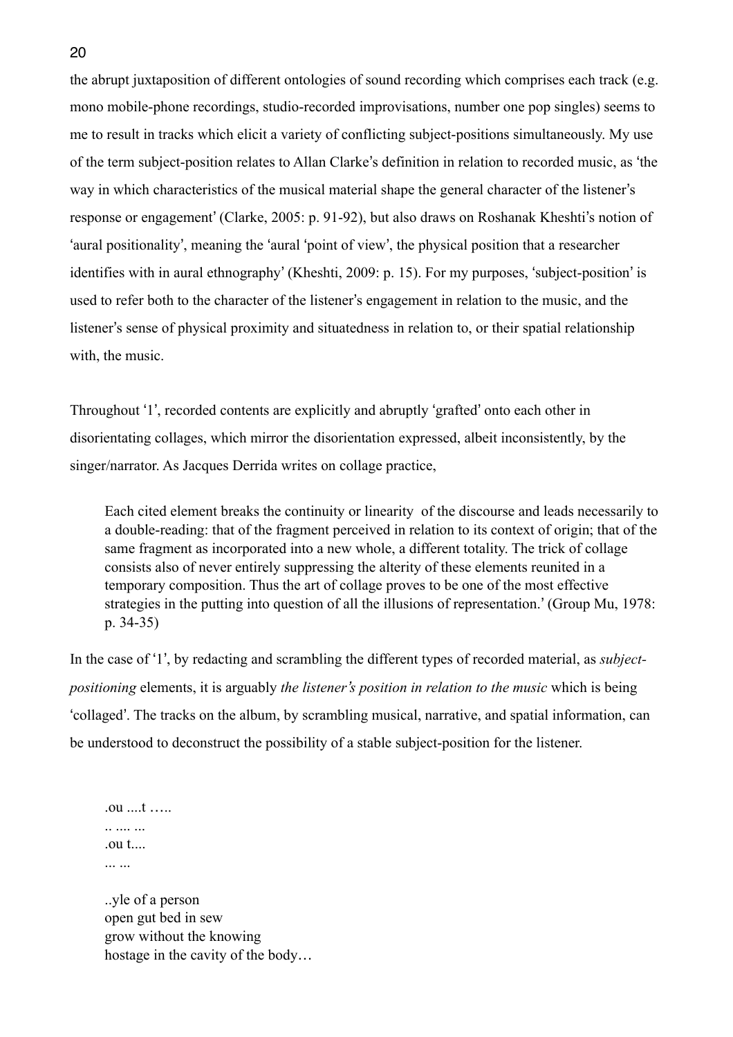the abrupt juxtaposition of different ontologies of sound recording which comprises each track (e.g. mono mobile-phone recordings, studio-recorded improvisations, number one pop singles) seems to me to result in tracks which elicit a variety of conflicting subject-positions simultaneously. My use of the term subject-position relates to Allan Clarke's definition in relation to recorded music, as 'the way in which characteristics of the musical material shape the general character of the listener's response or engagement' (Clarke, 2005: p. 91-92), but also draws on Roshanak Kheshti's notion of 'aural positionality', meaning the 'aural 'point of view', the physical position that a researcher identifies with in aural ethnography' (Kheshti, 2009: p. 15). For my purposes, 'subject-position' is used to refer both to the character of the listener's engagement in relation to the music, and the listener's sense of physical proximity and situatedness in relation to, or their spatial relationship with, the music.

Throughout '1', recorded contents are explicitly and abruptly 'grafted' onto each other in disorientating collages, which mirror the disorientation expressed, albeit inconsistently, by the singer/narrator. As Jacques Derrida writes on collage practice,

> Each cited element breaks the continuity or linearity of the discourse and leads necessarily to a double-reading: that of the fragment perceived in relation to its context of origin; that of the same fragment as incorporated into a new whole, a different totality. The trick of collage consists also of never entirely suppressing the alterity of these elements reunited in a temporary composition. Thus the art of collage proves to be one of the most effective strategies in the putting into question of all the illusions of representation.' (Group Mu, 1978: p. 34-35)

In the case of '1', by redacting and scrambling the different types of recorded material, as *subject-positioning* elements, it is arguably *the listener's position in relation to the music* which is being 'collaged'. The tracks on the album, by scrambling musical, narrative, and spatial information, can be understood to deconstruct the possibility of a stable subject-position for the listener.

> .ou ....t …..
> .. .... ...
> .ou t....
> ... ...
>
> ..yle of a person
> open gut bed in sew
> grow without the knowing
> hostage in the cavity of the body…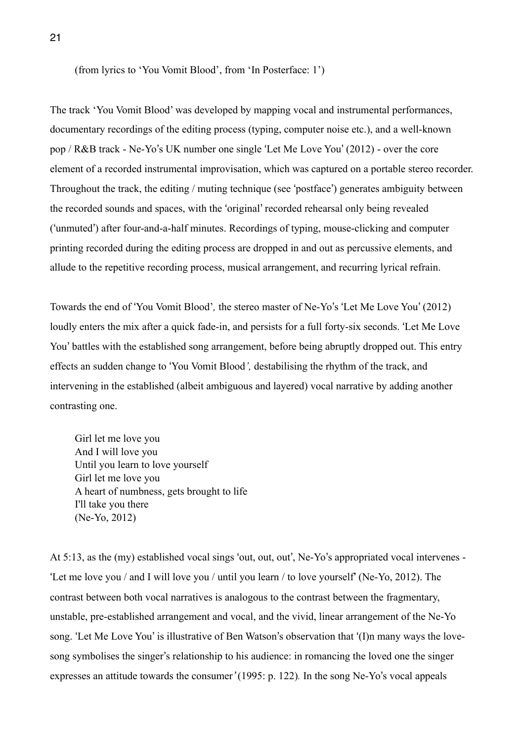(from lyrics to 'You Vomit Blood', from 'In Posterface: 1')

The track 'You Vomit Blood' was developed by mapping vocal and instrumental performances, documentary recordings of the editing process (typing, computer noise etc.), and a well-known pop / R&B track - Ne-Yo's UK number one single 'Let Me Love You' (2012) - over the core element of a recorded instrumental improvisation, which was captured on a portable stereo recorder. Throughout the track, the editing / muting technique (see 'postface') generates ambiguity between the recorded sounds and spaces, with the 'original' recorded rehearsal only being revealed ('unmuted') after four-and-a-half minutes. Recordings of typing, mouse-clicking and computer printing recorded during the editing process are dropped in and out as percussive elements, and allude to the repetitive recording process, musical arrangement, and recurring lyrical refrain.

Towards the end of 'You Vomit Blood', the stereo master of Ne-Yo's 'Let Me Love You' (2012) loudly enters the mix after a quick fade-in, and persists for a full forty-six seconds. 'Let Me Love You' battles with the established song arrangement, before being abruptly dropped out. This entry effects an sudden change to 'You Vomit Blood', destabilising the rhythm of the track, and intervening in the established (albeit ambiguous and layered) vocal narrative by adding another contrasting one.

> Girl let me love you
> And I will love you
> Until you learn to love yourself
> Girl let me love you
> A heart of numbness, gets brought to life
> I'll take you there
> (Ne-Yo, 2012)

At 5:13, as the (my) established vocal sings 'out, out, out', Ne-Yo's appropriated vocal intervenes - 'Let me love you / and I will love you / until you learn / to love yourself' (Ne-Yo, 2012). The contrast between both vocal narratives is analogous to the contrast between the fragmentary, unstable, pre-established arrangement and vocal, and the vivid, linear arrangement of the Ne-Yo song. 'Let Me Love You' is illustrative of Ben Watson's observation that '(I)n many ways the love-song symbolises the singer's relationship to his audience: in romancing the loved one the singer expresses an attitude towards the consumer' (1995: p. 122). In the song Ne-Yo's vocal appeals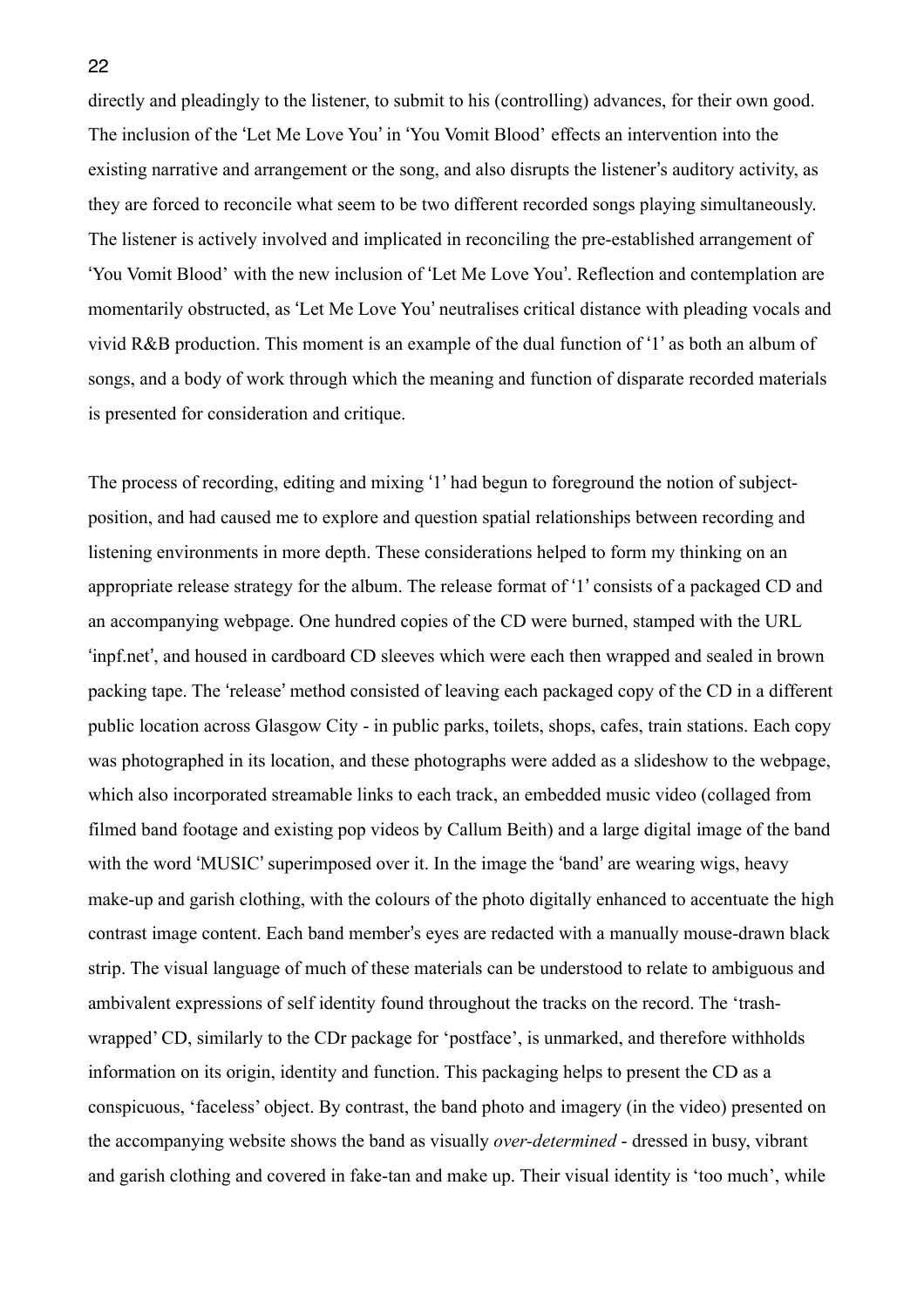directly and pleadingly to the listener, to submit to his (controlling) advances, for their own good. The inclusion of the 'Let Me Love You' in 'You Vomit Blood' effects an intervention into the existing narrative and arrangement or the song, and also disrupts the listener's auditory activity, as they are forced to reconcile what seem to be two different recorded songs playing simultaneously. The listener is actively involved and implicated in reconciling the pre-established arrangement of 'You Vomit Blood' with the new inclusion of 'Let Me Love You'. Reflection and contemplation are momentarily obstructed, as 'Let Me Love You' neutralises critical distance with pleading vocals and vivid R&B production. This moment is an example of the dual function of '1' as both an album of songs, and a body of work through which the meaning and function of disparate recorded materials is presented for consideration and critique.

The process of recording, editing and mixing '1' had begun to foreground the notion of subject-position, and had caused me to explore and question spatial relationships between recording and listening environments in more depth. These considerations helped to form my thinking on an appropriate release strategy for the album. The release format of '1' consists of a packaged CD and an accompanying webpage. One hundred copies of the CD were burned, stamped with the URL 'inpf.net', and housed in cardboard CD sleeves which were each then wrapped and sealed in brown packing tape. The 'release' method consisted of leaving each packaged copy of the CD in a different public location across Glasgow City - in public parks, toilets, shops, cafes, train stations. Each copy was photographed in its location, and these photographs were added as a slideshow to the webpage, which also incorporated streamable links to each track, an embedded music video (collaged from filmed band footage and existing pop videos by Callum Beith) and a large digital image of the band with the word 'MUSIC' superimposed over it. In the image the 'band' are wearing wigs, heavy make-up and garish clothing, with the colours of the photo digitally enhanced to accentuate the high contrast image content. Each band member's eyes are redacted with a manually mouse-drawn black strip. The visual language of much of these materials can be understood to relate to ambiguous and ambivalent expressions of self identity found throughout the tracks on the record. The 'trash-wrapped' CD, similarly to the CDr package for 'postface', is unmarked, and therefore withholds information on its origin, identity and function. This packaging helps to present the CD as a conspicuous, 'faceless' object. By contrast, the band photo and imagery (in the video) presented on the accompanying website shows the band as visually *over-determined* - dressed in busy, vibrant and garish clothing and covered in fake-tan and make up. Their visual identity is 'too much', while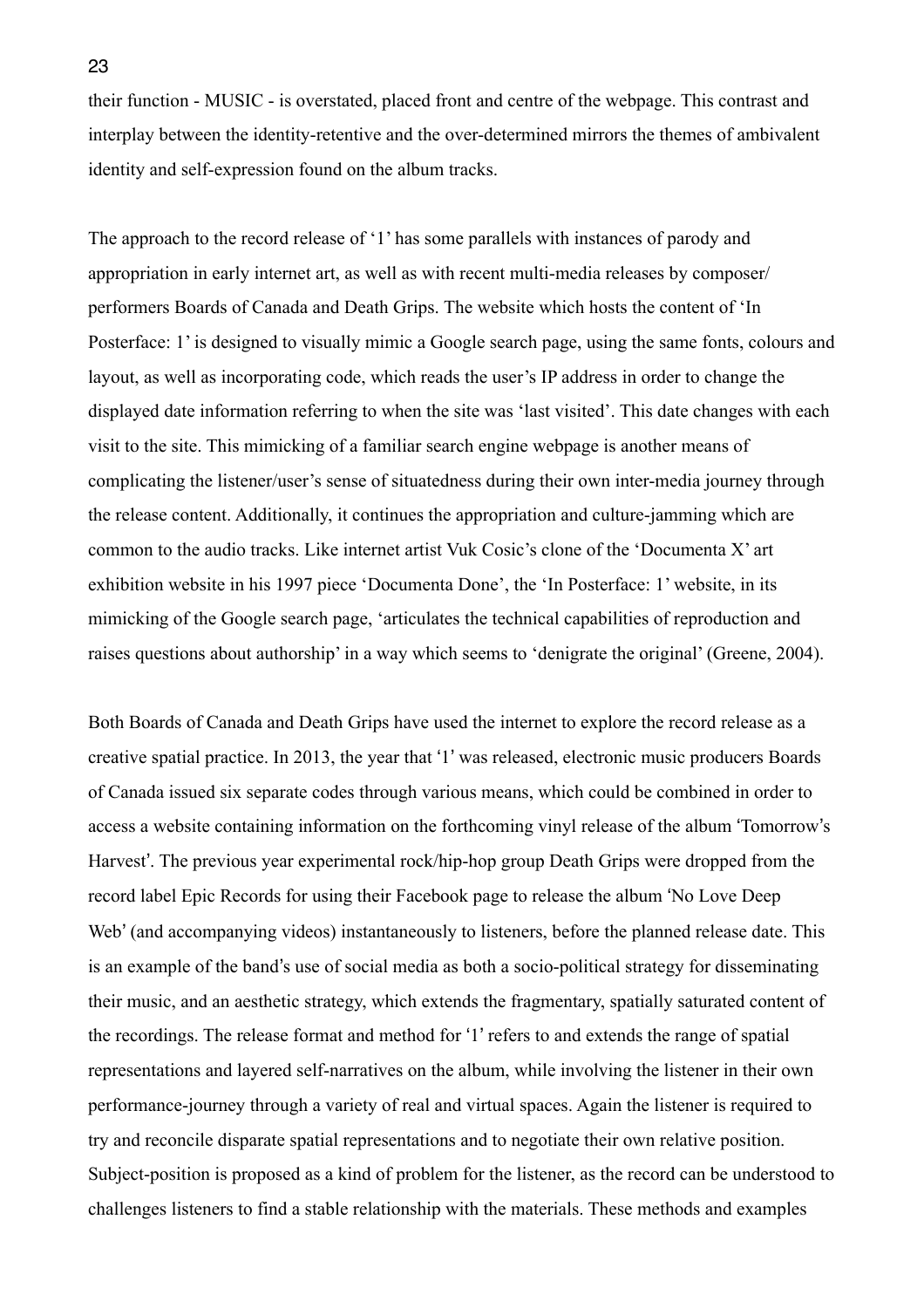their function - MUSIC - is overstated, placed front and centre of the webpage. This contrast and interplay between the identity-retentive and the over-determined mirrors the themes of ambivalent identity and self-expression found on the album tracks.

The approach to the record release of '1' has some parallels with instances of parody and appropriation in early internet art, as well as with recent multi-media releases by composer/ performers Boards of Canada and Death Grips. The website which hosts the content of 'In Posterface: 1' is designed to visually mimic a Google search page, using the same fonts, colours and layout, as well as incorporating code, which reads the user's IP address in order to change the displayed date information referring to when the site was 'last visited'. This date changes with each visit to the site. This mimicking of a familiar search engine webpage is another means of complicating the listener/user's sense of situatedness during their own inter-media journey through the release content. Additionally, it continues the appropriation and culture-jamming which are common to the audio tracks. Like internet artist Vuk Cosic's clone of the 'Documenta X' art exhibition website in his 1997 piece 'Documenta Done', the 'In Posterface: 1' website, in its mimicking of the Google search page, 'articulates the technical capabilities of reproduction and raises questions about authorship' in a way which seems to 'denigrate the original' (Greene, 2004).

Both Boards of Canada and Death Grips have used the internet to explore the record release as a creative spatial practice. In 2013, the year that '1' was released, electronic music producers Boards of Canada issued six separate codes through various means, which could be combined in order to access a website containing information on the forthcoming vinyl release of the album 'Tomorrow's Harvest'. The previous year experimental rock/hip-hop group Death Grips were dropped from the record label Epic Records for using their Facebook page to release the album 'No Love Deep Web' (and accompanying videos) instantaneously to listeners, before the planned release date. This is an example of the band's use of social media as both a socio-political strategy for disseminating their music, and an aesthetic strategy, which extends the fragmentary, spatially saturated content of the recordings. The release format and method for '1' refers to and extends the range of spatial representations and layered self-narratives on the album, while involving the listener in their own performance-journey through a variety of real and virtual spaces. Again the listener is required to try and reconcile disparate spatial representations and to negotiate their own relative position. Subject-position is proposed as a kind of problem for the listener, as the record can be understood to challenges listeners to find a stable relationship with the materials. These methods and examples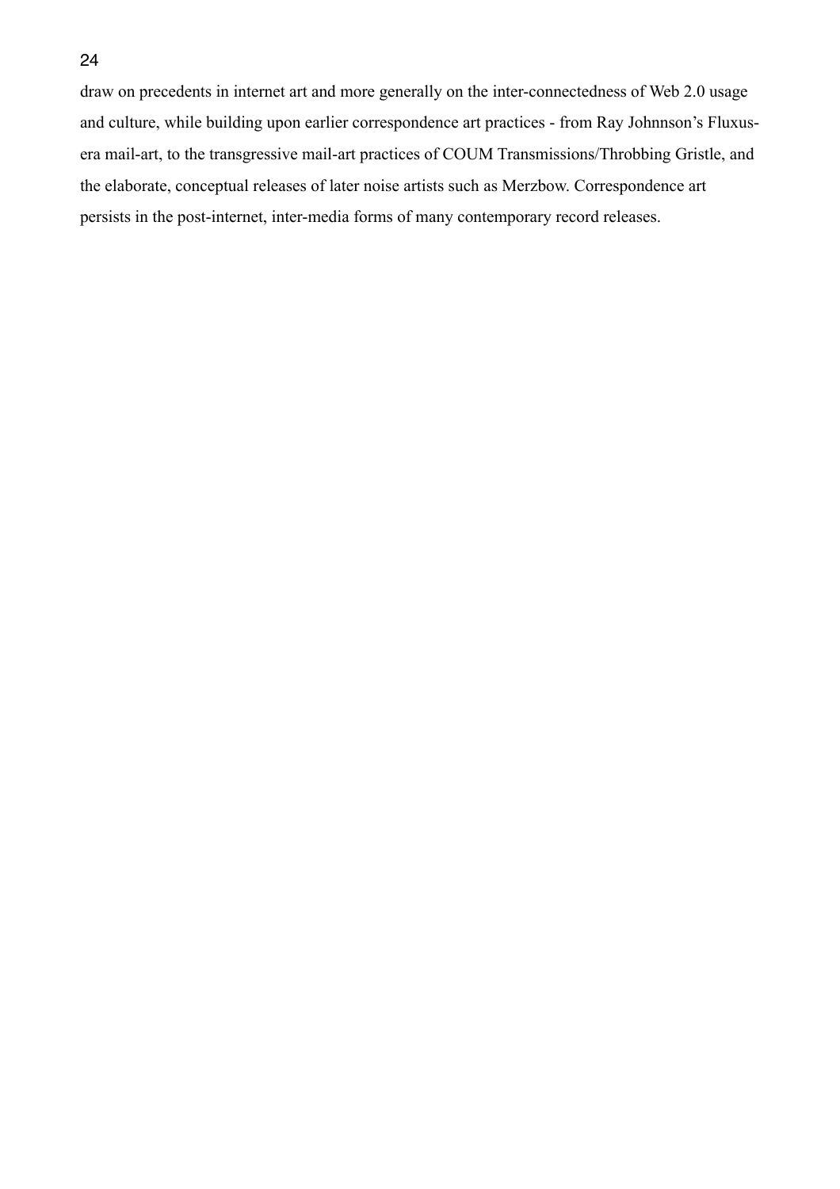draw on precedents in internet art and more generally on the inter-connectedness of Web 2.0 usage and culture, while building upon earlier correspondence art practices - from Ray Johnnson's Fluxus-era mail-art, to the transgressive mail-art practices of COUM Transmissions/Throbbing Gristle, and the elaborate, conceptual releases of later noise artists such as Merzbow. Correspondence art persists in the post-internet, inter-media forms of many contemporary record releases.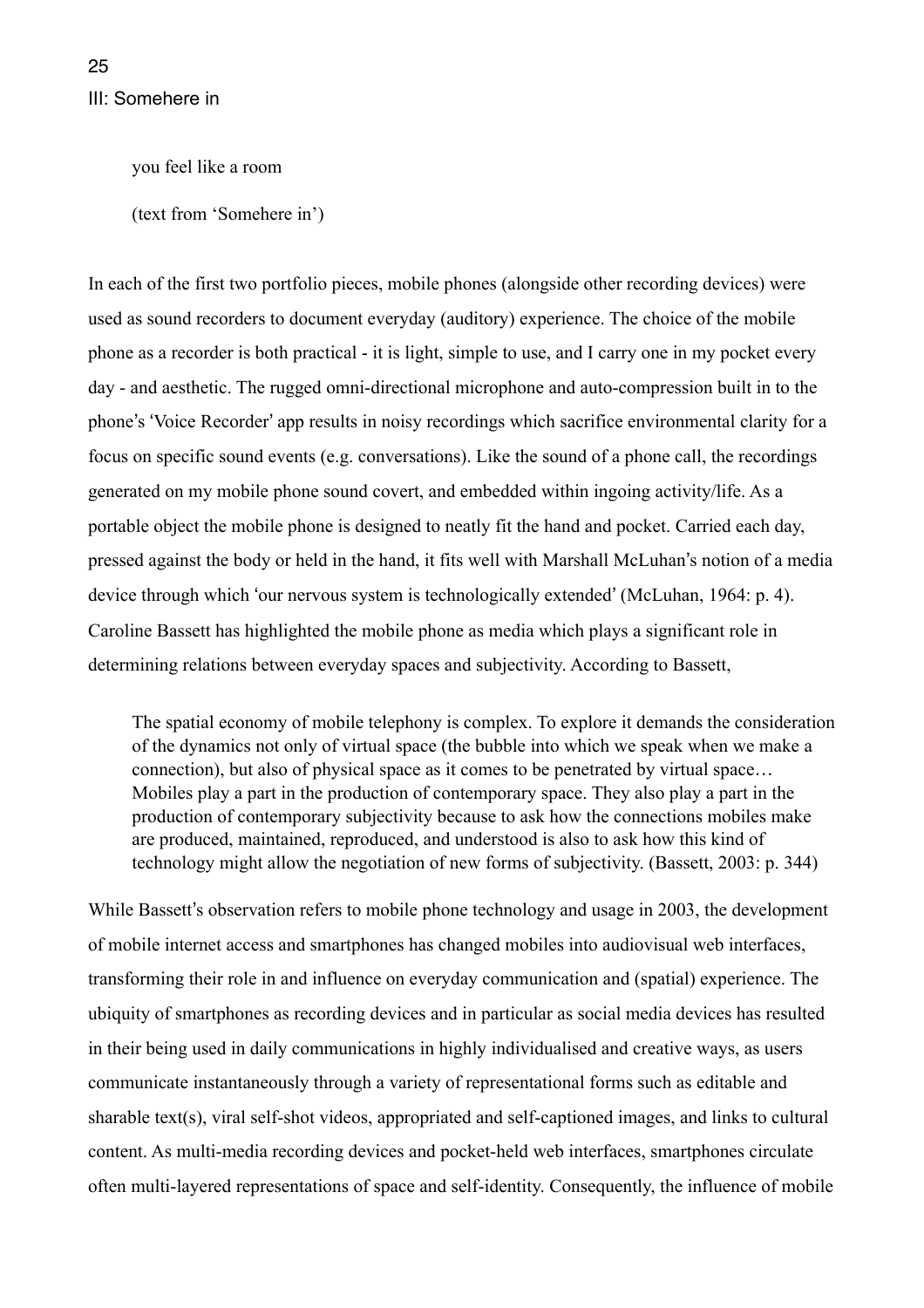## III: Somehere in

> you feel like a room
>
> (text from 'Somehere in')

In each of the first two portfolio pieces, mobile phones (alongside other recording devices) were used as sound recorders to document everyday (auditory) experience. The choice of the mobile phone as a recorder is both practical - it is light, simple to use, and I carry one in my pocket every day - and aesthetic. The rugged omni-directional microphone and auto-compression built in to the phone's 'Voice Recorder' app results in noisy recordings which sacrifice environmental clarity for a focus on specific sound events (e.g. conversations). Like the sound of a phone call, the recordings generated on my mobile phone sound covert, and embedded within ingoing activity/life. As a portable object the mobile phone is designed to neatly fit the hand and pocket. Carried each day, pressed against the body or held in the hand, it fits well with Marshall McLuhan's notion of a media device through which 'our nervous system is technologically extended' (McLuhan, 1964: p. 4). Caroline Bassett has highlighted the mobile phone as media which plays a significant role in determining relations between everyday spaces and subjectivity. According to Bassett,

> The spatial economy of mobile telephony is complex. To explore it demands the consideration of the dynamics not only of virtual space (the bubble into which we speak when we make a connection), but also of physical space as it comes to be penetrated by virtual space… Mobiles play a part in the production of contemporary space. They also play a part in the production of contemporary subjectivity because to ask how the connections mobiles make are produced, maintained, reproduced, and understood is also to ask how this kind of technology might allow the negotiation of new forms of subjectivity. (Bassett, 2003: p. 344)

While Bassett's observation refers to mobile phone technology and usage in 2003, the development of mobile internet access and smartphones has changed mobiles into audiovisual web interfaces, transforming their role in and influence on everyday communication and (spatial) experience. The ubiquity of smartphones as recording devices and in particular as social media devices has resulted in their being used in daily communications in highly individualised and creative ways, as users communicate instantaneously through a variety of representational forms such as editable and sharable text(s), viral self-shot videos, appropriated and self-captioned images, and links to cultural content. As multi-media recording devices and pocket-held web interfaces, smartphones circulate often multi-layered representations of space and self-identity. Consequently, the influence of mobile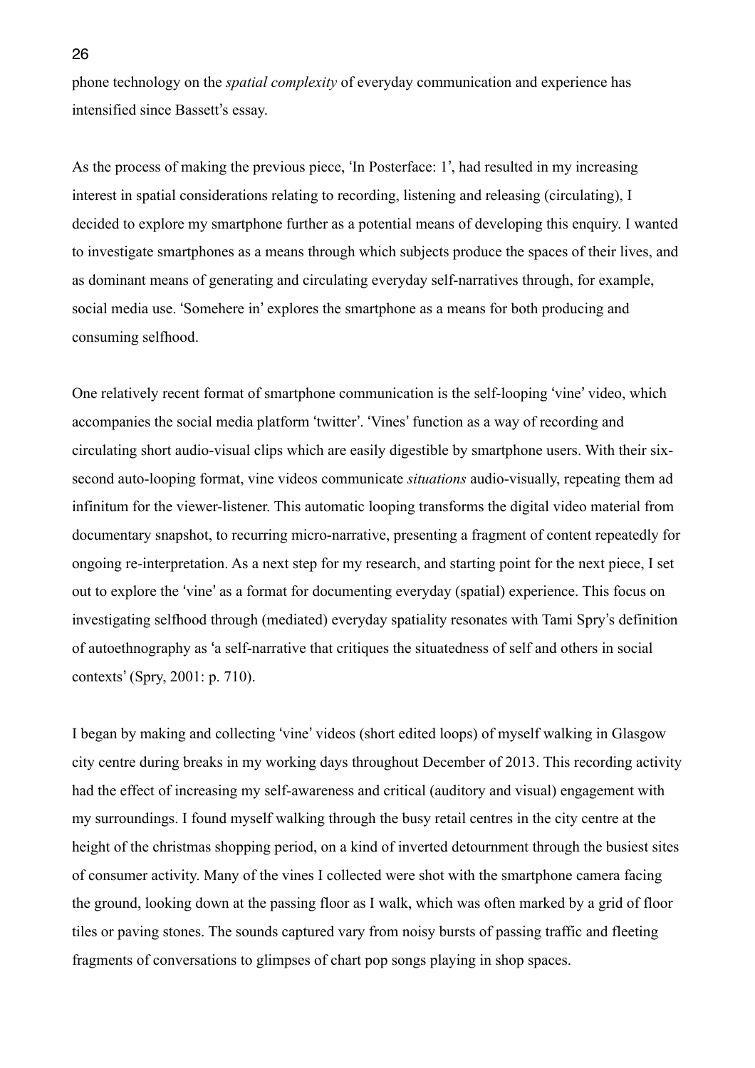phone technology on the *spatial complexity* of everyday communication and experience has intensified since Bassett's essay.

As the process of making the previous piece, 'In Posterface: 1', had resulted in my increasing interest in spatial considerations relating to recording, listening and releasing (circulating), I decided to explore my smartphone further as a potential means of developing this enquiry. I wanted to investigate smartphones as a means through which subjects produce the spaces of their lives, and as dominant means of generating and circulating everyday self-narratives through, for example, social media use. 'Somehere in' explores the smartphone as a means for both producing and consuming selfhood.

One relatively recent format of smartphone communication is the self-looping 'vine' video, which accompanies the social media platform 'twitter'. 'Vines' function as a way of recording and circulating short audio-visual clips which are easily digestible by smartphone users. With their six-second auto-looping format, vine videos communicate *situations* audio-visually, repeating them ad infinitum for the viewer-listener. This automatic looping transforms the digital video material from documentary snapshot, to recurring micro-narrative, presenting a fragment of content repeatedly for ongoing re-interpretation. As a next step for my research, and starting point for the next piece, I set out to explore the 'vine' as a format for documenting everyday (spatial) experience. This focus on investigating selfhood through (mediated) everyday spatiality resonates with Tami Spry's definition of autoethnography as 'a self-narrative that critiques the situatedness of self and others in social contexts' (Spry, 2001: p. 710).

I began by making and collecting 'vine' videos (short edited loops) of myself walking in Glasgow city centre during breaks in my working days throughout December of 2013. This recording activity had the effect of increasing my self-awareness and critical (auditory and visual) engagement with my surroundings. I found myself walking through the busy retail centres in the city centre at the height of the christmas shopping period, on a kind of inverted detournment through the busiest sites of consumer activity. Many of the vines I collected were shot with the smartphone camera facing the ground, looking down at the passing floor as I walk, which was often marked by a grid of floor tiles or paving stones. The sounds captured vary from noisy bursts of passing traffic and fleeting fragments of conversations to glimpses of chart pop songs playing in shop spaces.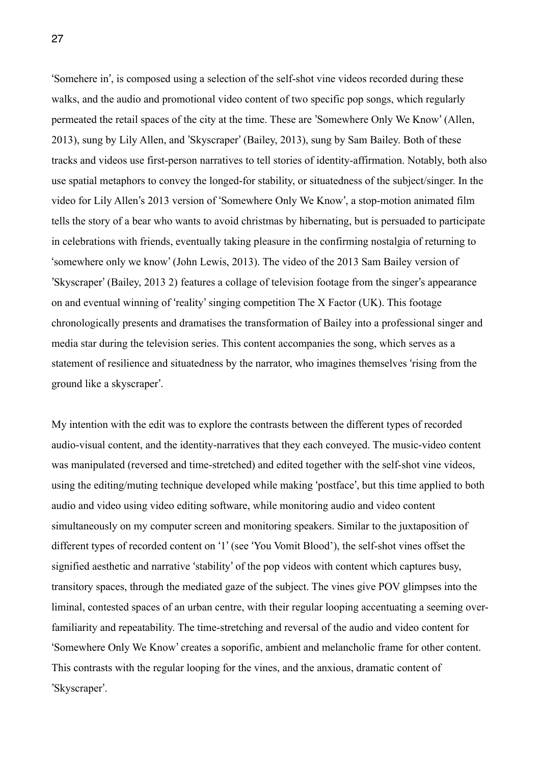'Somehere in', is composed using a selection of the self-shot vine videos recorded during these walks, and the audio and promotional video content of two specific pop songs, which regularly permeated the retail spaces of the city at the time. These are 'Somewhere Only We Know' (Allen, 2013), sung by Lily Allen, and 'Skyscraper' (Bailey, 2013), sung by Sam Bailey. Both of these tracks and videos use first-person narratives to tell stories of identity-affirmation. Notably, both also use spatial metaphors to convey the longed-for stability, or situatedness of the subject/singer. In the video for Lily Allen's 2013 version of 'Somewhere Only We Know', a stop-motion animated film tells the story of a bear who wants to avoid christmas by hibernating, but is persuaded to participate in celebrations with friends, eventually taking pleasure in the confirming nostalgia of returning to 'somewhere only we know' (John Lewis, 2013). The video of the 2013 Sam Bailey version of 'Skyscraper' (Bailey, 2013 2) features a collage of television footage from the singer's appearance on and eventual winning of 'reality' singing competition The X Factor (UK). This footage chronologically presents and dramatises the transformation of Bailey into a professional singer and media star during the television series. This content accompanies the song, which serves as a statement of resilience and situatedness by the narrator, who imagines themselves 'rising from the ground like a skyscraper'.

My intention with the edit was to explore the contrasts between the different types of recorded audio-visual content, and the identity-narratives that they each conveyed. The music-video content was manipulated (reversed and time-stretched) and edited together with the self-shot vine videos, using the editing/muting technique developed while making 'postface', but this time applied to both audio and video using video editing software, while monitoring audio and video content simultaneously on my computer screen and monitoring speakers. Similar to the juxtaposition of different types of recorded content on '1' (see 'You Vomit Blood'), the self-shot vines offset the signified aesthetic and narrative 'stability' of the pop videos with content which captures busy, transitory spaces, through the mediated gaze of the subject. The vines give POV glimpses into the liminal, contested spaces of an urban centre, with their regular looping accentuating a seeming over-familiarity and repeatability. The time-stretching and reversal of the audio and video content for 'Somewhere Only We Know' creates a soporific, ambient and melancholic frame for other content. This contrasts with the regular looping for the vines, and the anxious, dramatic content of 'Skyscraper'.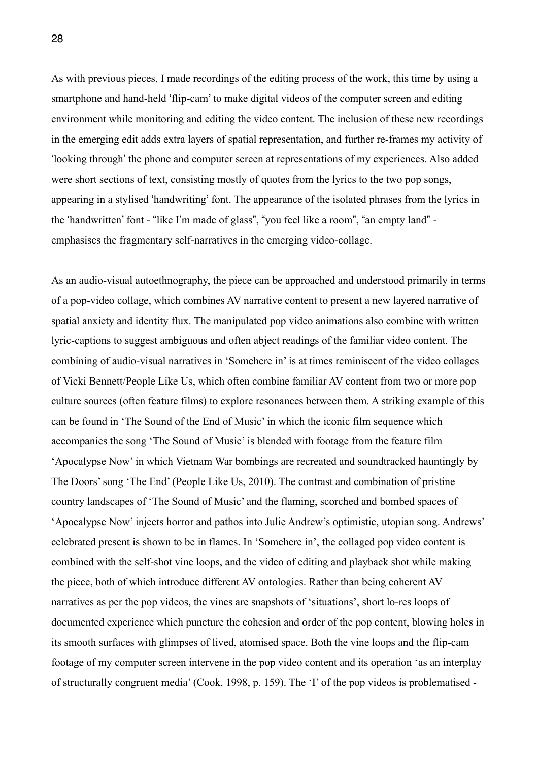As with previous pieces, I made recordings of the editing process of the work, this time by using a smartphone and hand-held 'flip-cam' to make digital videos of the computer screen and editing environment while monitoring and editing the video content. The inclusion of these new recordings in the emerging edit adds extra layers of spatial representation, and further re-frames my activity of 'looking through' the phone and computer screen at representations of my experiences. Also added were short sections of text, consisting mostly of quotes from the lyrics to the two pop songs, appearing in a stylised 'handwriting' font. The appearance of the isolated phrases from the lyrics in the 'handwritten' font - "like I'm made of glass", "you feel like a room", "an empty land" - emphasises the fragmentary self-narratives in the emerging video-collage.

As an audio-visual autoethnography, the piece can be approached and understood primarily in terms of a pop-video collage, which combines AV narrative content to present a new layered narrative of spatial anxiety and identity flux. The manipulated pop video animations also combine with written lyric-captions to suggest ambiguous and often abject readings of the familiar video content. The combining of audio-visual narratives in 'Somehere in' is at times reminiscent of the video collages of Vicki Bennett/People Like Us, which often combine familiar AV content from two or more pop culture sources (often feature films) to explore resonances between them. A striking example of this can be found in 'The Sound of the End of Music' in which the iconic film sequence which accompanies the song 'The Sound of Music' is blended with footage from the feature film 'Apocalypse Now' in which Vietnam War bombings are recreated and soundtracked hauntingly by The Doors' song 'The End' (People Like Us, 2010). The contrast and combination of pristine country landscapes of 'The Sound of Music' and the flaming, scorched and bombed spaces of 'Apocalypse Now' injects horror and pathos into Julie Andrew's optimistic, utopian song. Andrews' celebrated present is shown to be in flames. In 'Somehere in', the collaged pop video content is combined with the self-shot vine loops, and the video of editing and playback shot while making the piece, both of which introduce different AV ontologies. Rather than being coherent AV narratives as per the pop videos, the vines are snapshots of 'situations', short lo-res loops of documented experience which puncture the cohesion and order of the pop content, blowing holes in its smooth surfaces with glimpses of lived, atomised space. Both the vine loops and the flip-cam footage of my computer screen intervene in the pop video content and its operation 'as an interplay of structurally congruent media' (Cook, 1998, p. 159). The 'I' of the pop videos is problematised -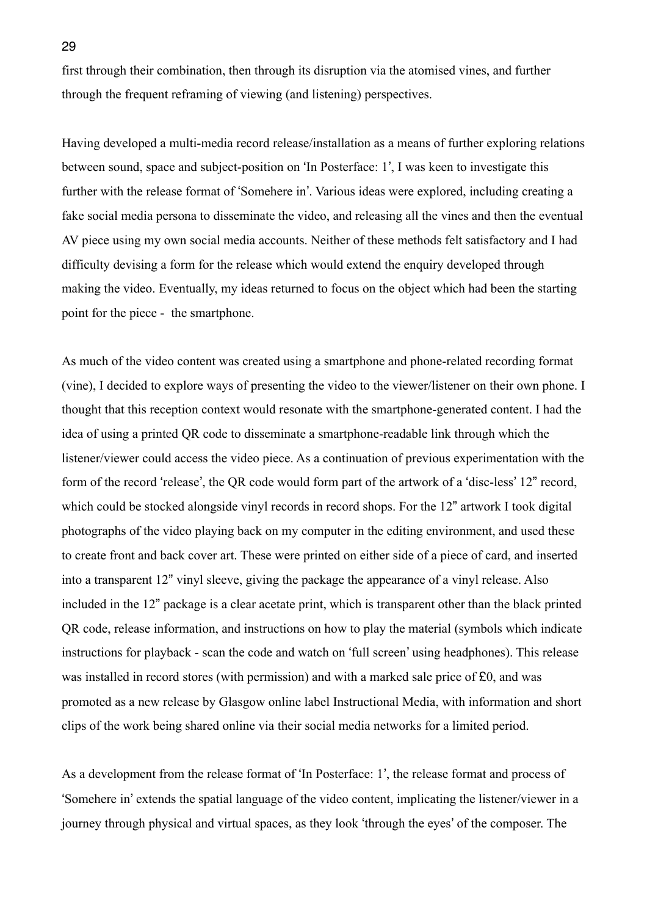first through their combination, then through its disruption via the atomised vines, and further through the frequent reframing of viewing (and listening) perspectives.

Having developed a multi-media record release/installation as a means of further exploring relations between sound, space and subject-position on 'In Posterface: 1', I was keen to investigate this further with the release format of 'Somehere in'. Various ideas were explored, including creating a fake social media persona to disseminate the video, and releasing all the vines and then the eventual AV piece using my own social media accounts. Neither of these methods felt satisfactory and I had difficulty devising a form for the release which would extend the enquiry developed through making the video. Eventually, my ideas returned to focus on the object which had been the starting point for the piece - the smartphone.

As much of the video content was created using a smartphone and phone-related recording format (vine), I decided to explore ways of presenting the video to the viewer/listener on their own phone. I thought that this reception context would resonate with the smartphone-generated content. I had the idea of using a printed QR code to disseminate a smartphone-readable link through which the listener/viewer could access the video piece. As a continuation of previous experimentation with the form of the record 'release', the QR code would form part of the artwork of a 'disc-less' 12" record, which could be stocked alongside vinyl records in record shops. For the 12" artwork I took digital photographs of the video playing back on my computer in the editing environment, and used these to create front and back cover art. These were printed on either side of a piece of card, and inserted into a transparent 12" vinyl sleeve, giving the package the appearance of a vinyl release. Also included in the 12" package is a clear acetate print, which is transparent other than the black printed QR code, release information, and instructions on how to play the material (symbols which indicate instructions for playback - scan the code and watch on 'full screen' using headphones). This release was installed in record stores (with permission) and with a marked sale price of £0, and was promoted as a new release by Glasgow online label Instructional Media, with information and short clips of the work being shared online via their social media networks for a limited period.

As a development from the release format of 'In Posterface: 1', the release format and process of 'Somehere in' extends the spatial language of the video content, implicating the listener/viewer in a journey through physical and virtual spaces, as they look 'through the eyes' of the composer. The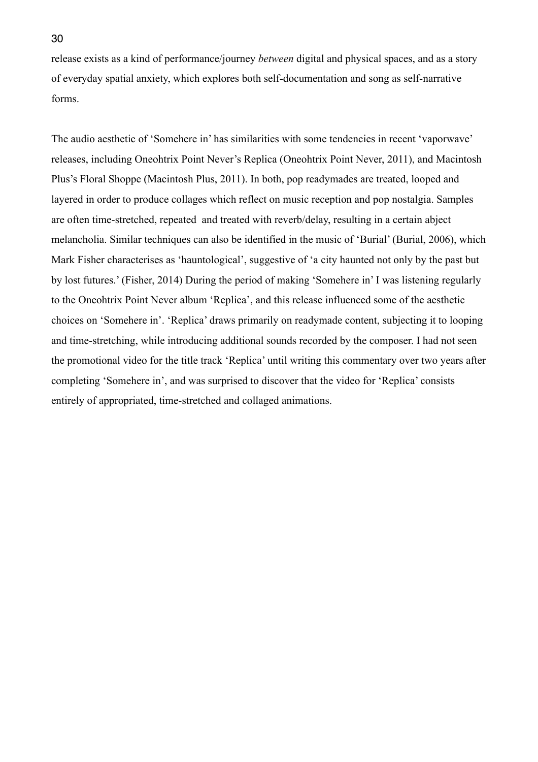release exists as a kind of performance/journey *between* digital and physical spaces, and as a story of everyday spatial anxiety, which explores both self-documentation and song as self-narrative forms.

The audio aesthetic of 'Somehere in' has similarities with some tendencies in recent 'vaporwave' releases, including Oneohtrix Point Never's Replica (Oneohtrix Point Never, 2011), and Macintosh Plus's Floral Shoppe (Macintosh Plus, 2011). In both, pop readymades are treated, looped and layered in order to produce collages which reflect on music reception and pop nostalgia. Samples are often time-stretched, repeated and treated with reverb/delay, resulting in a certain abject melancholia. Similar techniques can also be identified in the music of 'Burial' (Burial, 2006), which Mark Fisher characterises as 'hauntological', suggestive of 'a city haunted not only by the past but by lost futures.' (Fisher, 2014) During the period of making 'Somehere in' I was listening regularly to the Oneohtrix Point Never album 'Replica', and this release influenced some of the aesthetic choices on 'Somehere in'. 'Replica' draws primarily on readymade content, subjecting it to looping and time-stretching, while introducing additional sounds recorded by the composer. I had not seen the promotional video for the title track 'Replica' until writing this commentary over two years after completing 'Somehere in', and was surprised to discover that the video for 'Replica' consists entirely of appropriated, time-stretched and collaged animations.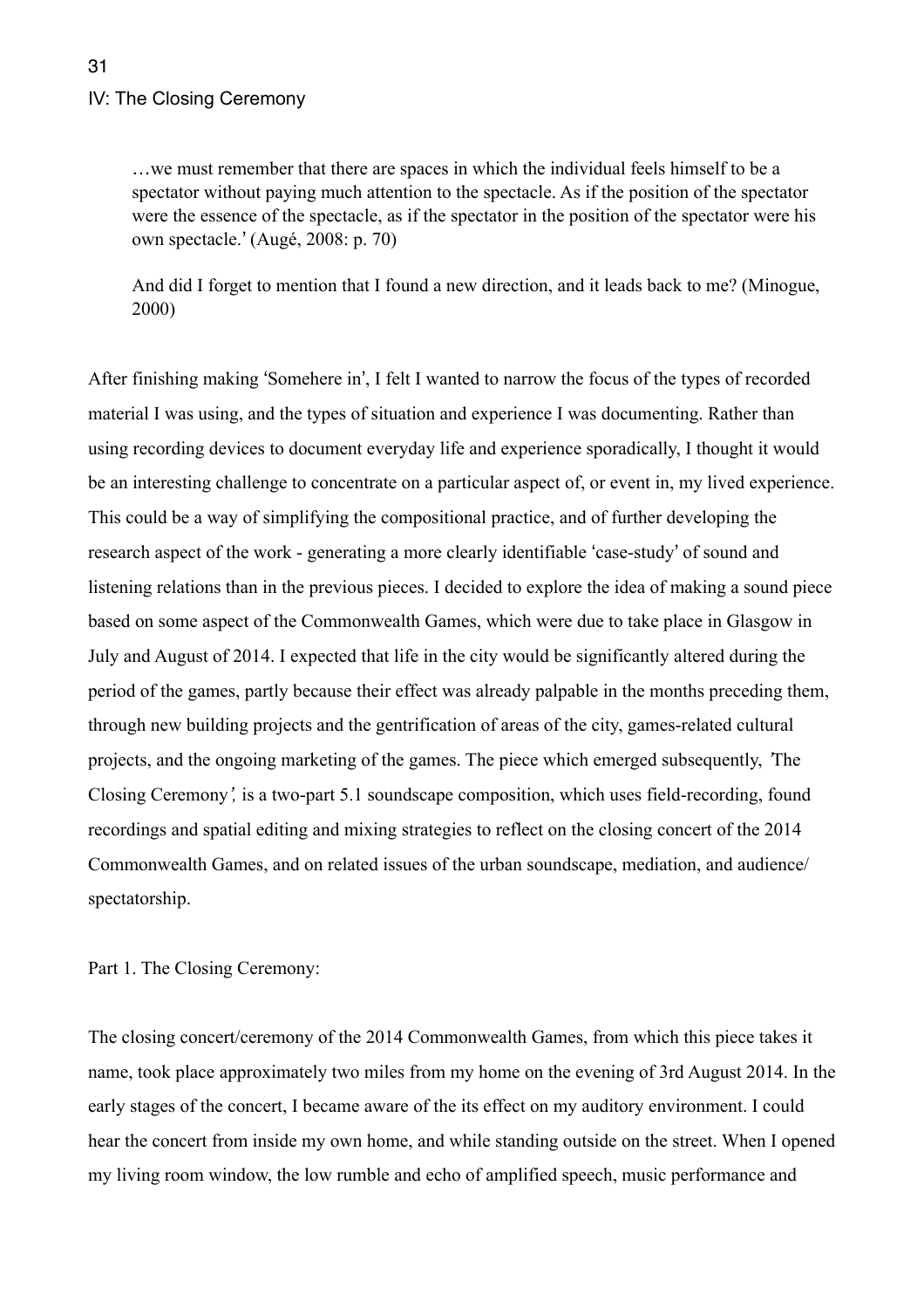## IV: The Closing Ceremony

> …we must remember that there are spaces in which the individual feels himself to be a spectator without paying much attention to the spectacle. As if the position of the spectator were the essence of the spectacle, as if the spectator in the position of the spectator were his own spectacle.' (Augé, 2008: p. 70)

> And did I forget to mention that I found a new direction, and it leads back to me? (Minogue, 2000)

After finishing making 'Somehere in', I felt I wanted to narrow the focus of the types of recorded material I was using, and the types of situation and experience I was documenting. Rather than using recording devices to document everyday life and experience sporadically, I thought it would be an interesting challenge to concentrate on a particular aspect of, or event in, my lived experience. This could be a way of simplifying the compositional practice, and of further developing the research aspect of the work - generating a more clearly identifiable 'case-study' of sound and listening relations than in the previous pieces. I decided to explore the idea of making a sound piece based on some aspect of the Commonwealth Games, which were due to take place in Glasgow in July and August of 2014. I expected that life in the city would be significantly altered during the period of the games, partly because their effect was already palpable in the months preceding them, through new building projects and the gentrification of areas of the city, games-related cultural projects, and the ongoing marketing of the games. The piece which emerged subsequently, *'The Closing Ceremony',* is a two-part 5.1 soundscape composition, which uses field-recording, found recordings and spatial editing and mixing strategies to reflect on the closing concert of the 2014 Commonwealth Games, and on related issues of the urban soundscape, mediation, and audience/ spectatorship.

Part 1. The Closing Ceremony:

The closing concert/ceremony of the 2014 Commonwealth Games, from which this piece takes it name, took place approximately two miles from my home on the evening of 3rd August 2014. In the early stages of the concert, I became aware of the its effect on my auditory environment. I could hear the concert from inside my own home, and while standing outside on the street. When I opened my living room window, the low rumble and echo of amplified speech, music performance and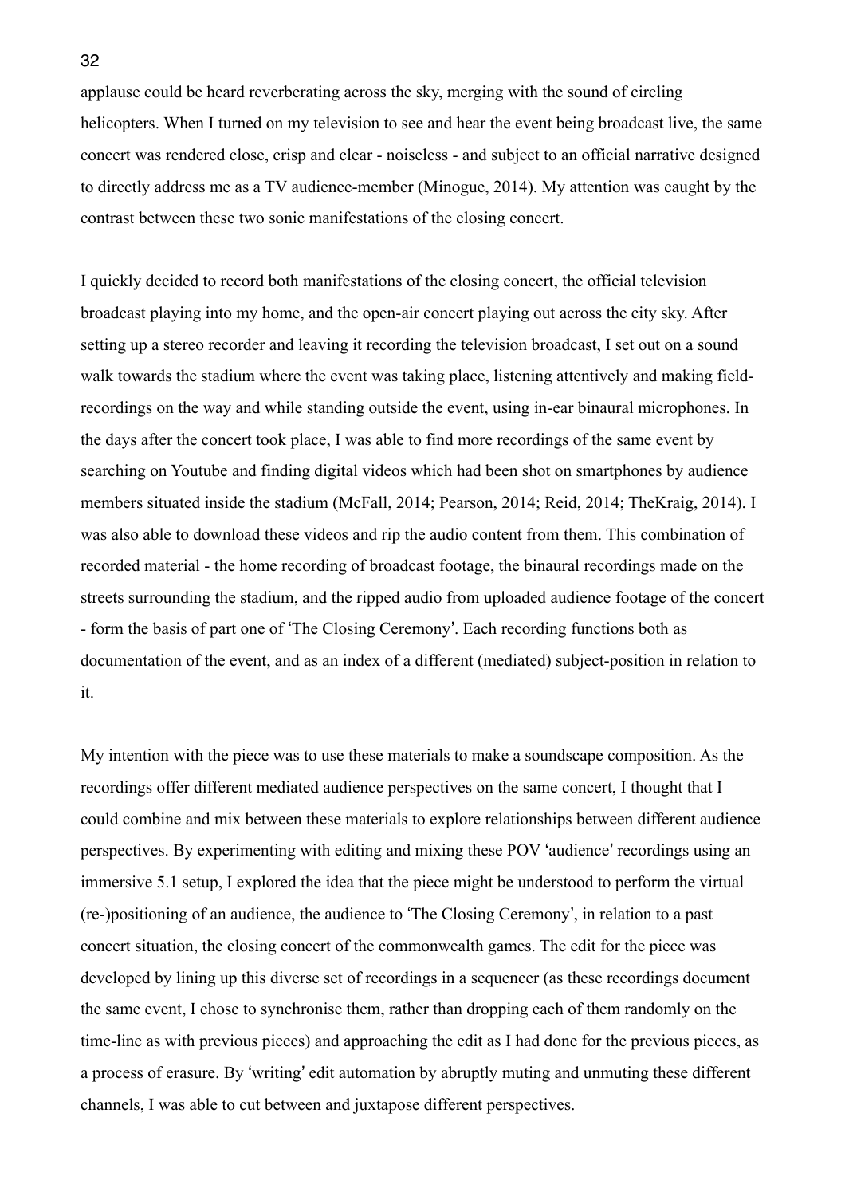applause could be heard reverberating across the sky, merging with the sound of circling helicopters. When I turned on my television to see and hear the event being broadcast live, the same concert was rendered close, crisp and clear - noiseless - and subject to an official narrative designed to directly address me as a TV audience-member (Minogue, 2014). My attention was caught by the contrast between these two sonic manifestations of the closing concert.

I quickly decided to record both manifestations of the closing concert, the official television broadcast playing into my home, and the open-air concert playing out across the city sky. After setting up a stereo recorder and leaving it recording the television broadcast, I set out on a sound walk towards the stadium where the event was taking place, listening attentively and making field-recordings on the way and while standing outside the event, using in-ear binaural microphones. In the days after the concert took place, I was able to find more recordings of the same event by searching on Youtube and finding digital videos which had been shot on smartphones by audience members situated inside the stadium (McFall, 2014; Pearson, 2014; Reid, 2014; TheKraig, 2014). I was also able to download these videos and rip the audio content from them. This combination of recorded material - the home recording of broadcast footage, the binaural recordings made on the streets surrounding the stadium, and the ripped audio from uploaded audience footage of the concert - form the basis of part one of 'The Closing Ceremony'. Each recording functions both as documentation of the event, and as an index of a different (mediated) subject-position in relation to it.

My intention with the piece was to use these materials to make a soundscape composition. As the recordings offer different mediated audience perspectives on the same concert, I thought that I could combine and mix between these materials to explore relationships between different audience perspectives. By experimenting with editing and mixing these POV 'audience' recordings using an immersive 5.1 setup, I explored the idea that the piece might be understood to perform the virtual (re-)positioning of an audience, the audience to 'The Closing Ceremony', in relation to a past concert situation, the closing concert of the commonwealth games. The edit for the piece was developed by lining up this diverse set of recordings in a sequencer (as these recordings document the same event, I chose to synchronise them, rather than dropping each of them randomly on the time-line as with previous pieces) and approaching the edit as I had done for the previous pieces, as a process of erasure. By 'writing' edit automation by abruptly muting and unmuting these different channels, I was able to cut between and juxtapose different perspectives.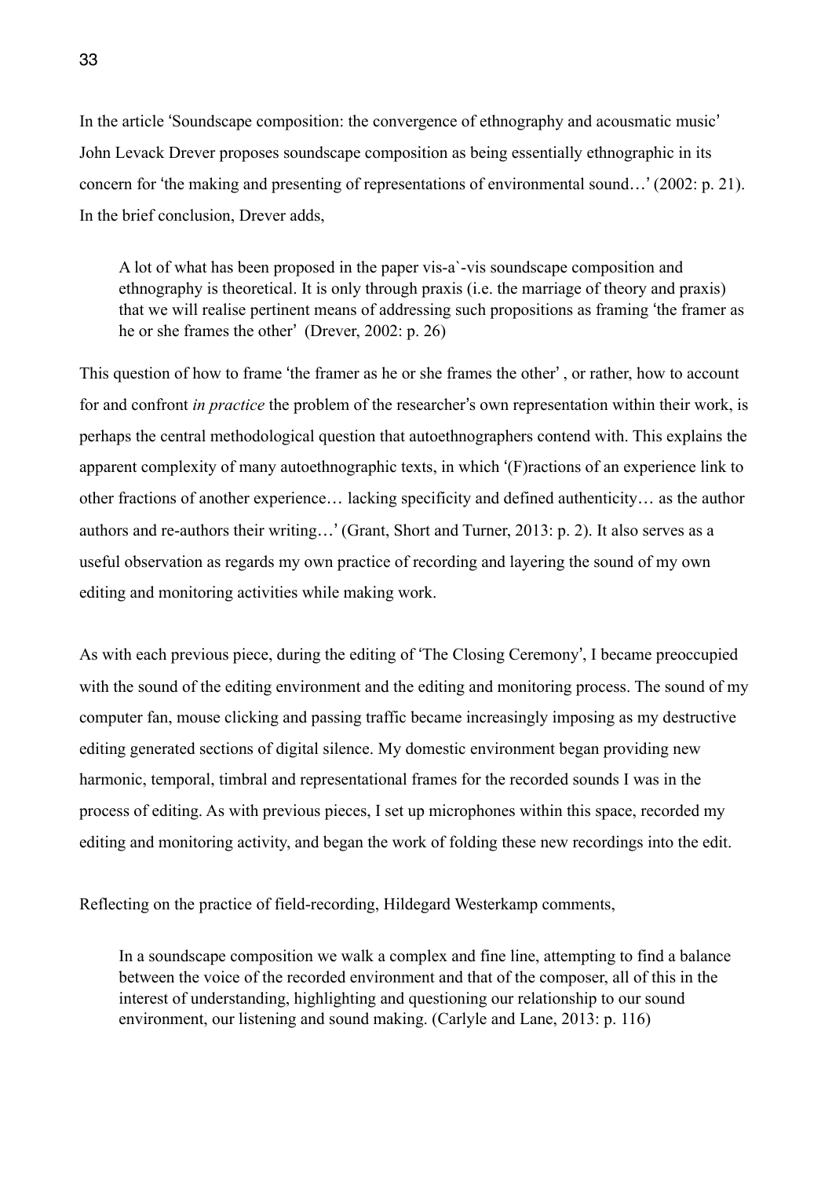In the article 'Soundscape composition: the convergence of ethnography and acousmatic music' John Levack Drever proposes soundscape composition as being essentially ethnographic in its concern for 'the making and presenting of representations of environmental sound…' (2002: p. 21). In the brief conclusion, Drever adds,

> A lot of what has been proposed in the paper vis-a`-vis soundscape composition and ethnography is theoretical. It is only through praxis (i.e. the marriage of theory and praxis) that we will realise pertinent means of addressing such propositions as framing 'the framer as he or she frames the other' (Drever, 2002: p. 26)

This question of how to frame 'the framer as he or she frames the other' , or rather, how to account for and confront *in practice* the problem of the researcher's own representation within their work, is perhaps the central methodological question that autoethnographers contend with. This explains the apparent complexity of many autoethnographic texts, in which '(F)ractions of an experience link to other fractions of another experience… lacking specificity and defined authenticity… as the author authors and re-authors their writing…' (Grant, Short and Turner, 2013: p. 2). It also serves as a useful observation as regards my own practice of recording and layering the sound of my own editing and monitoring activities while making work.

As with each previous piece, during the editing of 'The Closing Ceremony', I became preoccupied with the sound of the editing environment and the editing and monitoring process. The sound of my computer fan, mouse clicking and passing traffic became increasingly imposing as my destructive editing generated sections of digital silence. My domestic environment began providing new harmonic, temporal, timbral and representational frames for the recorded sounds I was in the process of editing. As with previous pieces, I set up microphones within this space, recorded my editing and monitoring activity, and began the work of folding these new recordings into the edit.

Reflecting on the practice of field-recording, Hildegard Westerkamp comments,

> In a soundscape composition we walk a complex and fine line, attempting to find a balance between the voice of the recorded environment and that of the composer, all of this in the interest of understanding, highlighting and questioning our relationship to our sound environment, our listening and sound making. (Carlyle and Lane, 2013: p. 116)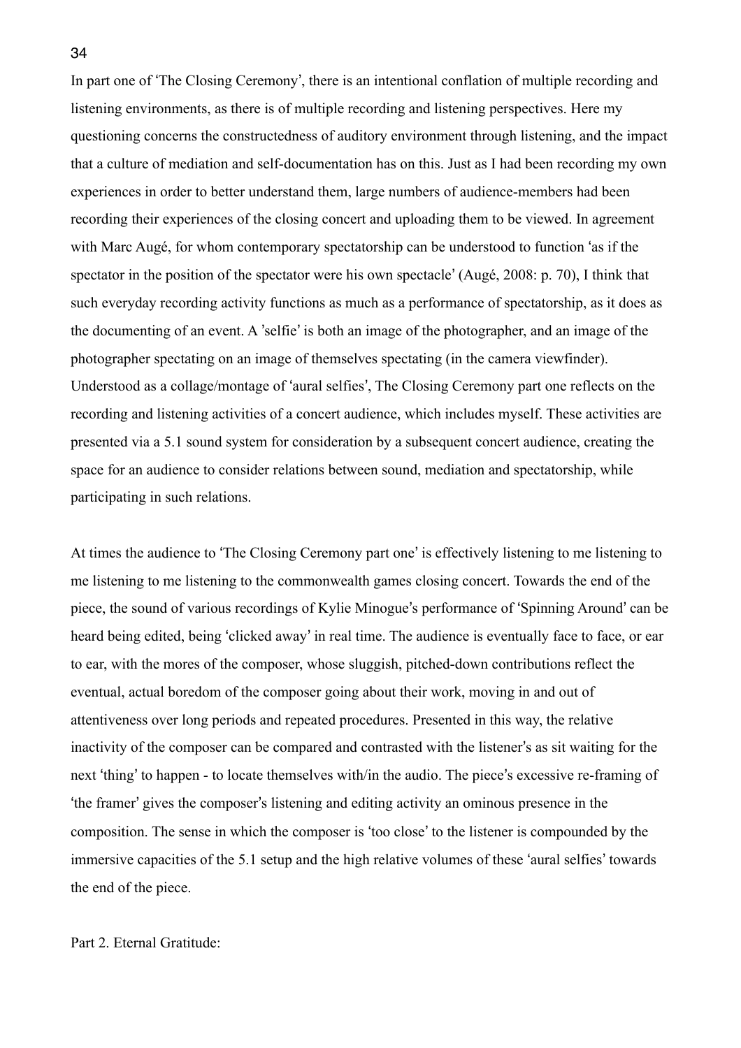In part one of 'The Closing Ceremony', there is an intentional conflation of multiple recording and listening environments, as there is of multiple recording and listening perspectives. Here my questioning concerns the constructedness of auditory environment through listening, and the impact that a culture of mediation and self-documentation has on this. Just as I had been recording my own experiences in order to better understand them, large numbers of audience-members had been recording their experiences of the closing concert and uploading them to be viewed. In agreement with Marc Augé, for whom contemporary spectatorship can be understood to function 'as if the spectator in the position of the spectator were his own spectacle' (Augé, 2008: p. 70), I think that such everyday recording activity functions as much as a performance of spectatorship, as it does as the documenting of an event. A 'selfie' is both an image of the photographer, and an image of the photographer spectating on an image of themselves spectating (in the camera viewfinder). Understood as a collage/montage of 'aural selfies', The Closing Ceremony part one reflects on the recording and listening activities of a concert audience, which includes myself. These activities are presented via a 5.1 sound system for consideration by a subsequent concert audience, creating the space for an audience to consider relations between sound, mediation and spectatorship, while participating in such relations.

At times the audience to 'The Closing Ceremony part one' is effectively listening to me listening to me listening to me listening to the commonwealth games closing concert. Towards the end of the piece, the sound of various recordings of Kylie Minogue's performance of 'Spinning Around' can be heard being edited, being 'clicked away' in real time. The audience is eventually face to face, or ear to ear, with the mores of the composer, whose sluggish, pitched-down contributions reflect the eventual, actual boredom of the composer going about their work, moving in and out of attentiveness over long periods and repeated procedures. Presented in this way, the relative inactivity of the composer can be compared and contrasted with the listener's as sit waiting for the next 'thing' to happen - to locate themselves with/in the audio. The piece's excessive re-framing of 'the framer' gives the composer's listening and editing activity an ominous presence in the composition. The sense in which the composer is 'too close' to the listener is compounded by the immersive capacities of the 5.1 setup and the high relative volumes of these 'aural selfies' towards the end of the piece.

Part 2. Eternal Gratitude: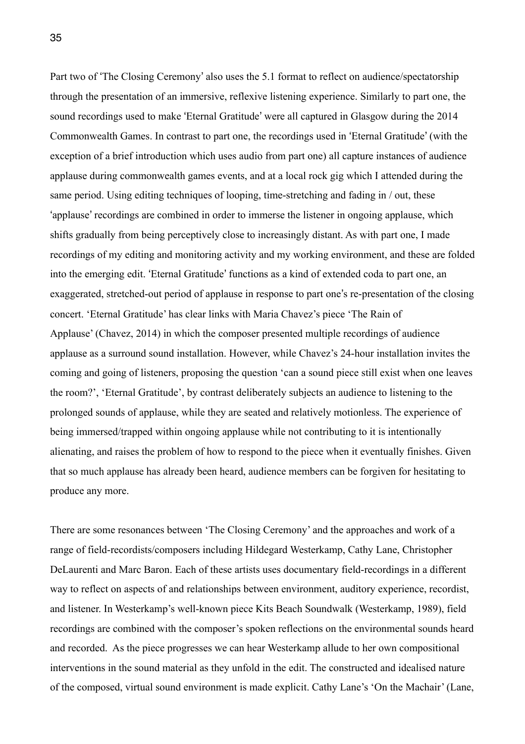Part two of 'The Closing Ceremony' also uses the 5.1 format to reflect on audience/spectatorship through the presentation of an immersive, reflexive listening experience. Similarly to part one, the sound recordings used to make 'Eternal Gratitude' were all captured in Glasgow during the 2014 Commonwealth Games. In contrast to part one, the recordings used in 'Eternal Gratitude' (with the exception of a brief introduction which uses audio from part one) all capture instances of audience applause during commonwealth games events, and at a local rock gig which I attended during the same period. Using editing techniques of looping, time-stretching and fading in / out, these 'applause' recordings are combined in order to immerse the listener in ongoing applause, which shifts gradually from being perceptively close to increasingly distant. As with part one, I made recordings of my editing and monitoring activity and my working environment, and these are folded into the emerging edit. 'Eternal Gratitude' functions as a kind of extended coda to part one, an exaggerated, stretched-out period of applause in response to part one's re-presentation of the closing concert. 'Eternal Gratitude' has clear links with Maria Chavez's piece 'The Rain of Applause' (Chavez, 2014) in which the composer presented multiple recordings of audience applause as a surround sound installation. However, while Chavez's 24-hour installation invites the coming and going of listeners, proposing the question 'can a sound piece still exist when one leaves the room?', 'Eternal Gratitude', by contrast deliberately subjects an audience to listening to the prolonged sounds of applause, while they are seated and relatively motionless. The experience of being immersed/trapped within ongoing applause while not contributing to it is intentionally alienating, and raises the problem of how to respond to the piece when it eventually finishes. Given that so much applause has already been heard, audience members can be forgiven for hesitating to produce any more.

There are some resonances between 'The Closing Ceremony' and the approaches and work of a range of field-recordists/composers including Hildegard Westerkamp, Cathy Lane, Christopher DeLaurenti and Marc Baron. Each of these artists uses documentary field-recordings in a different way to reflect on aspects of and relationships between environment, auditory experience, recordist, and listener. In Westerkamp's well-known piece Kits Beach Soundwalk (Westerkamp, 1989), field recordings are combined with the composer's spoken reflections on the environmental sounds heard and recorded. As the piece progresses we can hear Westerkamp allude to her own compositional interventions in the sound material as they unfold in the edit. The constructed and idealised nature of the composed, virtual sound environment is made explicit. Cathy Lane's 'On the Machair' (Lane,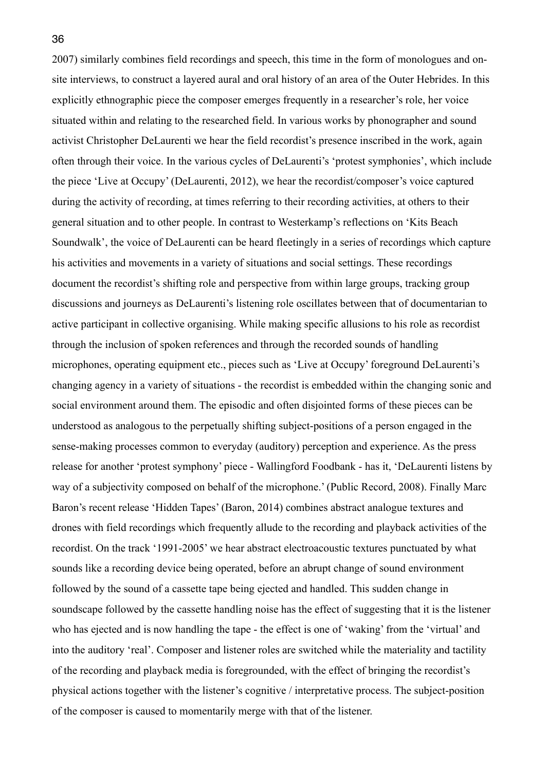2007) similarly combines field recordings and speech, this time in the form of monologues and on-site interviews, to construct a layered aural and oral history of an area of the Outer Hebrides. In this explicitly ethnographic piece the composer emerges frequently in a researcher's role, her voice situated within and relating to the researched field. In various works by phonographer and sound activist Christopher DeLaurenti we hear the field recordist's presence inscribed in the work, again often through their voice. In the various cycles of DeLaurenti's 'protest symphonies', which include the piece 'Live at Occupy' (DeLaurenti, 2012), we hear the recordist/composer's voice captured during the activity of recording, at times referring to their recording activities, at others to their general situation and to other people. In contrast to Westerkamp's reflections on 'Kits Beach Soundwalk', the voice of DeLaurenti can be heard fleetingly in a series of recordings which capture his activities and movements in a variety of situations and social settings. These recordings document the recordist's shifting role and perspective from within large groups, tracking group discussions and journeys as DeLaurenti's listening role oscillates between that of documentarian to active participant in collective organising. While making specific allusions to his role as recordist through the inclusion of spoken references and through the recorded sounds of handling microphones, operating equipment etc., pieces such as 'Live at Occupy' foreground DeLaurenti's changing agency in a variety of situations - the recordist is embedded within the changing sonic and social environment around them. The episodic and often disjointed forms of these pieces can be understood as analogous to the perpetually shifting subject-positions of a person engaged in the sense-making processes common to everyday (auditory) perception and experience. As the press release for another 'protest symphony' piece - Wallingford Foodbank - has it, 'DeLaurenti listens by way of a subjectivity composed on behalf of the microphone.' (Public Record, 2008). Finally Marc Baron's recent release 'Hidden Tapes' (Baron, 2014) combines abstract analogue textures and drones with field recordings which frequently allude to the recording and playback activities of the recordist. On the track '1991-2005' we hear abstract electroacoustic textures punctuated by what sounds like a recording device being operated, before an abrupt change of sound environment followed by the sound of a cassette tape being ejected and handled. This sudden change in soundscape followed by the cassette handling noise has the effect of suggesting that it is the listener who has ejected and is now handling the tape - the effect is one of 'waking' from the 'virtual' and into the auditory 'real'. Composer and listener roles are switched while the materiality and tactility of the recording and playback media is foregrounded, with the effect of bringing the recordist's physical actions together with the listener's cognitive / interpretative process. The subject-position of the composer is caused to momentarily merge with that of the listener.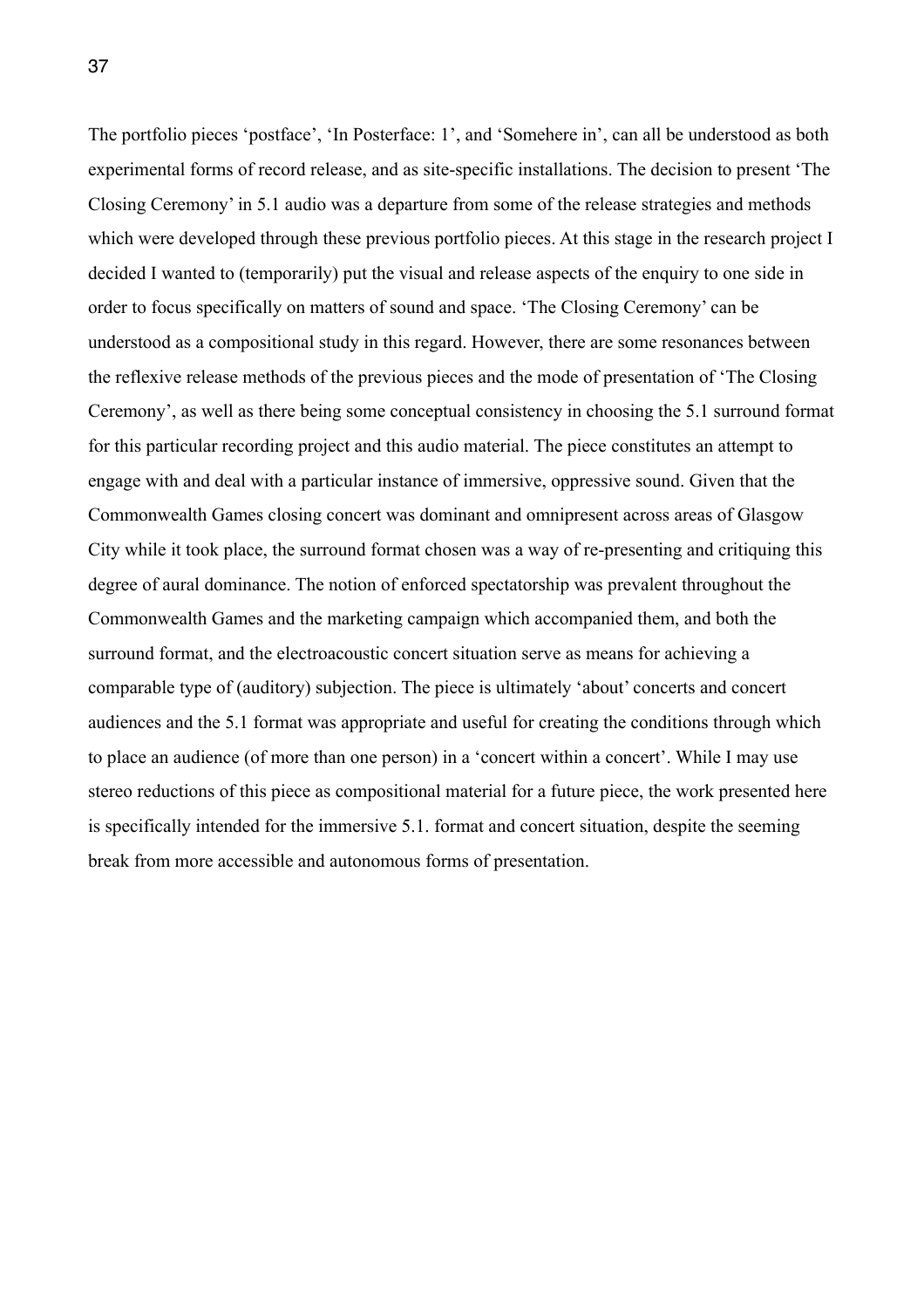The portfolio pieces 'postface', 'In Posterface: 1', and 'Somehere in', can all be understood as both experimental forms of record release, and as site-specific installations. The decision to present 'The Closing Ceremony' in 5.1 audio was a departure from some of the release strategies and methods which were developed through these previous portfolio pieces. At this stage in the research project I decided I wanted to (temporarily) put the visual and release aspects of the enquiry to one side in order to focus specifically on matters of sound and space. 'The Closing Ceremony' can be understood as a compositional study in this regard. However, there are some resonances between the reflexive release methods of the previous pieces and the mode of presentation of 'The Closing Ceremony', as well as there being some conceptual consistency in choosing the 5.1 surround format for this particular recording project and this audio material. The piece constitutes an attempt to engage with and deal with a particular instance of immersive, oppressive sound. Given that the Commonwealth Games closing concert was dominant and omnipresent across areas of Glasgow City while it took place, the surround format chosen was a way of re-presenting and critiquing this degree of aural dominance. The notion of enforced spectatorship was prevalent throughout the Commonwealth Games and the marketing campaign which accompanied them, and both the surround format, and the electroacoustic concert situation serve as means for achieving a comparable type of (auditory) subjection. The piece is ultimately 'about' concerts and concert audiences and the 5.1 format was appropriate and useful for creating the conditions through which to place an audience (of more than one person) in a 'concert within a concert'. While I may use stereo reductions of this piece as compositional material for a future piece, the work presented here is specifically intended for the immersive 5.1. format and concert situation, despite the seeming break from more accessible and autonomous forms of presentation.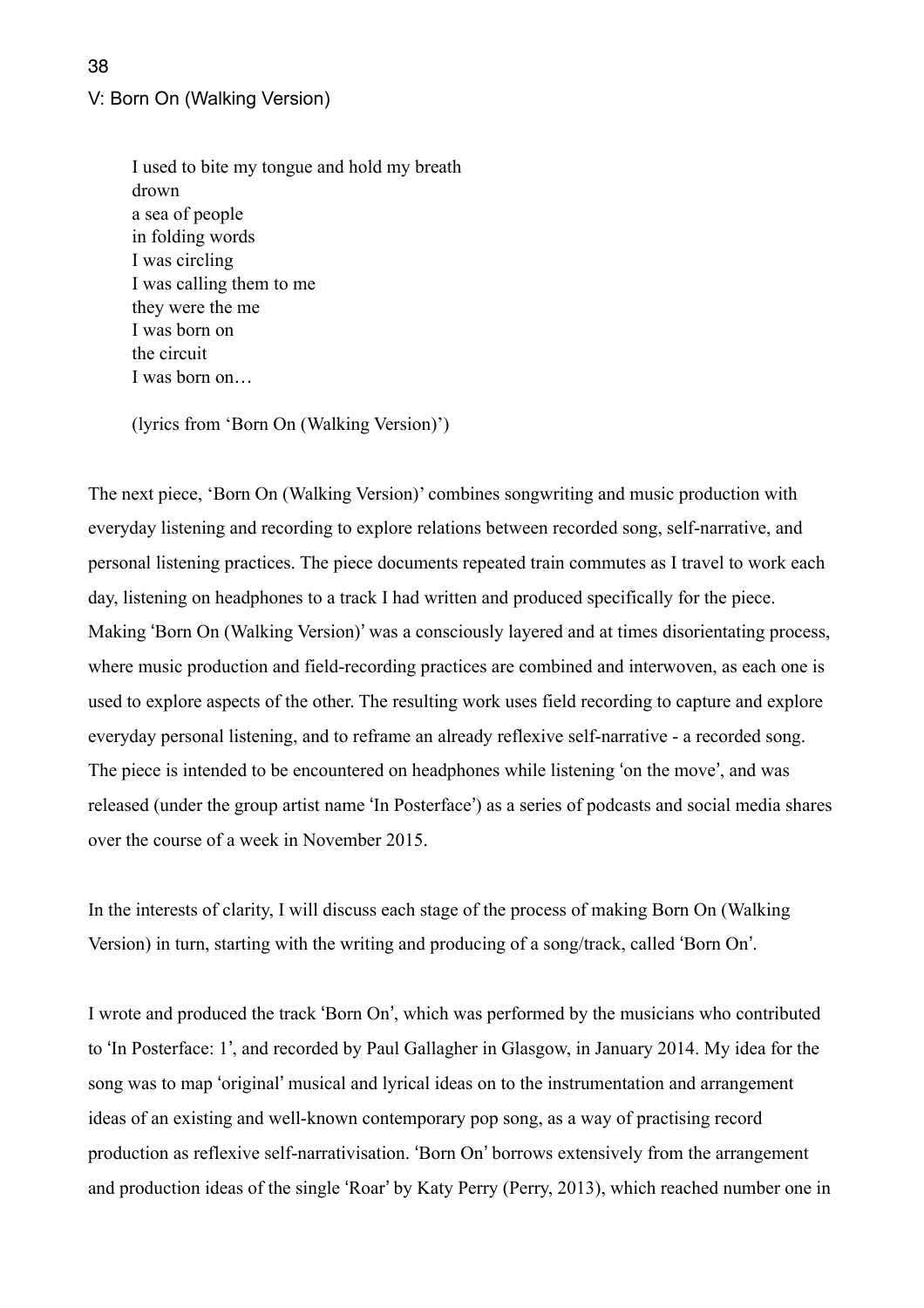## V: Born On (Walking Version)

> I used to bite my tongue and hold my breath
> drown
> a sea of people
> in folding words
> I was circling
> I was calling them to me
> they were the me
> I was born on
> the circuit
> I was born on…
>
> (lyrics from 'Born On (Walking Version)')

The next piece, 'Born On (Walking Version)' combines songwriting and music production with everyday listening and recording to explore relations between recorded song, self-narrative, and personal listening practices. The piece documents repeated train commutes as I travel to work each day, listening on headphones to a track I had written and produced specifically for the piece. Making 'Born On (Walking Version)' was a consciously layered and at times disorientating process, where music production and field-recording practices are combined and interwoven, as each one is used to explore aspects of the other. The resulting work uses field recording to capture and explore everyday personal listening, and to reframe an already reflexive self-narrative - a recorded song. The piece is intended to be encountered on headphones while listening 'on the move', and was released (under the group artist name 'In Posterface') as a series of podcasts and social media shares over the course of a week in November 2015.

In the interests of clarity, I will discuss each stage of the process of making Born On (Walking Version) in turn, starting with the writing and producing of a song/track, called 'Born On'.

I wrote and produced the track 'Born On', which was performed by the musicians who contributed to 'In Posterface: 1', and recorded by Paul Gallagher in Glasgow, in January 2014. My idea for the song was to map 'original' musical and lyrical ideas on to the instrumentation and arrangement ideas of an existing and well-known contemporary pop song, as a way of practising record production as reflexive self-narrativisation. 'Born On' borrows extensively from the arrangement and production ideas of the single 'Roar' by Katy Perry (Perry, 2013), which reached number one in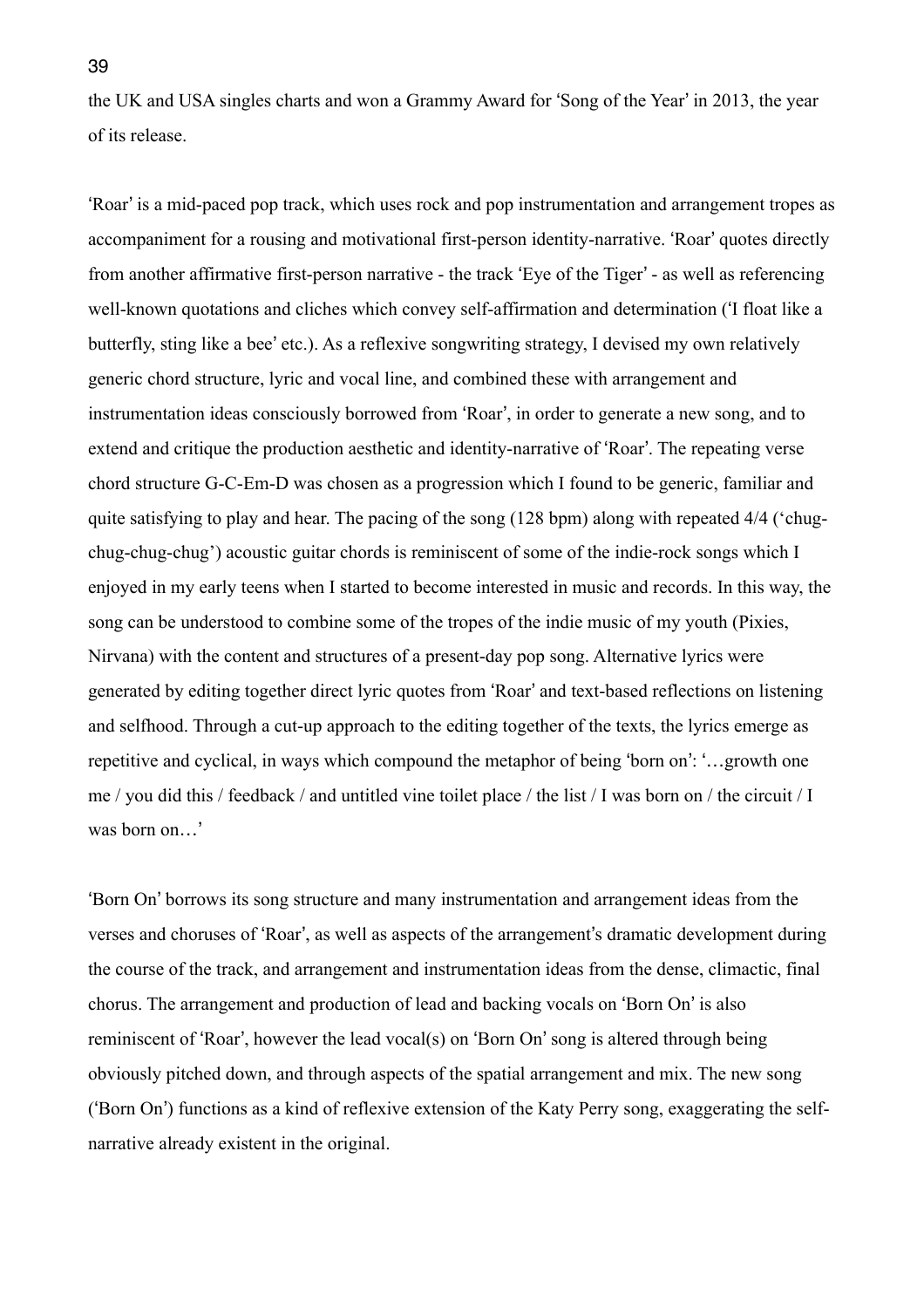the UK and USA singles charts and won a Grammy Award for 'Song of the Year' in 2013, the year of its release.

'Roar' is a mid-paced pop track, which uses rock and pop instrumentation and arrangement tropes as accompaniment for a rousing and motivational first-person identity-narrative. 'Roar' quotes directly from another affirmative first-person narrative - the track 'Eye of the Tiger' - as well as referencing well-known quotations and cliches which convey self-affirmation and determination ('I float like a butterfly, sting like a bee' etc.). As a reflexive songwriting strategy, I devised my own relatively generic chord structure, lyric and vocal line, and combined these with arrangement and instrumentation ideas consciously borrowed from 'Roar', in order to generate a new song, and to extend and critique the production aesthetic and identity-narrative of 'Roar'. The repeating verse chord structure G-C-Em-D was chosen as a progression which I found to be generic, familiar and quite satisfying to play and hear. The pacing of the song (128 bpm) along with repeated 4/4 ('chug-chug-chug-chug') acoustic guitar chords is reminiscent of some of the indie-rock songs which I enjoyed in my early teens when I started to become interested in music and records. In this way, the song can be understood to combine some of the tropes of the indie music of my youth (Pixies, Nirvana) with the content and structures of a present-day pop song. Alternative lyrics were generated by editing together direct lyric quotes from 'Roar' and text-based reflections on listening and selfhood. Through a cut-up approach to the editing together of the texts, the lyrics emerge as repetitive and cyclical, in ways which compound the metaphor of being 'born on': '…growth one me / you did this / feedback / and untitled vine toilet place / the list / I was born on / the circuit / I was born on…'

'Born On' borrows its song structure and many instrumentation and arrangement ideas from the verses and choruses of 'Roar', as well as aspects of the arrangement's dramatic development during the course of the track, and arrangement and instrumentation ideas from the dense, climactic, final chorus. The arrangement and production of lead and backing vocals on 'Born On' is also reminiscent of 'Roar', however the lead vocal(s) on 'Born On' song is altered through being obviously pitched down, and through aspects of the spatial arrangement and mix. The new song ('Born On') functions as a kind of reflexive extension of the Katy Perry song, exaggerating the self-narrative already existent in the original.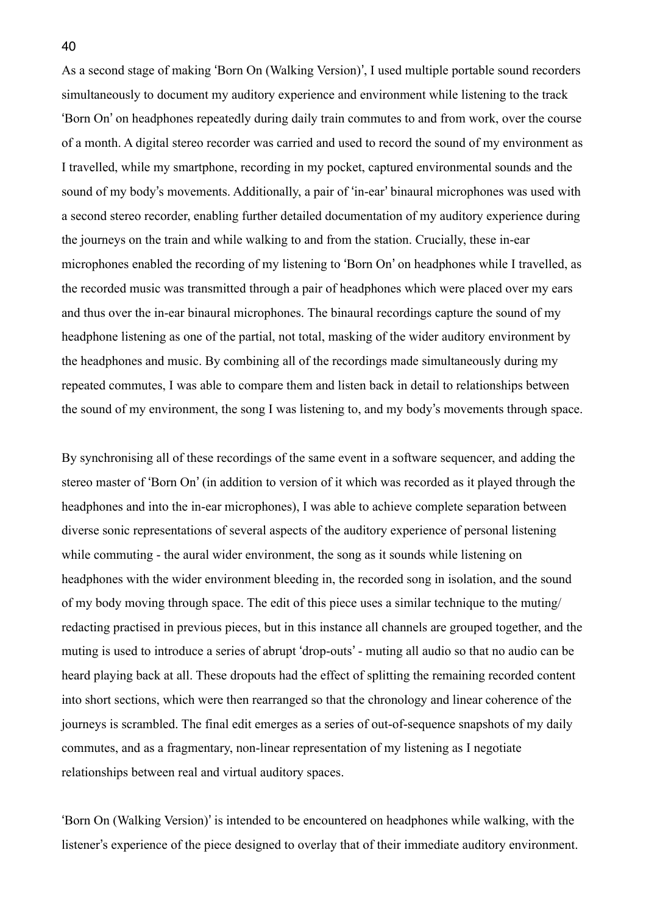As a second stage of making 'Born On (Walking Version)', I used multiple portable sound recorders simultaneously to document my auditory experience and environment while listening to the track 'Born On' on headphones repeatedly during daily train commutes to and from work, over the course of a month. A digital stereo recorder was carried and used to record the sound of my environment as I travelled, while my smartphone, recording in my pocket, captured environmental sounds and the sound of my body's movements. Additionally, a pair of 'in-ear' binaural microphones was used with a second stereo recorder, enabling further detailed documentation of my auditory experience during the journeys on the train and while walking to and from the station. Crucially, these in-ear microphones enabled the recording of my listening to 'Born On' on headphones while I travelled, as the recorded music was transmitted through a pair of headphones which were placed over my ears and thus over the in-ear binaural microphones. The binaural recordings capture the sound of my headphone listening as one of the partial, not total, masking of the wider auditory environment by the headphones and music. By combining all of the recordings made simultaneously during my repeated commutes, I was able to compare them and listen back in detail to relationships between the sound of my environment, the song I was listening to, and my body's movements through space.

By synchronising all of these recordings of the same event in a software sequencer, and adding the stereo master of 'Born On' (in addition to version of it which was recorded as it played through the headphones and into the in-ear microphones), I was able to achieve complete separation between diverse sonic representations of several aspects of the auditory experience of personal listening while commuting - the aural wider environment, the song as it sounds while listening on headphones with the wider environment bleeding in, the recorded song in isolation, and the sound of my body moving through space. The edit of this piece uses a similar technique to the muting/redacting practised in previous pieces, but in this instance all channels are grouped together, and the muting is used to introduce a series of abrupt 'drop-outs' - muting all audio so that no audio can be heard playing back at all. These dropouts had the effect of splitting the remaining recorded content into short sections, which were then rearranged so that the chronology and linear coherence of the journeys is scrambled. The final edit emerges as a series of out-of-sequence snapshots of my daily commutes, and as a fragmentary, non-linear representation of my listening as I negotiate relationships between real and virtual auditory spaces.

'Born On (Walking Version)' is intended to be encountered on headphones while walking, with the listener's experience of the piece designed to overlay that of their immediate auditory environment.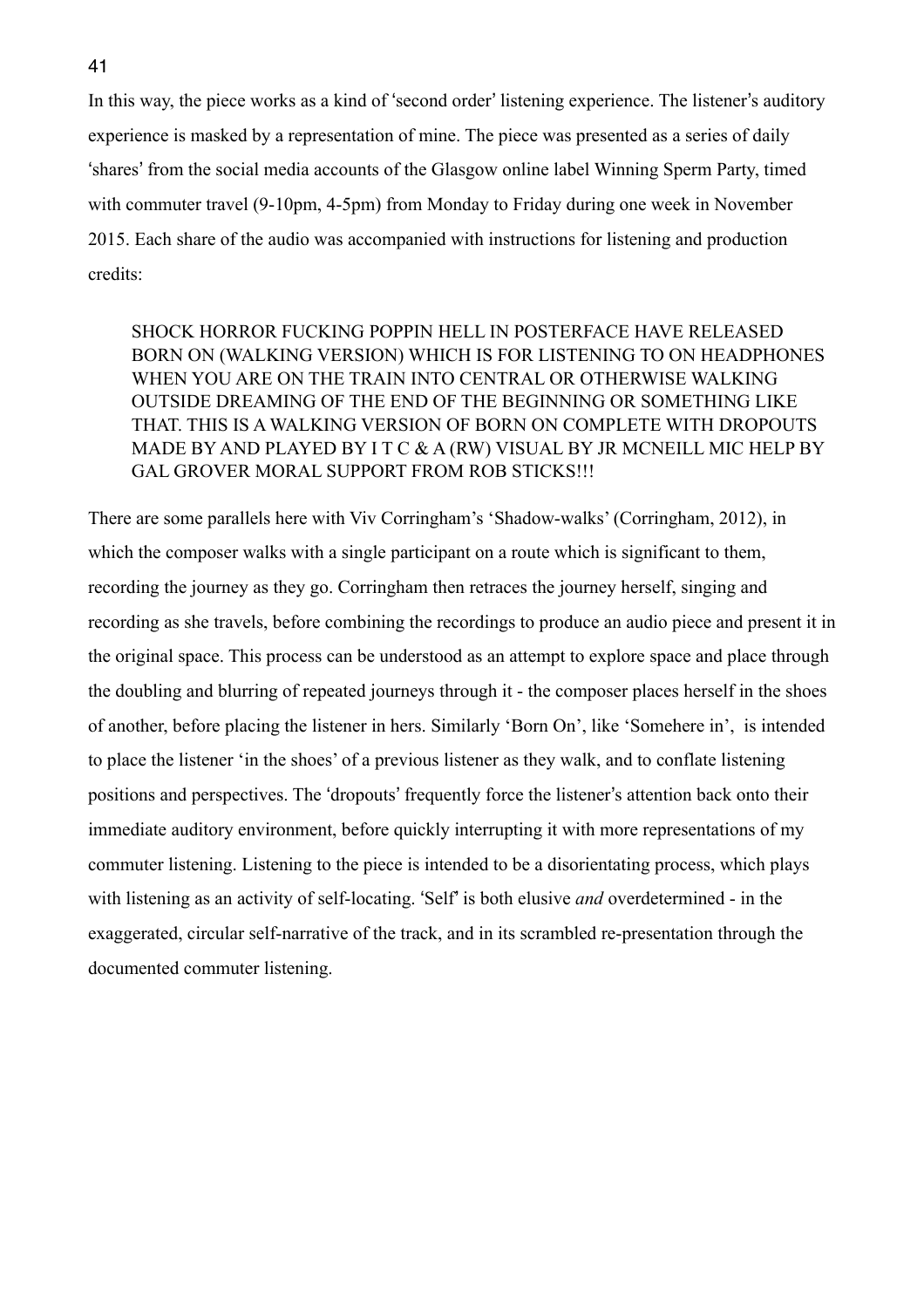In this way, the piece works as a kind of 'second order' listening experience. The listener's auditory experience is masked by a representation of mine. The piece was presented as a series of daily 'shares' from the social media accounts of the Glasgow online label Winning Sperm Party, timed with commuter travel (9-10pm, 4-5pm) from Monday to Friday during one week in November 2015. Each share of the audio was accompanied with instructions for listening and production credits:

> SHOCK HORROR FUCKING POPPIN HELL IN POSTERFACE HAVE RELEASED BORN ON (WALKING VERSION) WHICH IS FOR LISTENING TO ON HEADPHONES WHEN YOU ARE ON THE TRAIN INTO CENTRAL OR OTHERWISE WALKING OUTSIDE DREAMING OF THE END OF THE BEGINNING OR SOMETHING LIKE THAT. THIS IS A WALKING VERSION OF BORN ON COMPLETE WITH DROPOUTS MADE BY AND PLAYED BY I T C & A (RW) VISUAL BY JR MCNEILL MIC HELP BY GAL GROVER MORAL SUPPORT FROM ROB STICKS!!!

There are some parallels here with Viv Corringham's 'Shadow-walks' (Corringham, 2012), in which the composer walks with a single participant on a route which is significant to them, recording the journey as they go. Corringham then retraces the journey herself, singing and recording as she travels, before combining the recordings to produce an audio piece and present it in the original space. This process can be understood as an attempt to explore space and place through the doubling and blurring of repeated journeys through it - the composer places herself in the shoes of another, before placing the listener in hers. Similarly 'Born On', like 'Somehere in', is intended to place the listener 'in the shoes' of a previous listener as they walk, and to conflate listening positions and perspectives. The 'dropouts' frequently force the listener's attention back onto their immediate auditory environment, before quickly interrupting it with more representations of my commuter listening. Listening to the piece is intended to be a disorientating process, which plays with listening as an activity of self-locating. 'Self' is both elusive *and* overdetermined - in the exaggerated, circular self-narrative of the track, and in its scrambled re-presentation through the documented commuter listening.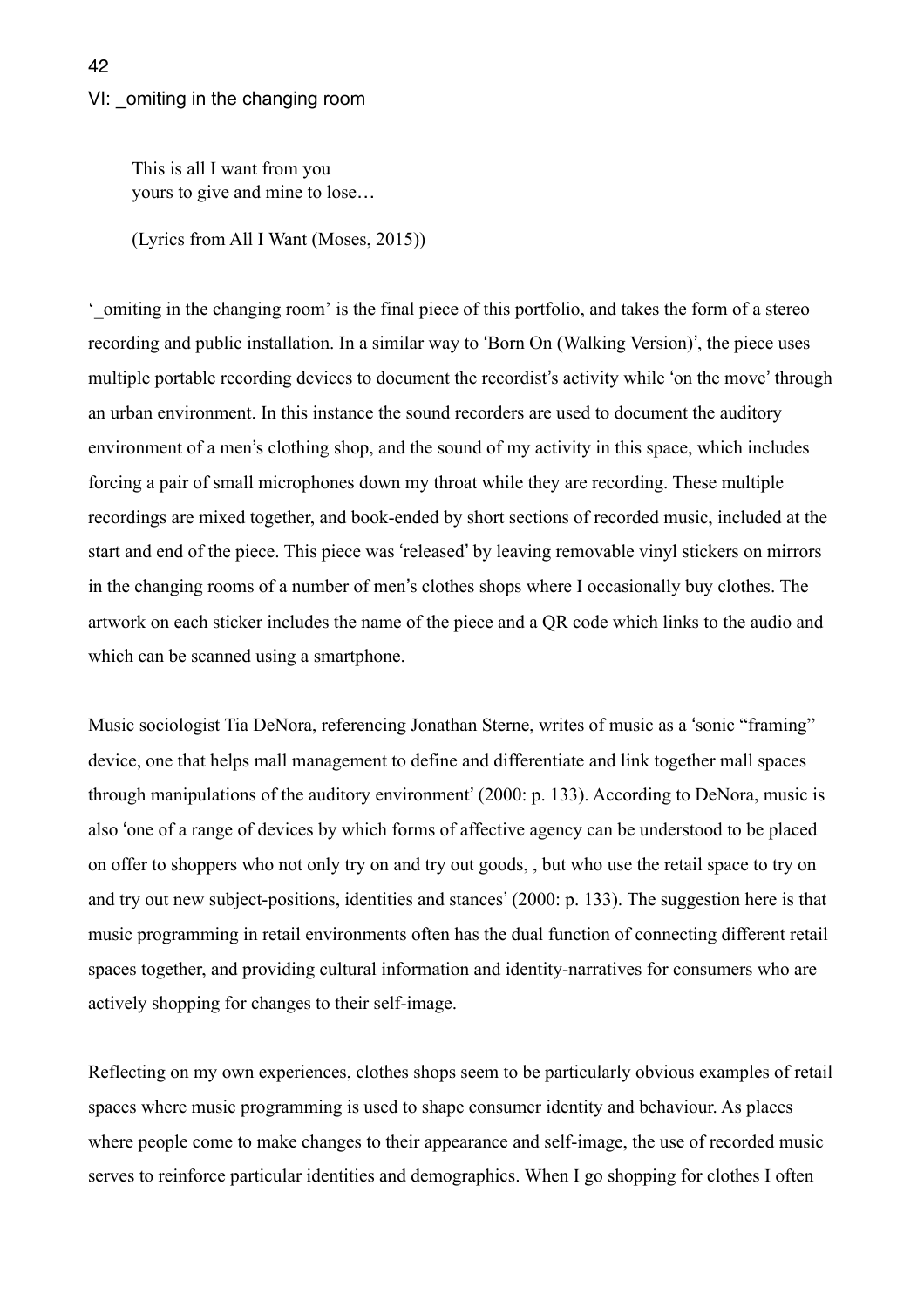## VI: _omiting in the changing room

> This is all I want from you
> yours to give and mine to lose…
>
> (Lyrics from All I Want (Moses, 2015))

'_omiting in the changing room' is the final piece of this portfolio, and takes the form of a stereo recording and public installation. In a similar way to 'Born On (Walking Version)', the piece uses multiple portable recording devices to document the recordist's activity while 'on the move' through an urban environment. In this instance the sound recorders are used to document the auditory environment of a men's clothing shop, and the sound of my activity in this space, which includes forcing a pair of small microphones down my throat while they are recording. These multiple recordings are mixed together, and book-ended by short sections of recorded music, included at the start and end of the piece. This piece was 'released' by leaving removable vinyl stickers on mirrors in the changing rooms of a number of men's clothes shops where I occasionally buy clothes. The artwork on each sticker includes the name of the piece and a QR code which links to the audio and which can be scanned using a smartphone.

Music sociologist Tia DeNora, referencing Jonathan Sterne, writes of music as a 'sonic "framing" device, one that helps mall management to define and differentiate and link together mall spaces through manipulations of the auditory environment' (2000: p. 133). According to DeNora, music is also 'one of a range of devices by which forms of affective agency can be understood to be placed on offer to shoppers who not only try on and try out goods, , but who use the retail space to try on and try out new subject-positions, identities and stances' (2000: p. 133). The suggestion here is that music programming in retail environments often has the dual function of connecting different retail spaces together, and providing cultural information and identity-narratives for consumers who are actively shopping for changes to their self-image.

Reflecting on my own experiences, clothes shops seem to be particularly obvious examples of retail spaces where music programming is used to shape consumer identity and behaviour. As places where people come to make changes to their appearance and self-image, the use of recorded music serves to reinforce particular identities and demographics. When I go shopping for clothes I often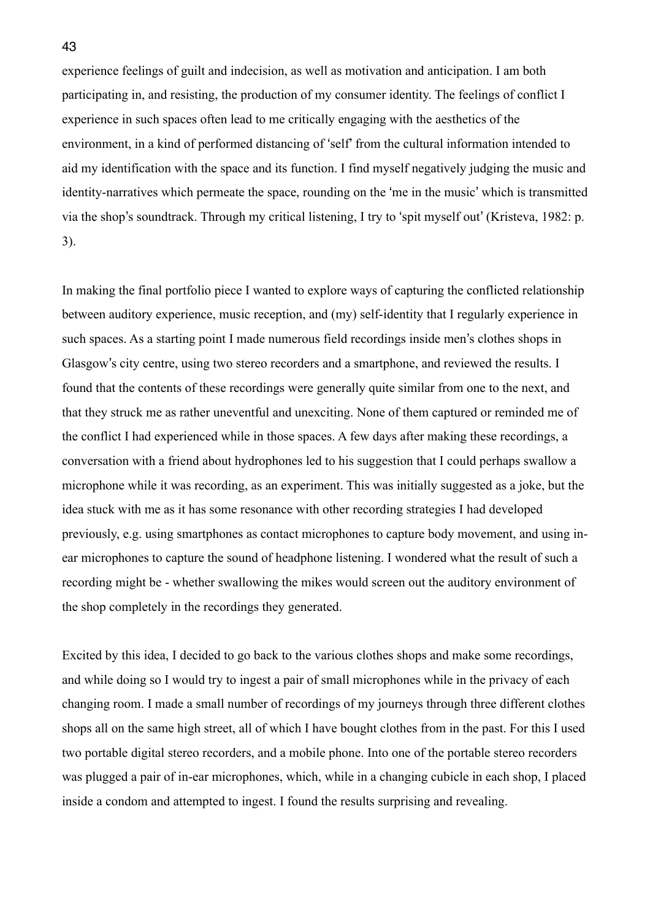experience feelings of guilt and indecision, as well as motivation and anticipation. I am both participating in, and resisting, the production of my consumer identity. The feelings of conflict I experience in such spaces often lead to me critically engaging with the aesthetics of the environment, in a kind of performed distancing of 'self' from the cultural information intended to aid my identification with the space and its function. I find myself negatively judging the music and identity-narratives which permeate the space, rounding on the 'me in the music' which is transmitted via the shop's soundtrack. Through my critical listening, I try to 'spit myself out' (Kristeva, 1982: p. 3).

In making the final portfolio piece I wanted to explore ways of capturing the conflicted relationship between auditory experience, music reception, and (my) self-identity that I regularly experience in such spaces. As a starting point I made numerous field recordings inside men's clothes shops in Glasgow's city centre, using two stereo recorders and a smartphone, and reviewed the results. I found that the contents of these recordings were generally quite similar from one to the next, and that they struck me as rather uneventful and unexciting. None of them captured or reminded me of the conflict I had experienced while in those spaces. A few days after making these recordings, a conversation with a friend about hydrophones led to his suggestion that I could perhaps swallow a microphone while it was recording, as an experiment. This was initially suggested as a joke, but the idea stuck with me as it has some resonance with other recording strategies I had developed previously, e.g. using smartphones as contact microphones to capture body movement, and using in-ear microphones to capture the sound of headphone listening. I wondered what the result of such a recording might be - whether swallowing the mikes would screen out the auditory environment of the shop completely in the recordings they generated.

Excited by this idea, I decided to go back to the various clothes shops and make some recordings, and while doing so I would try to ingest a pair of small microphones while in the privacy of each changing room. I made a small number of recordings of my journeys through three different clothes shops all on the same high street, all of which I have bought clothes from in the past. For this I used two portable digital stereo recorders, and a mobile phone. Into one of the portable stereo recorders was plugged a pair of in-ear microphones, which, while in a changing cubicle in each shop, I placed inside a condom and attempted to ingest. I found the results surprising and revealing.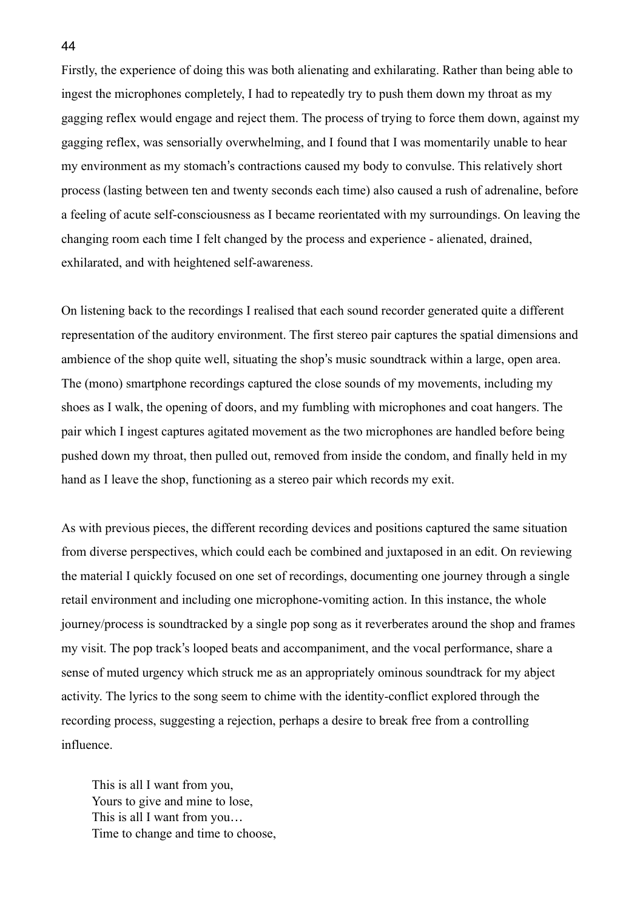Firstly, the experience of doing this was both alienating and exhilarating. Rather than being able to ingest the microphones completely, I had to repeatedly try to push them down my throat as my gagging reflex would engage and reject them. The process of trying to force them down, against my gagging reflex, was sensorially overwhelming, and I found that I was momentarily unable to hear my environment as my stomach's contractions caused my body to convulse. This relatively short process (lasting between ten and twenty seconds each time) also caused a rush of adrenaline, before a feeling of acute self-consciousness as I became reorientated with my surroundings. On leaving the changing room each time I felt changed by the process and experience - alienated, drained, exhilarated, and with heightened self-awareness.

On listening back to the recordings I realised that each sound recorder generated quite a different representation of the auditory environment. The first stereo pair captures the spatial dimensions and ambience of the shop quite well, situating the shop's music soundtrack within a large, open area. The (mono) smartphone recordings captured the close sounds of my movements, including my shoes as I walk, the opening of doors, and my fumbling with microphones and coat hangers. The pair which I ingest captures agitated movement as the two microphones are handled before being pushed down my throat, then pulled out, removed from inside the condom, and finally held in my hand as I leave the shop, functioning as a stereo pair which records my exit.

As with previous pieces, the different recording devices and positions captured the same situation from diverse perspectives, which could each be combined and juxtaposed in an edit. On reviewing the material I quickly focused on one set of recordings, documenting one journey through a single retail environment and including one microphone-vomiting action. In this instance, the whole journey/process is soundtracked by a single pop song as it reverberates around the shop and frames my visit. The pop track's looped beats and accompaniment, and the vocal performance, share a sense of muted urgency which struck me as an appropriately ominous soundtrack for my abject activity. The lyrics to the song seem to chime with the identity-conflict explored through the recording process, suggesting a rejection, perhaps a desire to break free from a controlling influence.

> This is all I want from you,
> Yours to give and mine to lose,
> This is all I want from you…
> Time to change and time to choose,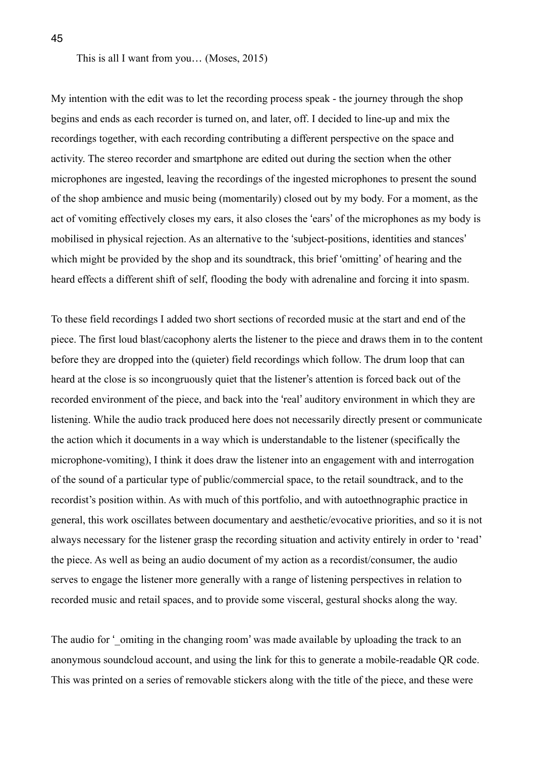This is all I want from you… (Moses, 2015)

My intention with the edit was to let the recording process speak - the journey through the shop begins and ends as each recorder is turned on, and later, off. I decided to line-up and mix the recordings together, with each recording contributing a different perspective on the space and activity. The stereo recorder and smartphone are edited out during the section when the other microphones are ingested, leaving the recordings of the ingested microphones to present the sound of the shop ambience and music being (momentarily) closed out by my body. For a moment, as the act of vomiting effectively closes my ears, it also closes the 'ears' of the microphones as my body is mobilised in physical rejection. As an alternative to the 'subject-positions, identities and stances' which might be provided by the shop and its soundtrack, this brief 'omitting' of hearing and the heard effects a different shift of self, flooding the body with adrenaline and forcing it into spasm.

To these field recordings I added two short sections of recorded music at the start and end of the piece. The first loud blast/cacophony alerts the listener to the piece and draws them in to the content before they are dropped into the (quieter) field recordings which follow. The drum loop that can heard at the close is so incongruously quiet that the listener's attention is forced back out of the recorded environment of the piece, and back into the 'real' auditory environment in which they are listening. While the audio track produced here does not necessarily directly present or communicate the action which it documents in a way which is understandable to the listener (specifically the microphone-vomiting), I think it does draw the listener into an engagement with and interrogation of the sound of a particular type of public/commercial space, to the retail soundtrack, and to the recordist's position within. As with much of this portfolio, and with autoethnographic practice in general, this work oscillates between documentary and aesthetic/evocative priorities, and so it is not always necessary for the listener grasp the recording situation and activity entirely in order to 'read' the piece. As well as being an audio document of my action as a recordist/consumer, the audio serves to engage the listener more generally with a range of listening perspectives in relation to recorded music and retail spaces, and to provide some visceral, gestural shocks along the way.

The audio for '_omiting in the changing room' was made available by uploading the track to an anonymous soundcloud account, and using the link for this to generate a mobile-readable QR code. This was printed on a series of removable stickers along with the title of the piece, and these were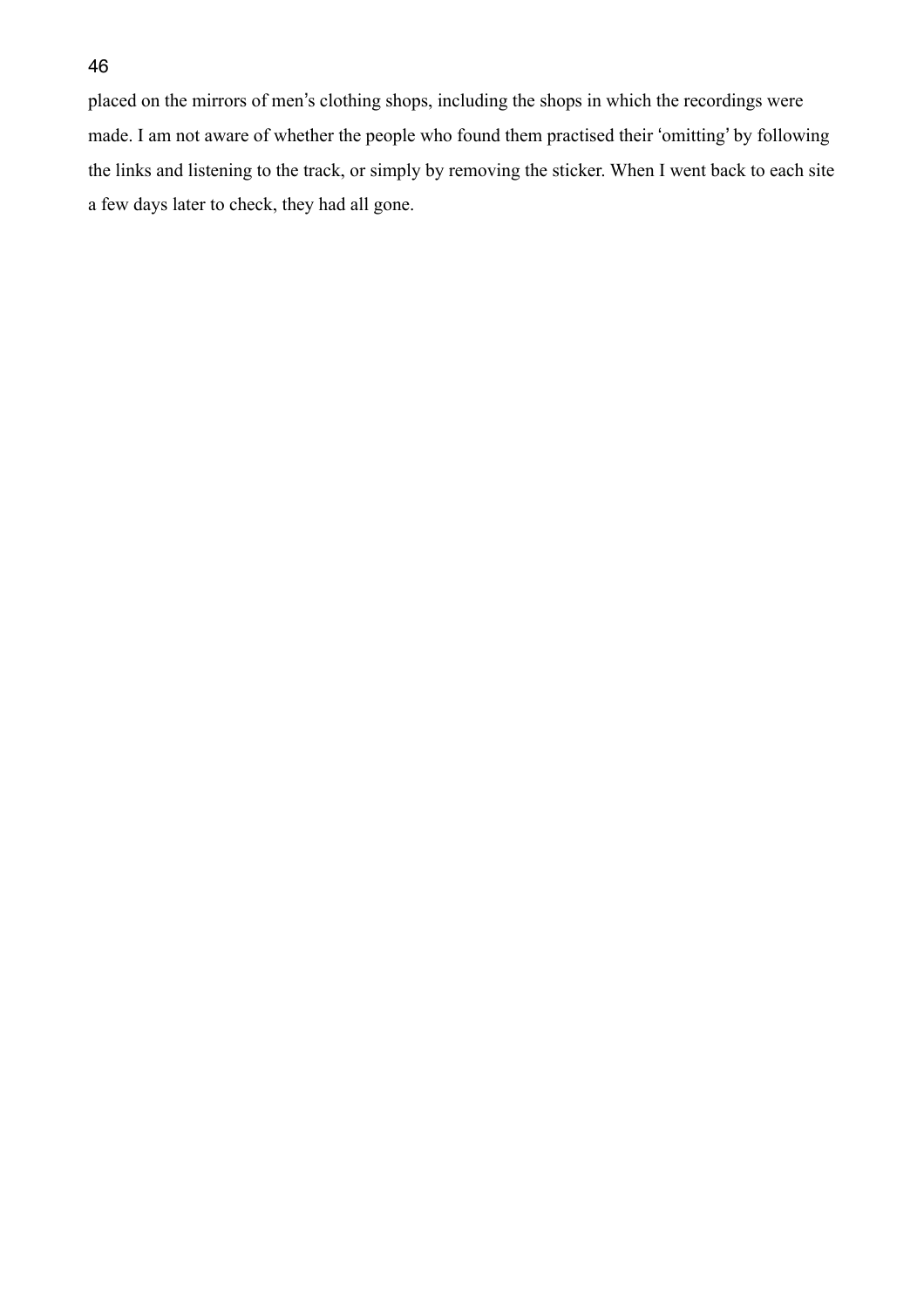placed on the mirrors of men's clothing shops, including the shops in which the recordings were made. I am not aware of whether the people who found them practised their 'omitting' by following the links and listening to the track, or simply by removing the sticker. When I went back to each site a few days later to check, they had all gone.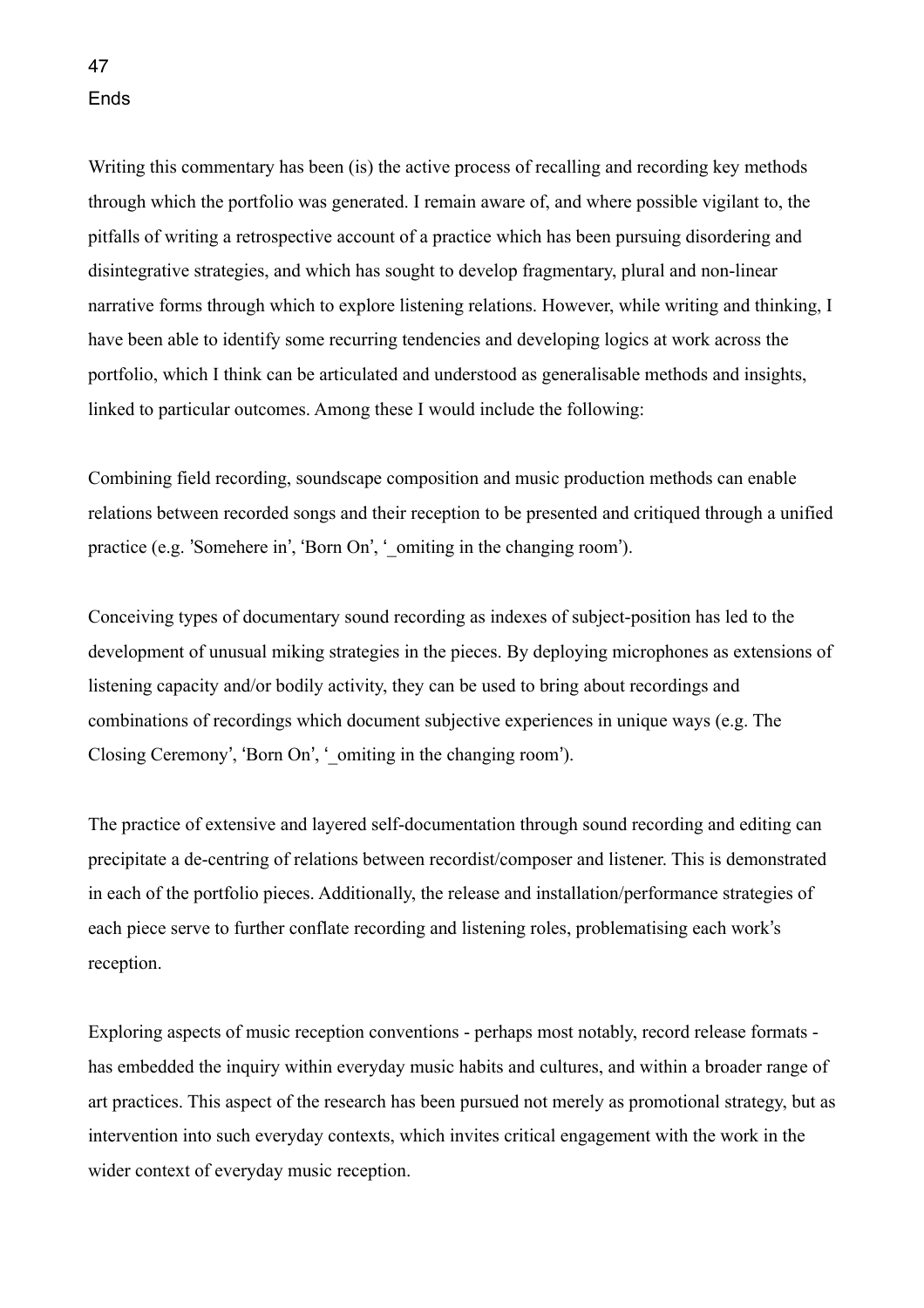## Ends

Writing this commentary has been (is) the active process of recalling and recording key methods through which the portfolio was generated. I remain aware of, and where possible vigilant to, the pitfalls of writing a retrospective account of a practice which has been pursuing disordering and disintegrative strategies, and which has sought to develop fragmentary, plural and non-linear narrative forms through which to explore listening relations. However, while writing and thinking, I have been able to identify some recurring tendencies and developing logics at work across the portfolio, which I think can be articulated and understood as generalisable methods and insights, linked to particular outcomes. Among these I would include the following:

Combining field recording, soundscape composition and music production methods can enable relations between recorded songs and their reception to be presented and critiqued through a unified practice (e.g. 'Somehere in', 'Born On', '_omiting in the changing room').

Conceiving types of documentary sound recording as indexes of subject-position has led to the development of unusual miking strategies in the pieces. By deploying microphones as extensions of listening capacity and/or bodily activity, they can be used to bring about recordings and combinations of recordings which document subjective experiences in unique ways (e.g. The Closing Ceremony', 'Born On', '_omiting in the changing room').

The practice of extensive and layered self-documentation through sound recording and editing can precipitate a de-centring of relations between recordist/composer and listener. This is demonstrated in each of the portfolio pieces. Additionally, the release and installation/performance strategies of each piece serve to further conflate recording and listening roles, problematising each work's reception.

Exploring aspects of music reception conventions - perhaps most notably, record release formats - has embedded the inquiry within everyday music habits and cultures, and within a broader range of art practices. This aspect of the research has been pursued not merely as promotional strategy, but as intervention into such everyday contexts, which invites critical engagement with the work in the wider context of everyday music reception.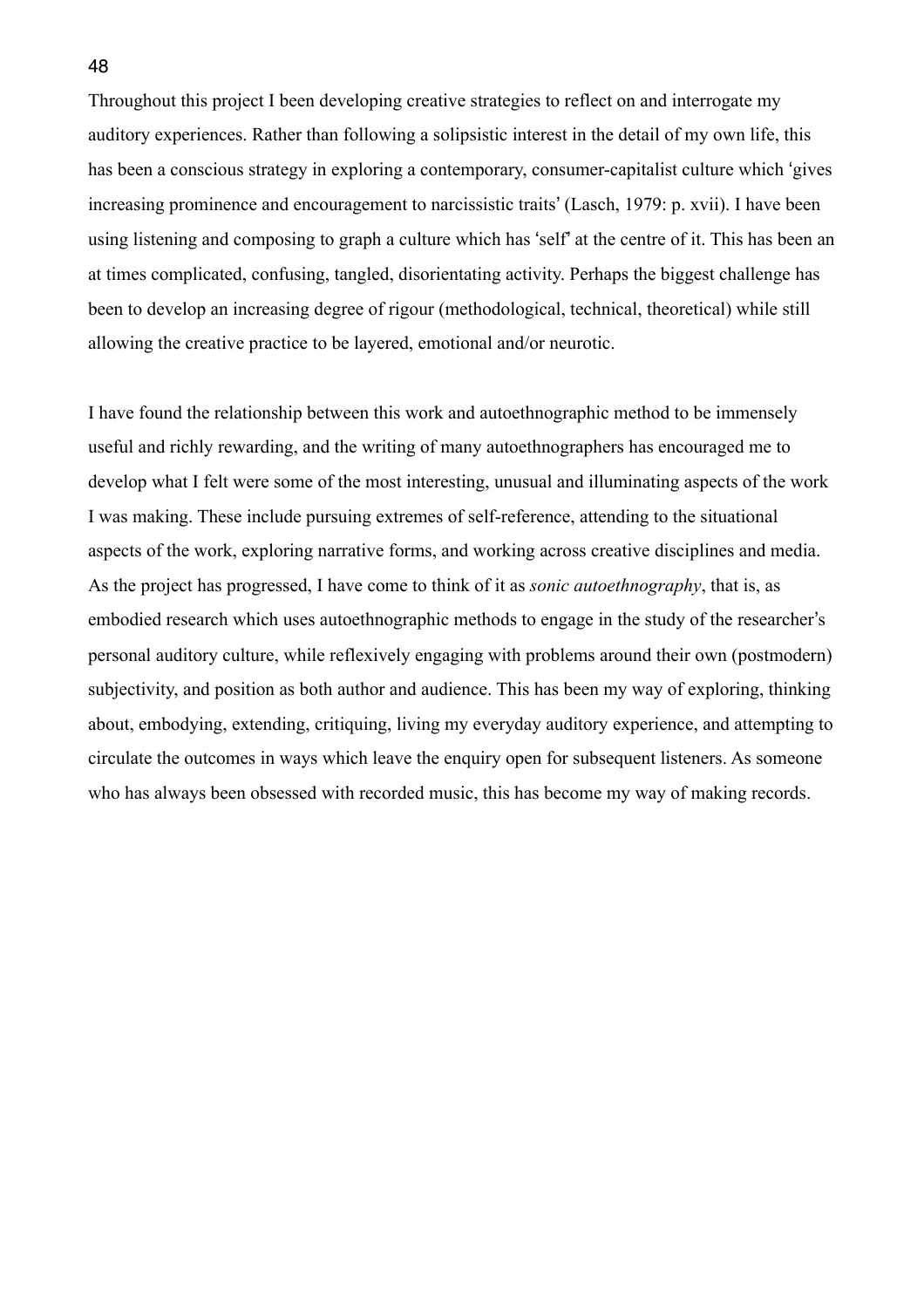Throughout this project I been developing creative strategies to reflect on and interrogate my auditory experiences. Rather than following a solipsistic interest in the detail of my own life, this has been a conscious strategy in exploring a contemporary, consumer-capitalist culture which 'gives increasing prominence and encouragement to narcissistic traits' (Lasch, 1979: p. xvii). I have been using listening and composing to graph a culture which has 'self' at the centre of it. This has been an at times complicated, confusing, tangled, disorientating activity. Perhaps the biggest challenge has been to develop an increasing degree of rigour (methodological, technical, theoretical) while still allowing the creative practice to be layered, emotional and/or neurotic.

I have found the relationship between this work and autoethnographic method to be immensely useful and richly rewarding, and the writing of many autoethnographers has encouraged me to develop what I felt were some of the most interesting, unusual and illuminating aspects of the work I was making. These include pursuing extremes of self-reference, attending to the situational aspects of the work, exploring narrative forms, and working across creative disciplines and media. As the project has progressed, I have come to think of it as *sonic autoethnography*, that is, as embodied research which uses autoethnographic methods to engage in the study of the researcher's personal auditory culture, while reflexively engaging with problems around their own (postmodern) subjectivity, and position as both author and audience. This has been my way of exploring, thinking about, embodying, extending, critiquing, living my everyday auditory experience, and attempting to circulate the outcomes in ways which leave the enquiry open for subsequent listeners. As someone who has always been obsessed with recorded music, this has become my way of making records.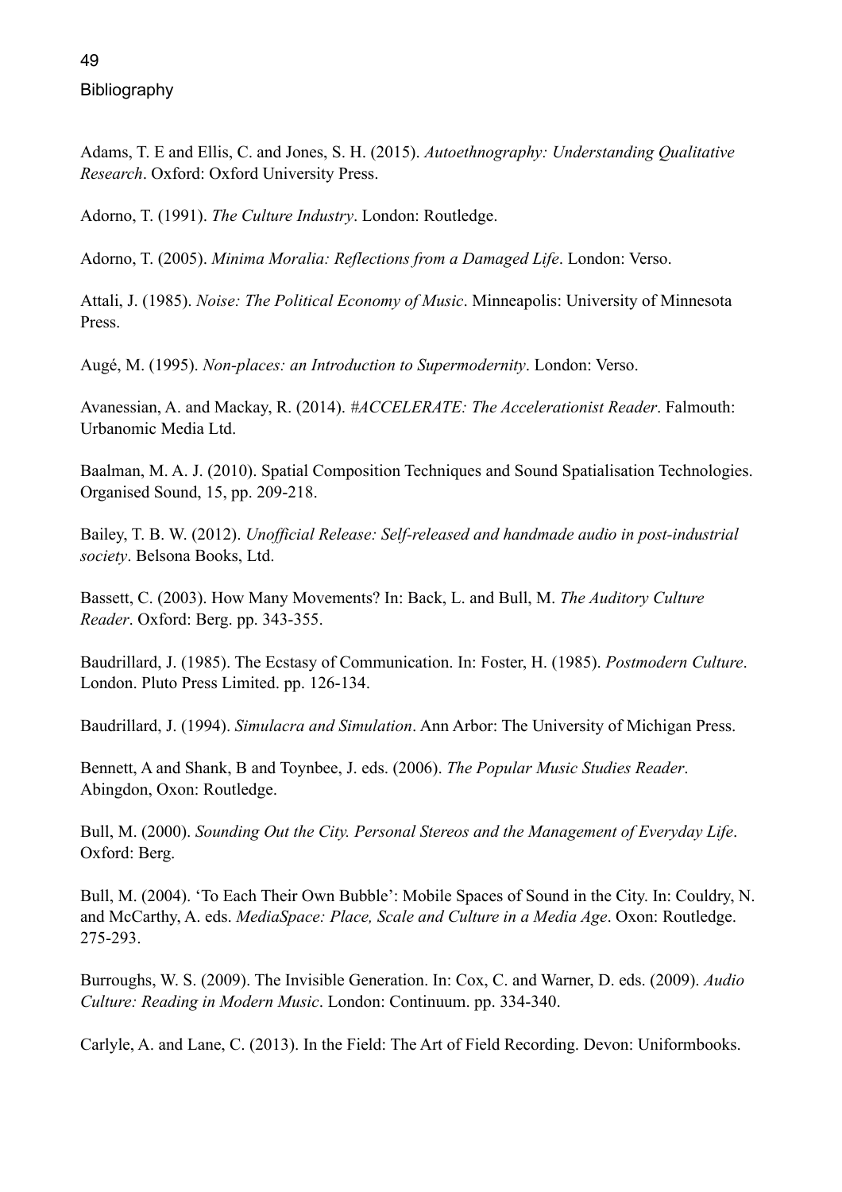# Bibliography

Adams, T. E and Ellis, C. and Jones, S. H. (2015). *Autoethnography: Understanding Qualitative Research*. Oxford: Oxford University Press.

Adorno, T. (1991). *The Culture Industry*. London: Routledge.

Adorno, T. (2005). *Minima Moralia: Reflections from a Damaged Life*. London: Verso.

Attali, J. (1985). *Noise: The Political Economy of Music*. Minneapolis: University of Minnesota Press.

Augé, M. (1995). *Non-places: an Introduction to Supermodernity*. London: Verso.

Avanessian, A. and Mackay, R. (2014). *#ACCELERATE: The Accelerationist Reader*. Falmouth: Urbanomic Media Ltd.

Baalman, M. A. J. (2010). Spatial Composition Techniques and Sound Spatialisation Technologies. Organised Sound, 15, pp. 209-218.

Bailey, T. B. W. (2012). *Unofficial Release: Self-released and handmade audio in post-industrial society*. Belsona Books, Ltd.

Bassett, C. (2003). How Many Movements? In: Back, L. and Bull, M. *The Auditory Culture Reader*. Oxford: Berg. pp. 343-355.

Baudrillard, J. (1985). The Ecstasy of Communication. In: Foster, H. (1985). *Postmodern Culture*. London. Pluto Press Limited. pp. 126-134.

Baudrillard, J. (1994). *Simulacra and Simulation*. Ann Arbor: The University of Michigan Press.

Bennett, A and Shank, B and Toynbee, J. eds. (2006). *The Popular Music Studies Reader*. Abingdon, Oxon: Routledge.

Bull, M. (2000). *Sounding Out the City. Personal Stereos and the Management of Everyday Life*. Oxford: Berg.

Bull, M. (2004). 'To Each Their Own Bubble': Mobile Spaces of Sound in the City. In: Couldry, N. and McCarthy, A. eds. *MediaSpace: Place, Scale and Culture in a Media Age*. Oxon: Routledge. 275-293.

Burroughs, W. S. (2009). The Invisible Generation. In: Cox, C. and Warner, D. eds. (2009). *Audio Culture: Reading in Modern Music*. London: Continuum. pp. 334-340.

Carlyle, A. and Lane, C. (2013). In the Field: The Art of Field Recording. Devon: Uniformbooks.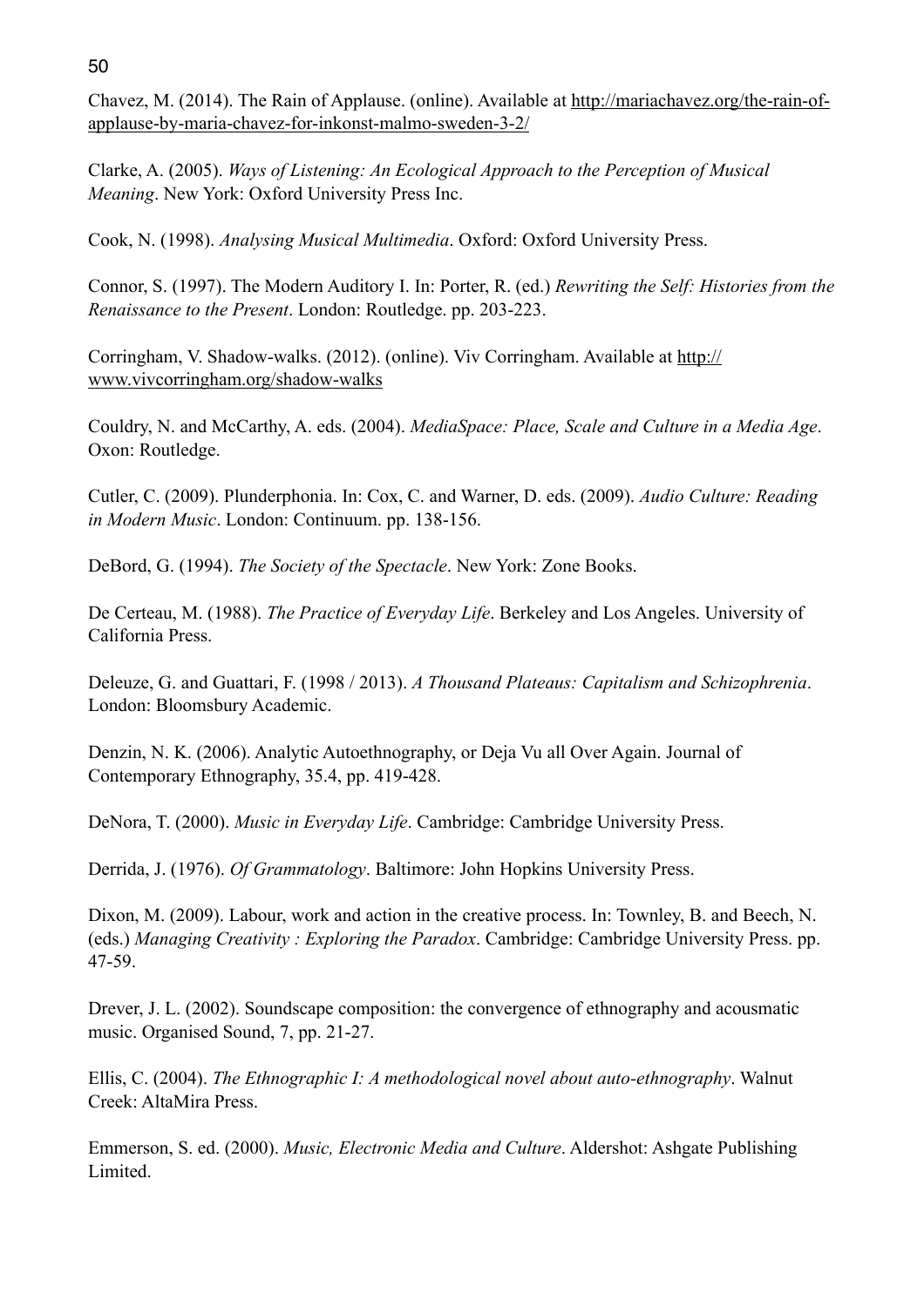Chavez, M. (2014). The Rain of Applause. (online). Available at http://mariachavez.org/the-rain-of-applause-by-maria-chavez-for-inkonst-malmo-sweden-3-2/

Clarke, A. (2005). *Ways of Listening: An Ecological Approach to the Perception of Musical Meaning*. New York: Oxford University Press Inc.

Cook, N. (1998). *Analysing Musical Multimedia*. Oxford: Oxford University Press.

Connor, S. (1997). The Modern Auditory I. In: Porter, R. (ed.) *Rewriting the Self: Histories from the Renaissance to the Present*. London: Routledge. pp. 203-223.

Corringham, V. Shadow-walks. (2012). (online). Viv Corringham. Available at http://www.vivcorringham.org/shadow-walks

Couldry, N. and McCarthy, A. eds. (2004). *MediaSpace: Place, Scale and Culture in a Media Age*. Oxon: Routledge.

Cutler, C. (2009). Plunderphonia. In: Cox, C. and Warner, D. eds. (2009). *Audio Culture: Reading in Modern Music*. London: Continuum. pp. 138-156.

DeBord, G. (1994). *The Society of the Spectacle*. New York: Zone Books.

De Certeau, M. (1988). *The Practice of Everyday Life*. Berkeley and Los Angeles. University of California Press.

Deleuze, G. and Guattari, F. (1998 / 2013). *A Thousand Plateaus: Capitalism and Schizophrenia*. London: Bloomsbury Academic.

Denzin, N. K. (2006). Analytic Autoethnography, or Deja Vu all Over Again. Journal of Contemporary Ethnography, 35.4, pp. 419-428.

DeNora, T. (2000). *Music in Everyday Life*. Cambridge: Cambridge University Press.

Derrida, J. (1976). *Of Grammatology*. Baltimore: John Hopkins University Press.

Dixon, M. (2009). Labour, work and action in the creative process. In: Townley, B. and Beech, N. (eds.) *Managing Creativity : Exploring the Paradox*. Cambridge: Cambridge University Press. pp. 47-59.

Drever, J. L. (2002). Soundscape composition: the convergence of ethnography and acousmatic music. Organised Sound, 7, pp. 21-27.

Ellis, C. (2004). *The Ethnographic I: A methodological novel about auto-ethnography*. Walnut Creek: AltaMira Press.

Emmerson, S. ed. (2000). *Music, Electronic Media and Culture*. Aldershot: Ashgate Publishing Limited.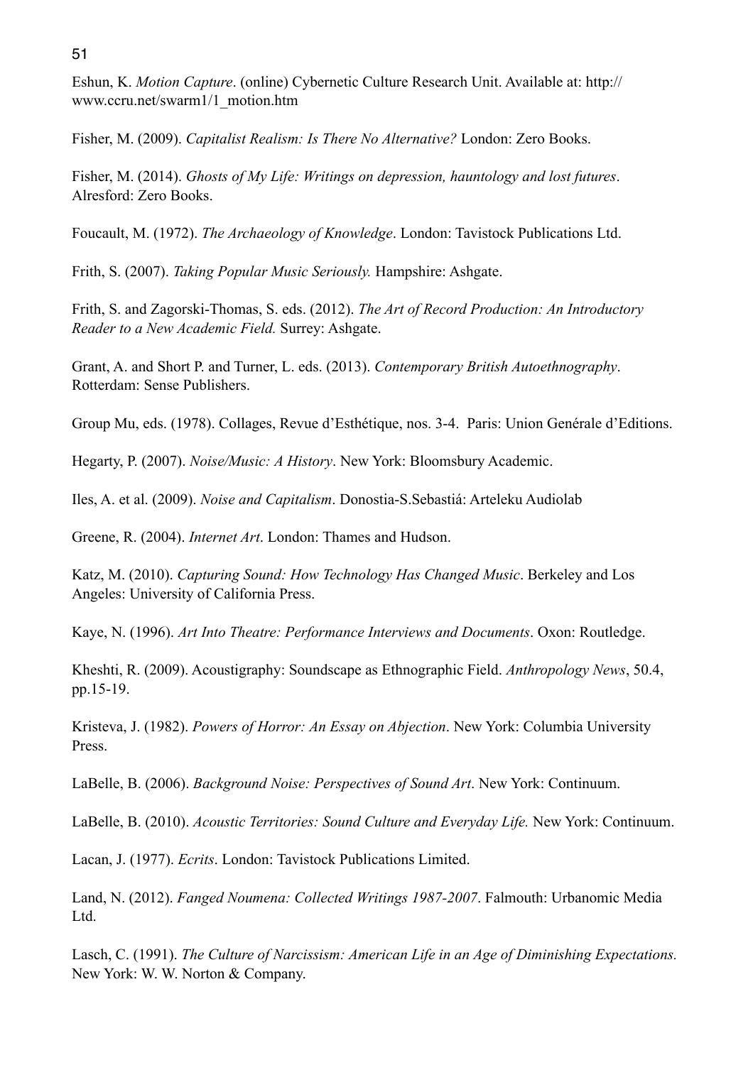Eshun, K. *Motion Capture*. (online) Cybernetic Culture Research Unit. Available at: http://www.ccru.net/swarm1/1_motion.htm

Fisher, M. (2009). *Capitalist Realism: Is There No Alternative?* London: Zero Books.

Fisher, M. (2014). *Ghosts of My Life: Writings on depression, hauntology and lost futures*. Alresford: Zero Books.

Foucault, M. (1972). *The Archaeology of Knowledge*. London: Tavistock Publications Ltd.

Frith, S. (2007). *Taking Popular Music Seriously.* Hampshire: Ashgate.

Frith, S. and Zagorski-Thomas, S. eds. (2012). *The Art of Record Production: An Introductory Reader to a New Academic Field.* Surrey: Ashgate.

Grant, A. and Short P. and Turner, L. eds. (2013). *Contemporary British Autoethnography*. Rotterdam: Sense Publishers.

Group Mu, eds. (1978). Collages, Revue d'Esthétique, nos. 3-4. Paris: Union Genérale d'Editions.

Hegarty, P. (2007). *Noise/Music: A History*. New York: Bloomsbury Academic.

Iles, A. et al. (2009). *Noise and Capitalism*. Donostia-S.Sebastiá: Arteleku Audiolab

Greene, R. (2004). *Internet Art*. London: Thames and Hudson.

Katz, M. (2010). *Capturing Sound: How Technology Has Changed Music*. Berkeley and Los Angeles: University of California Press.

Kaye, N. (1996). *Art Into Theatre: Performance Interviews and Documents*. Oxon: Routledge.

Kheshti, R. (2009). Acoustigraphy: Soundscape as Ethnographic Field. *Anthropology News*, 50.4, pp.15-19.

Kristeva, J. (1982). *Powers of Horror: An Essay on Abjection*. New York: Columbia University Press.

LaBelle, B. (2006). *Background Noise: Perspectives of Sound Art*. New York: Continuum.

LaBelle, B. (2010). *Acoustic Territories: Sound Culture and Everyday Life.* New York: Continuum.

Lacan, J. (1977). *Ecrits*. London: Tavistock Publications Limited.

Land, N. (2012). *Fanged Noumena: Collected Writings 1987-2007*. Falmouth: Urbanomic Media Ltd.

Lasch, C. (1991). *The Culture of Narcissism: American Life in an Age of Diminishing Expectations.* New York: W. W. Norton & Company.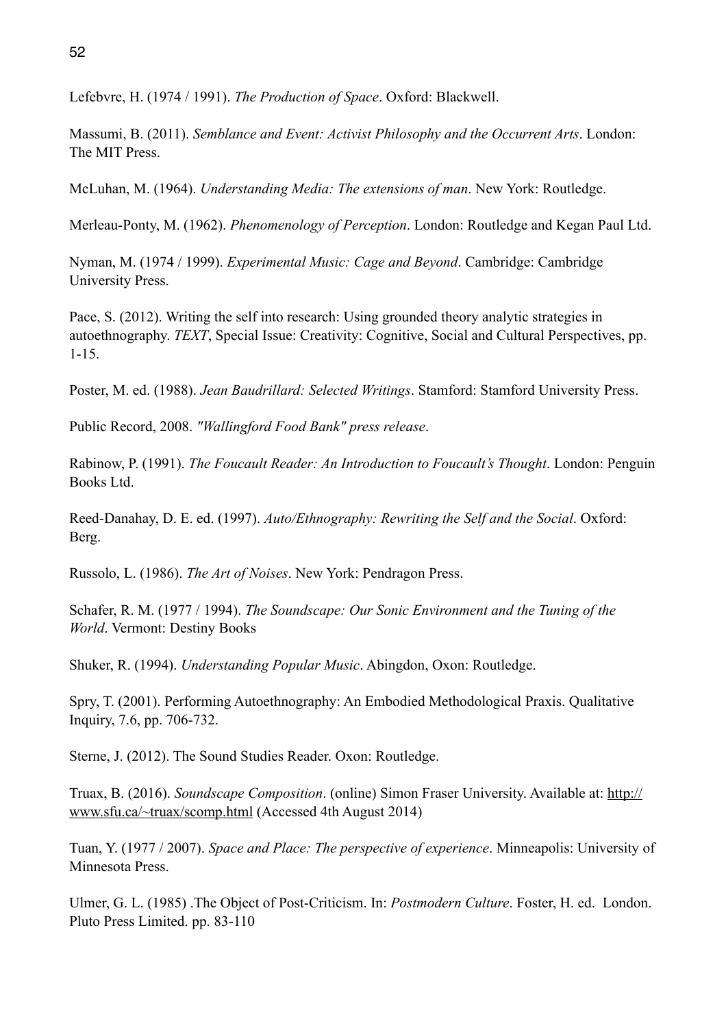Lefebvre, H. (1974 / 1991). *The Production of Space*. Oxford: Blackwell.

Massumi, B. (2011). *Semblance and Event: Activist Philosophy and the Occurrent Arts*. London: The MIT Press.

McLuhan, M. (1964). *Understanding Media: The extensions of man*. New York: Routledge.

Merleau-Ponty, M. (1962). *Phenomenology of Perception*. London: Routledge and Kegan Paul Ltd.

Nyman, M. (1974 / 1999). *Experimental Music: Cage and Beyond*. Cambridge: Cambridge University Press.

Pace, S. (2012). Writing the self into research: Using grounded theory analytic strategies in autoethnography. *TEXT*, Special Issue: Creativity: Cognitive, Social and Cultural Perspectives, pp. 1-15.

Poster, M. ed. (1988). *Jean Baudrillard: Selected Writings*. Stamford: Stamford University Press.

Public Record, 2008. *"Wallingford Food Bank" press release*.

Rabinow, P. (1991). *The Foucault Reader: An Introduction to Foucault's Thought*. London: Penguin Books Ltd.

Reed-Danahay, D. E. ed. (1997). *Auto/Ethnography: Rewriting the Self and the Social*. Oxford: Berg.

Russolo, L. (1986). *The Art of Noises*. New York: Pendragon Press.

Schafer, R. M. (1977 / 1994). *The Soundscape: Our Sonic Environment and the Tuning of the World*. Vermont: Destiny Books

Shuker, R. (1994). *Understanding Popular Music*. Abingdon, Oxon: Routledge.

Spry, T. (2001). Performing Autoethnography: An Embodied Methodological Praxis. Qualitative Inquiry, 7.6, pp. 706-732.

Sterne, J. (2012). The Sound Studies Reader. Oxon: Routledge.

Truax, B. (2016). *Soundscape Composition*. (online) Simon Fraser University. Available at: http://www.sfu.ca/~truax/scomp.html (Accessed 4th August 2014)

Tuan, Y. (1977 / 2007). *Space and Place: The perspective of experience*. Minneapolis: University of Minnesota Press.

Ulmer, G. L. (1985) .The Object of Post-Criticism. In: *Postmodern Culture*. Foster, H. ed. London. Pluto Press Limited. pp. 83-110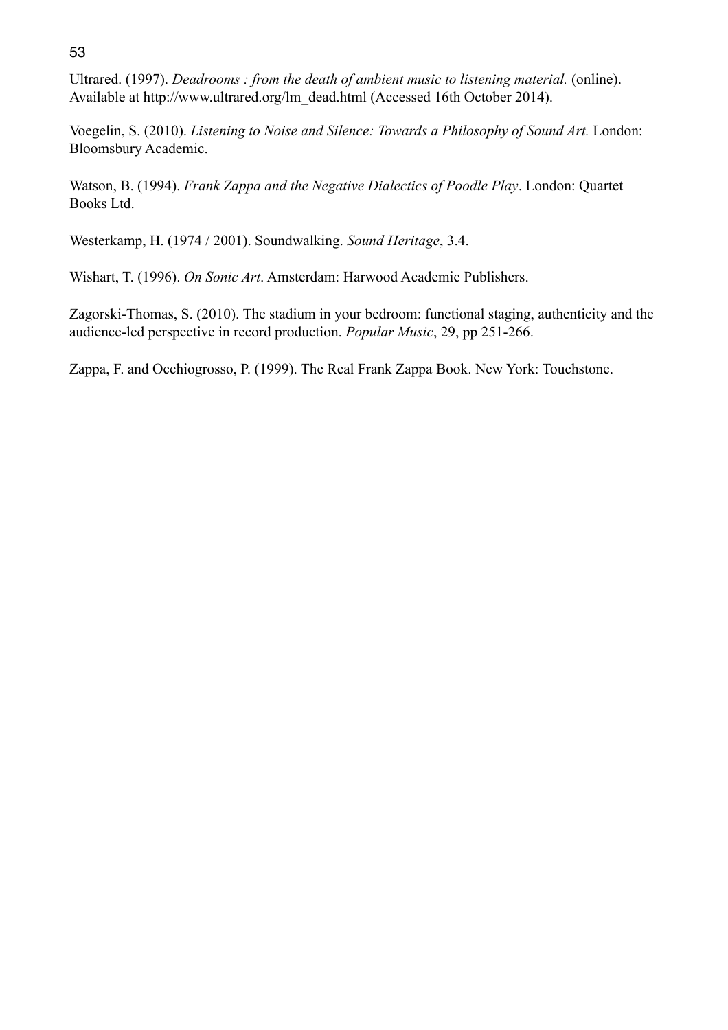Ultrared. (1997). *Deadrooms : from the death of ambient music to listening material.* (online). Available at http://www.ultrared.org/lm_dead.html (Accessed 16th October 2014).

Voegelin, S. (2010). *Listening to Noise and Silence: Towards a Philosophy of Sound Art.* London: Bloomsbury Academic.

Watson, B. (1994). *Frank Zappa and the Negative Dialectics of Poodle Play*. London: Quartet Books Ltd.

Westerkamp, H. (1974 / 2001). Soundwalking. *Sound Heritage*, 3.4.

Wishart, T. (1996). *On Sonic Art*. Amsterdam: Harwood Academic Publishers.

Zagorski-Thomas, S. (2010). The stadium in your bedroom: functional staging, authenticity and the audience-led perspective in record production. *Popular Music*, 29, pp 251-266.

Zappa, F. and Occhiogrosso, P. (1999). The Real Frank Zappa Book. New York: Touchstone.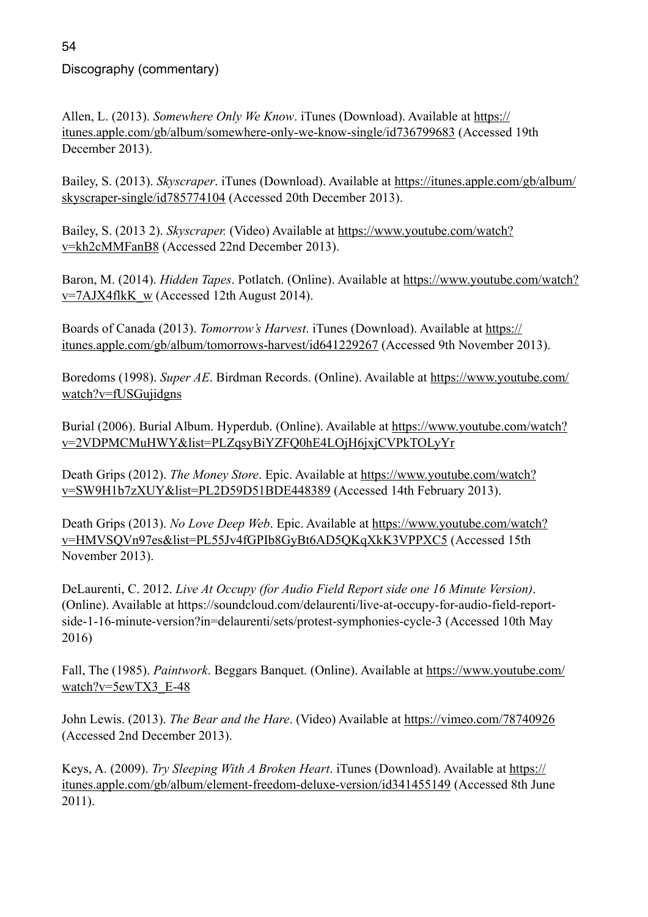Discography (commentary)

Allen, L. (2013). *Somewhere Only We Know*. iTunes (Download). Available at https://itunes.apple.com/gb/album/somewhere-only-we-know-single/id736799683 (Accessed 19th December 2013).

Bailey, S. (2013). *Skyscraper*. iTunes (Download). Available at https://itunes.apple.com/gb/album/skyscraper-single/id785774104 (Accessed 20th December 2013).

Bailey, S. (2013 2). *Skyscraper.* (Video) Available at https://www.youtube.com/watch?v=kh2cMMFanB8 (Accessed 22nd December 2013).

Baron, M. (2014). *Hidden Tapes*. Potlatch. (Online). Available at https://www.youtube.com/watch?v=7AJX4flkK_w (Accessed 12th August 2014).

Boards of Canada (2013). *Tomorrow's Harvest*. iTunes (Download). Available at https://itunes.apple.com/gb/album/tomorrows-harvest/id641229267 (Accessed 9th November 2013).

Boredoms (1998). *Super AE*. Birdman Records. (Online). Available at https://www.youtube.com/watch?v=fUSGujidgns

Burial (2006). Burial Album. Hyperdub. (Online). Available at https://www.youtube.com/watch?v=2VDPMCMuHWY&list=PLZqsyBiYZFQ0hE4LOjH6jxjCVPkTOLyYr

Death Grips (2012). *The Money Store*. Epic. Available at https://www.youtube.com/watch?v=SW9H1b7zXUY&list=PL2D59D51BDE448389 (Accessed 14th February 2013).

Death Grips (2013). *No Love Deep Web*. Epic. Available at https://www.youtube.com/watch?v=HMVSQVn97es&list=PL55Jv4fGPIb8GyBt6AD5QKqXkK3VPPXC5 (Accessed 15th November 2013).

DeLaurenti, C. 2012. *Live At Occupy (for Audio Field Report side one 16 Minute Version)*. (Online). Available at https://soundcloud.com/delaurenti/live-at-occupy-for-audio-field-report-side-1-16-minute-version?in=delaurenti/sets/protest-symphonies-cycle-3 (Accessed 10th May 2016)

Fall, The (1985). *Paintwork*. Beggars Banquet. (Online). Available at https://www.youtube.com/watch?v=5ewTX3_E-48

John Lewis. (2013). *The Bear and the Hare*. (Video) Available at https://vimeo.com/78740926 (Accessed 2nd December 2013).

Keys, A. (2009). *Try Sleeping With A Broken Heart*. iTunes (Download). Available at https://itunes.apple.com/gb/album/element-freedom-deluxe-version/id341455149 (Accessed 8th June 2011).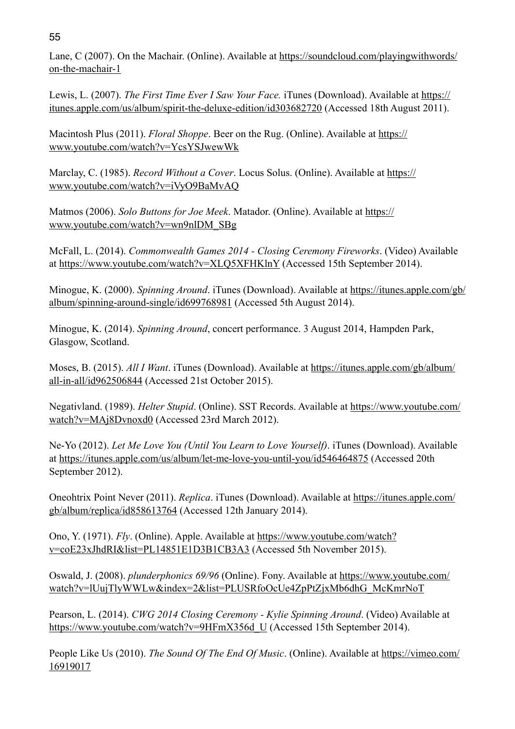Lane, C (2007). On the Machair. (Online). Available at https://soundcloud.com/playingwithwords/on-the-machair-1

Lewis, L. (2007). *The First Time Ever I Saw Your Face.* iTunes (Download). Available at https://itunes.apple.com/us/album/spirit-the-deluxe-edition/id303682720 (Accessed 18th August 2011).

Macintosh Plus (2011). *Floral Shoppe*. Beer on the Rug. (Online). Available at https://www.youtube.com/watch?v=YcsYSJwewWk

Marclay, C. (1985). *Record Without a Cover*. Locus Solus. (Online). Available at https://www.youtube.com/watch?v=iVyO9BaMvAQ

Matmos (2006). *Solo Buttons for Joe Meek*. Matador. (Online). Available at https://www.youtube.com/watch?v=wn9nlDM_SBg

McFall, L. (2014). *Commonwealth Games 2014 - Closing Ceremony Fireworks*. (Video) Available at https://www.youtube.com/watch?v=XLQ5XFHKlnY (Accessed 15th September 2014).

Minogue, K. (2000). *Spinning Around*. iTunes (Download). Available at https://itunes.apple.com/gb/album/spinning-around-single/id699768981 (Accessed 5th August 2014).

Minogue, K. (2014). *Spinning Around*, concert performance. 3 August 2014, Hampden Park, Glasgow, Scotland.

Moses, B. (2015). *All I Want*. iTunes (Download). Available at https://itunes.apple.com/gb/album/all-in-all/id962506844 (Accessed 21st October 2015).

Negativland. (1989). *Helter Stupid*. (Online). SST Records. Available at https://www.youtube.com/watch?v=MAj8Dvnoxd0 (Accessed 23rd March 2012).

Ne-Yo (2012). *Let Me Love You (Until You Learn to Love Yourself)*. iTunes (Download). Available at https://itunes.apple.com/us/album/let-me-love-you-until-you/id546464875 (Accessed 20th September 2012).

Oneohtrix Point Never (2011). *Replica*. iTunes (Download). Available at https://itunes.apple.com/gb/album/replica/id858613764 (Accessed 12th January 2014).

Ono, Y. (1971). *Fly*. (Online). Apple. Available at https://www.youtube.com/watch?v=coE23xJhdRI&list=PL14851E1D3B1CB3A3 (Accessed 5th November 2015).

Oswald, J. (2008). *plunderphonics 69/96* (Online). Fony. Available at https://www.youtube.com/watch?v=lUujTlyWWLw&index=2&list=PLUSRfoOcUe4ZpPtZjxMb6dhG_McKmrNoT

Pearson, L. (2014). *CWG 2014 Closing Ceremony - Kylie Spinning Around*. (Video) Available at https://www.youtube.com/watch?v=9HFmX356d_U (Accessed 15th September 2014).

People Like Us (2010). *The Sound Of The End Of Music*. (Online). Available at https://vimeo.com/16919017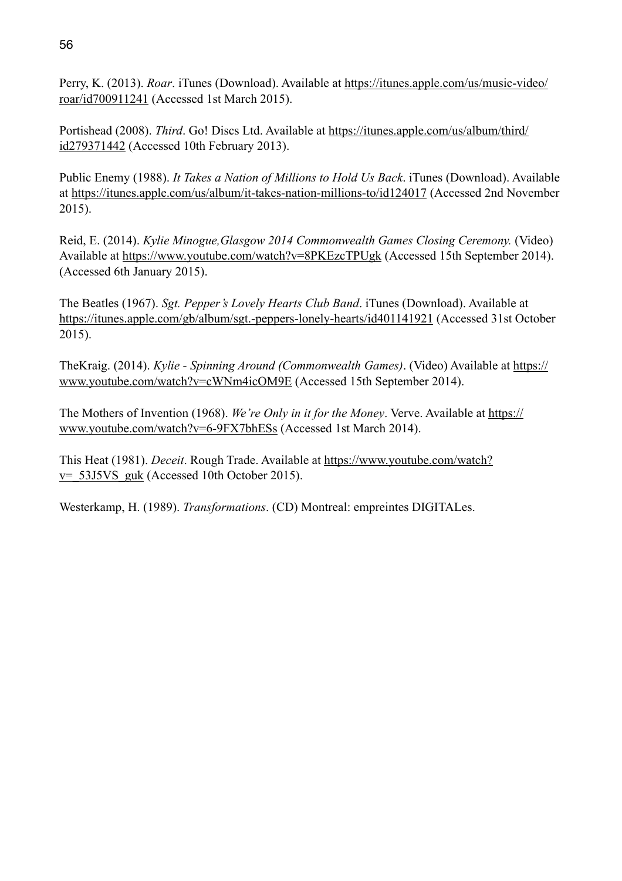Perry, K. (2013). *Roar*. iTunes (Download). Available at https://itunes.apple.com/us/music-video/roar/id700911241 (Accessed 1st March 2015).

Portishead (2008). *Third*. Go! Discs Ltd. Available at https://itunes.apple.com/us/album/third/id279371442 (Accessed 10th February 2013).

Public Enemy (1988). *It Takes a Nation of Millions to Hold Us Back*. iTunes (Download). Available at https://itunes.apple.com/us/album/it-takes-nation-millions-to/id124017 (Accessed 2nd November 2015).

Reid, E. (2014). *Kylie Minogue,Glasgow 2014 Commonwealth Games Closing Ceremony.* (Video) Available at https://www.youtube.com/watch?v=8PKEzcTPUgk (Accessed 15th September 2014). (Accessed 6th January 2015).

The Beatles (1967). *Sgt. Pepper's Lovely Hearts Club Band*. iTunes (Download). Available at https://itunes.apple.com/gb/album/sgt.-peppers-lonely-hearts/id401141921 (Accessed 31st October 2015).

TheKraig. (2014). *Kylie - Spinning Around (Commonwealth Games)*. (Video) Available at https://www.youtube.com/watch?v=cWNm4icOM9E (Accessed 15th September 2014).

The Mothers of Invention (1968). *We're Only in it for the Money*. Verve. Available at https://www.youtube.com/watch?v=6-9FX7bhESs (Accessed 1st March 2014).

This Heat (1981). *Deceit*. Rough Trade. Available at https://www.youtube.com/watch?v=_53J5VS_guk (Accessed 10th October 2015).

Westerkamp, H. (1989). *Transformations*. (CD) Montreal: empreintes DIGITALes.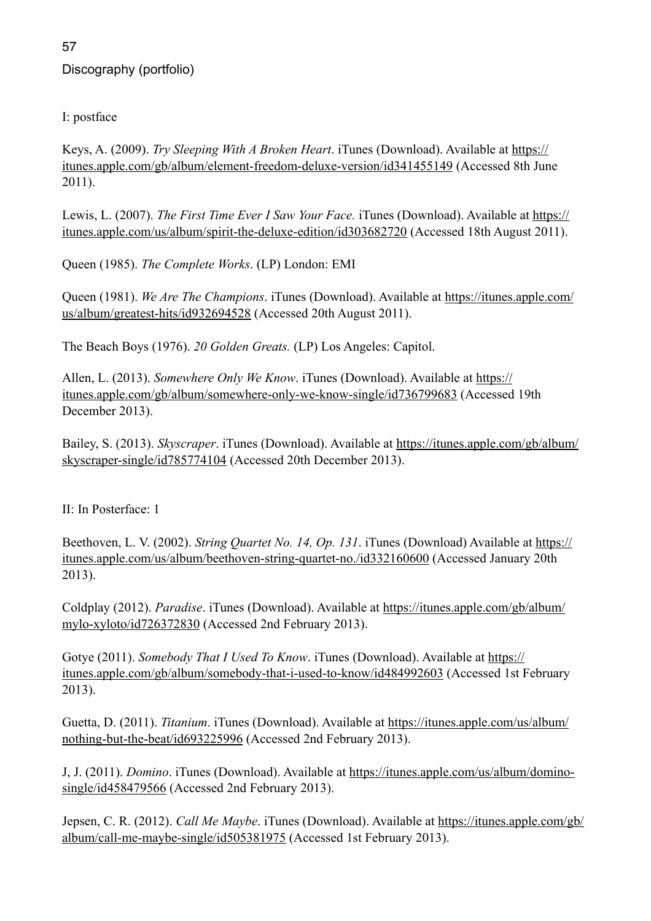Discography (portfolio)

I: postface

Keys, A. (2009). *Try Sleeping With A Broken Heart*. iTunes (Download). Available at https://itunes.apple.com/gb/album/element-freedom-deluxe-version/id341455149 (Accessed 8th June 2011).

Lewis, L. (2007). *The First Time Ever I Saw Your Face.* iTunes (Download). Available at https://itunes.apple.com/us/album/spirit-the-deluxe-edition/id303682720 (Accessed 18th August 2011).

Queen (1985). *The Complete Works*. (LP) London: EMI

Queen (1981). *We Are The Champions*. iTunes (Download). Available at https://itunes.apple.com/us/album/greatest-hits/id932694528 (Accessed 20th August 2011).

The Beach Boys (1976). *20 Golden Greats.* (LP) Los Angeles: Capitol.

Allen, L. (2013). *Somewhere Only We Know*. iTunes (Download). Available at https://itunes.apple.com/gb/album/somewhere-only-we-know-single/id736799683 (Accessed 19th December 2013).

Bailey, S. (2013). *Skyscraper*. iTunes (Download). Available at https://itunes.apple.com/gb/album/skyscraper-single/id785774104 (Accessed 20th December 2013).

II: In Posterface: 1

Beethoven, L. V. (2002). *String Quartet No. 14, Op. 131*. iTunes (Download) Available at https://itunes.apple.com/us/album/beethoven-string-quartet-no./id332160600 (Accessed January 20th 2013).

Coldplay (2012). *Paradise*. iTunes (Download). Available at https://itunes.apple.com/gb/album/mylo-xyloto/id726372830 (Accessed 2nd February 2013).

Gotye (2011). *Somebody That I Used To Know*. iTunes (Download). Available at https://itunes.apple.com/gb/album/somebody-that-i-used-to-know/id484992603 (Accessed 1st February 2013).

Guetta, D. (2011). *Titanium*. iTunes (Download). Available at https://itunes.apple.com/us/album/nothing-but-the-beat/id693225996 (Accessed 2nd February 2013).

J, J. (2011). *Domino*. iTunes (Download). Available at https://itunes.apple.com/us/album/domino-single/id458479566 (Accessed 2nd February 2013).

Jepsen, C. R. (2012). *Call Me Maybe*. iTunes (Download). Available at https://itunes.apple.com/gb/album/call-me-maybe-single/id505381975 (Accessed 1st February 2013).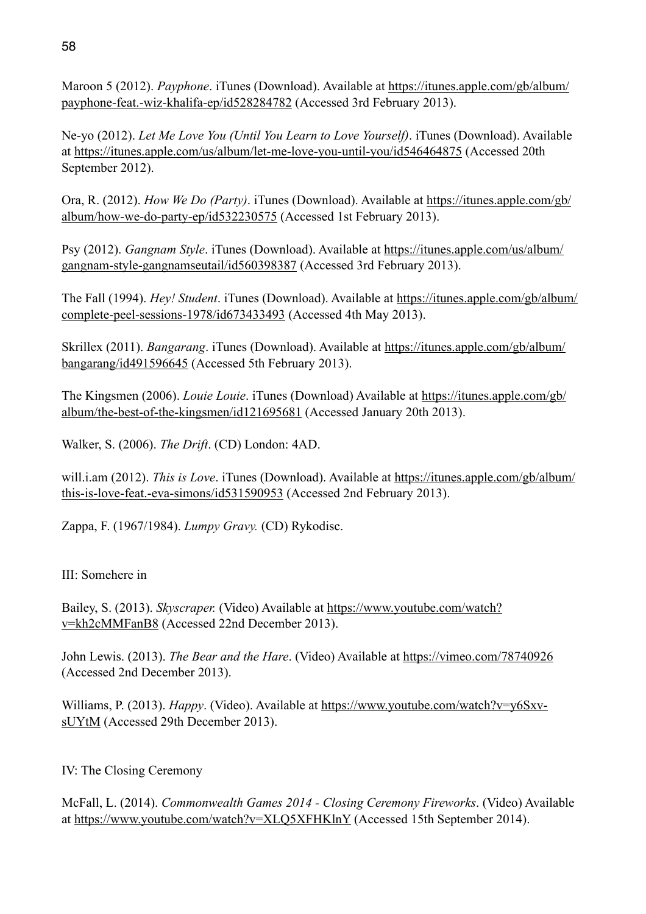Maroon 5 (2012). *Payphone*. iTunes (Download). Available at https://itunes.apple.com/gb/album/payphone-feat.-wiz-khalifa-ep/id528284782 (Accessed 3rd February 2013).

Ne-yo (2012). *Let Me Love You (Until You Learn to Love Yourself)*. iTunes (Download). Available at https://itunes.apple.com/us/album/let-me-love-you-until-you/id546464875 (Accessed 20th September 2012).

Ora, R. (2012). *How We Do (Party)*. iTunes (Download). Available at https://itunes.apple.com/gb/album/how-we-do-party-ep/id532230575 (Accessed 1st February 2013).

Psy (2012). *Gangnam Style*. iTunes (Download). Available at https://itunes.apple.com/us/album/gangnam-style-gangnamseutail/id560398387 (Accessed 3rd February 2013).

The Fall (1994). *Hey! Student*. iTunes (Download). Available at https://itunes.apple.com/gb/album/complete-peel-sessions-1978/id673433493 (Accessed 4th May 2013).

Skrillex (2011). *Bangarang*. iTunes (Download). Available at https://itunes.apple.com/gb/album/bangarang/id491596645 (Accessed 5th February 2013).

The Kingsmen (2006). *Louie Louie*. iTunes (Download) Available at https://itunes.apple.com/gb/album/the-best-of-the-kingsmen/id121695681 (Accessed January 20th 2013).

Walker, S. (2006). *The Drift*. (CD) London: 4AD.

will.i.am (2012). *This is Love*. iTunes (Download). Available at https://itunes.apple.com/gb/album/this-is-love-feat.-eva-simons/id531590953 (Accessed 2nd February 2013).

Zappa, F. (1967/1984). *Lumpy Gravy.* (CD) Rykodisc.

III: Somehere in

Bailey, S. (2013). *Skyscraper.* (Video) Available at https://www.youtube.com/watch?v=kh2cMMFanB8 (Accessed 22nd December 2013).

John Lewis. (2013). *The Bear and the Hare*. (Video) Available at https://vimeo.com/78740926 (Accessed 2nd December 2013).

Williams, P. (2013). *Happy*. (Video). Available at https://www.youtube.com/watch?v=y6Sxv-sUYtM (Accessed 29th December 2013).

IV: The Closing Ceremony

McFall, L. (2014). *Commonwealth Games 2014 - Closing Ceremony Fireworks*. (Video) Available at https://www.youtube.com/watch?v=XLQ5XFHKlnY (Accessed 15th September 2014).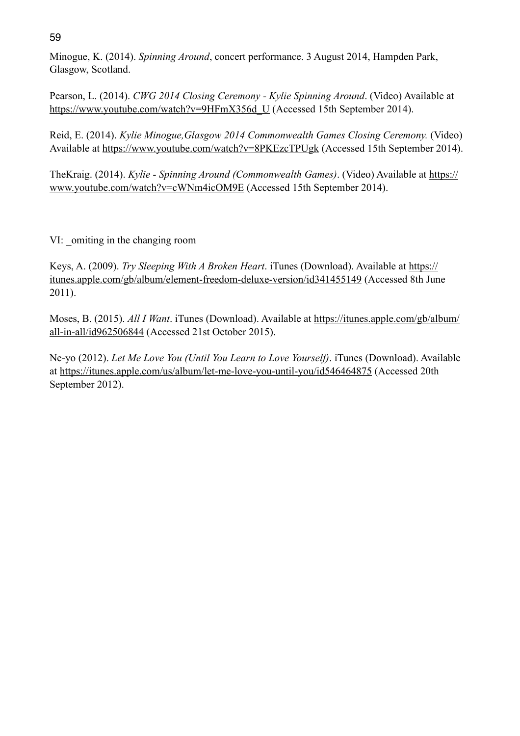Minogue, K. (2014). *Spinning Around*, concert performance. 3 August 2014, Hampden Park, Glasgow, Scotland.

Pearson, L. (2014). *CWG 2014 Closing Ceremony - Kylie Spinning Around*. (Video) Available at https://www.youtube.com/watch?v=9HFmX356d_U (Accessed 15th September 2014).

Reid, E. (2014). *Kylie Minogue,Glasgow 2014 Commonwealth Games Closing Ceremony.* (Video) Available at https://www.youtube.com/watch?v=8PKEzcTPUgk (Accessed 15th September 2014).

TheKraig. (2014). *Kylie - Spinning Around (Commonwealth Games)*. (Video) Available at https://www.youtube.com/watch?v=cWNm4icOM9E (Accessed 15th September 2014).

VI: _omiting in the changing room

Keys, A. (2009). *Try Sleeping With A Broken Heart*. iTunes (Download). Available at https://itunes.apple.com/gb/album/element-freedom-deluxe-version/id341455149 (Accessed 8th June 2011).

Moses, B. (2015). *All I Want*. iTunes (Download). Available at https://itunes.apple.com/gb/album/all-in-all/id962506844 (Accessed 21st October 2015).

Ne-yo (2012). *Let Me Love You (Until You Learn to Love Yourself)*. iTunes (Download). Available at https://itunes.apple.com/us/album/let-me-love-you-until-you/id546464875 (Accessed 20th September 2012).